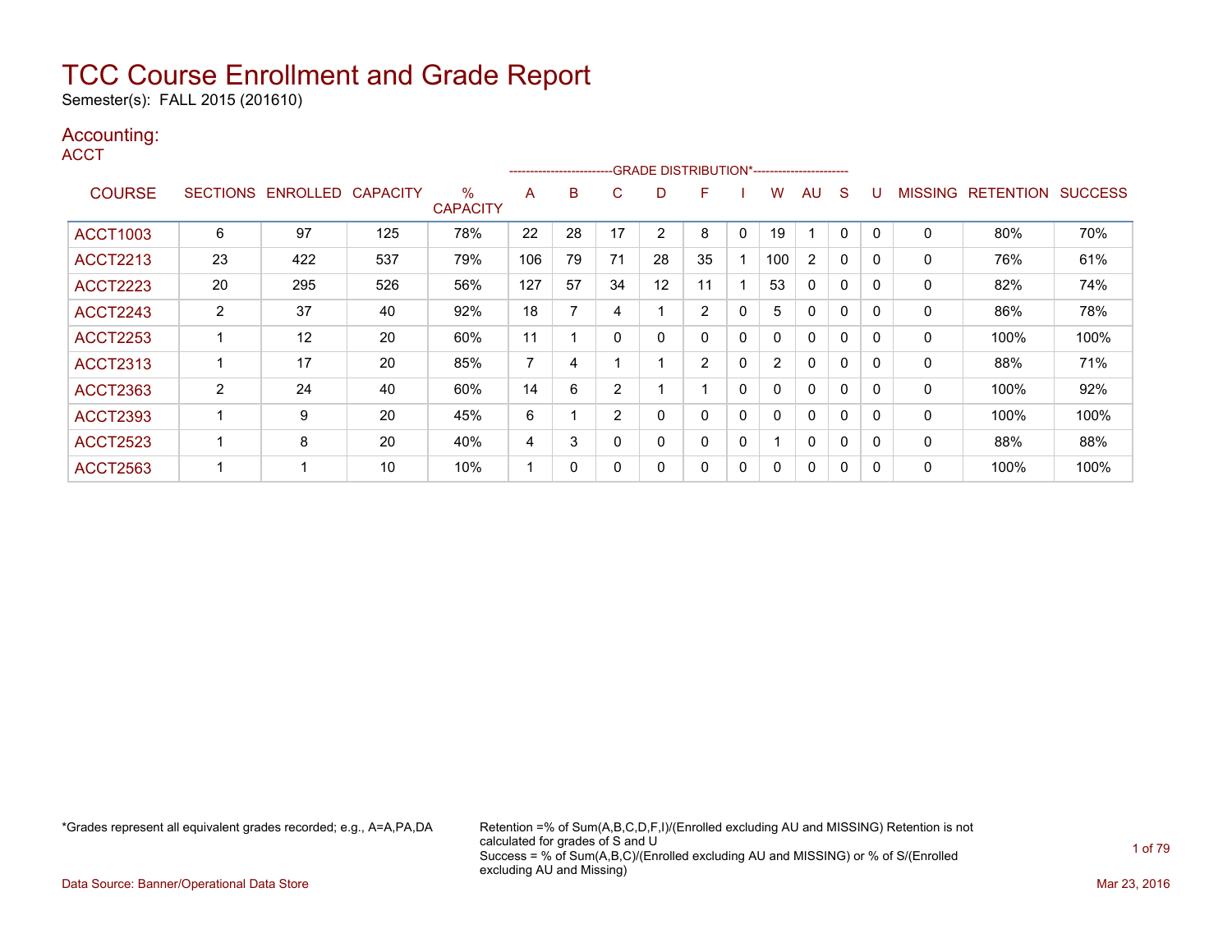# TCC Course Enrollment and Grade Report

Semester(s): FALL 2015 (201610)

## Accounting:

### ACCT

| COURSE | SECTIONS | ENROLLED | CAPACITY | % CAPACITY | A | B | C | D | F | I | W | AU | S | U | MISSING | RETENTION | SUCCESS |
|---|---|---|---|---|---|---|---|---|---|---|---|---|---|---|---|---|---|
| | | | | | GRADE DISTRIBUTION* | | | | | | | | | | | | |
| ACCT1003 | 6 | 97 | 125 | 78% | 22 | 28 | 17 | 2 | 8 | 0 | 19 | 1 | 0 | 0 | 0 | 80% | 70% |
| ACCT2213 | 23 | 422 | 537 | 79% | 106 | 79 | 71 | 28 | 35 | 1 | 100 | 2 | 0 | 0 | 0 | 76% | 61% |
| ACCT2223 | 20 | 295 | 526 | 56% | 127 | 57 | 34 | 12 | 11 | 1 | 53 | 0 | 0 | 0 | 0 | 82% | 74% |
| ACCT2243 | 2 | 37 | 40 | 92% | 18 | 7 | 4 | 1 | 2 | 0 | 5 | 0 | 0 | 0 | 0 | 86% | 78% |
| ACCT2253 | 1 | 12 | 20 | 60% | 11 | 1 | 0 | 0 | 0 | 0 | 0 | 0 | 0 | 0 | 0 | 100% | 100% |
| ACCT2313 | 1 | 17 | 20 | 85% | 7 | 4 | 1 | 1 | 2 | 0 | 2 | 0 | 0 | 0 | 0 | 88% | 71% |
| ACCT2363 | 2 | 24 | 40 | 60% | 14 | 6 | 2 | 1 | 1 | 0 | 0 | 0 | 0 | 0 | 0 | 100% | 92% |
| ACCT2393 | 1 | 9 | 20 | 45% | 6 | 1 | 2 | 0 | 0 | 0 | 0 | 0 | 0 | 0 | 0 | 100% | 100% |
| ACCT2523 | 1 | 8 | 20 | 40% | 4 | 3 | 0 | 0 | 0 | 0 | 1 | 0 | 0 | 0 | 0 | 88% | 88% |
| ACCT2563 | 1 | 1 | 10 | 10% | 1 | 0 | 0 | 0 | 0 | 0 | 0 | 0 | 0 | 0 | 0 | 100% | 100% |

*Grades represent all equivalent grades recorded; e.g., A=A,PA,DA

Retention =% of Sum(A,B,C,D,F,I)/(Enrolled excluding AU and MISSING) Retention is not calculated for grades of S and U
Success = % of Sum(A,B,C)/(Enrolled excluding AU and MISSING) or % of S/(Enrolled excluding AU and Missing)

Data Source: Banner/Operational Data Store

Mar 23, 2016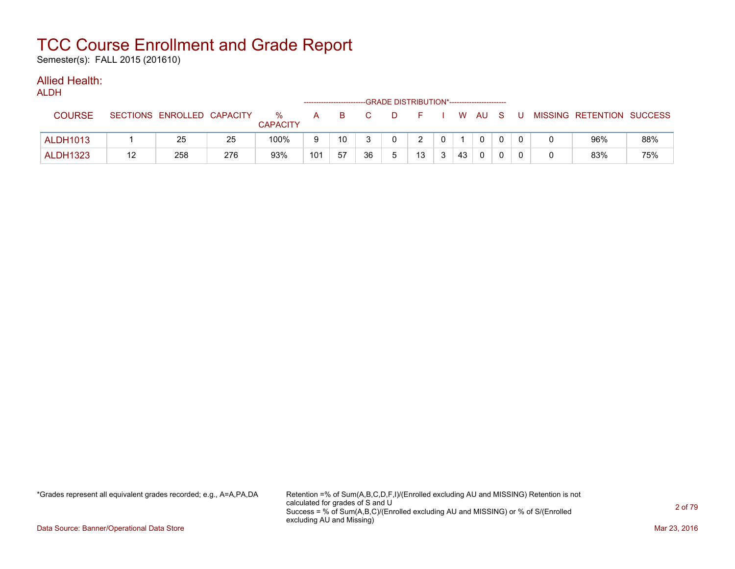# TCC Course Enrollment and Grade Report

Semester(s): FALL 2015 (201610)

## Allied Health:

ALDH

| COURSE | SECTIONS | ENROLLED | CAPACITY | % CAPACITY | GRADE DISTRIBUTION* A | B | C | D | F | I | W | AU | S | U | MISSING | RETENTION | SUCCESS |
|---|---|---|---|---|---|---|---|---|---|---|---|---|---|---|---|---|---|
| ALDH1013 | 1 | 25 | 25 | 100% | 9 | 10 | 3 | 0 | 2 | 0 | 1 | 0 | 0 | 0 | 0 | 96% | 88% |
| ALDH1323 | 12 | 258 | 276 | 93% | 101 | 57 | 36 | 5 | 13 | 3 | 43 | 0 | 0 | 0 | 0 | 83% | 75% |

*Grades represent all equivalent grades recorded; e.g., A=A,PA,DA

Retention =% of Sum(A,B,C,D,F,I)/(Enrolled excluding AU and MISSING) Retention is not calculated for grades of S and U
Success = % of Sum(A,B,C)/(Enrolled excluding AU and MISSING) or % of S/(Enrolled excluding AU and Missing)

Data Source: Banner/Operational Data Store

Mar 23, 2016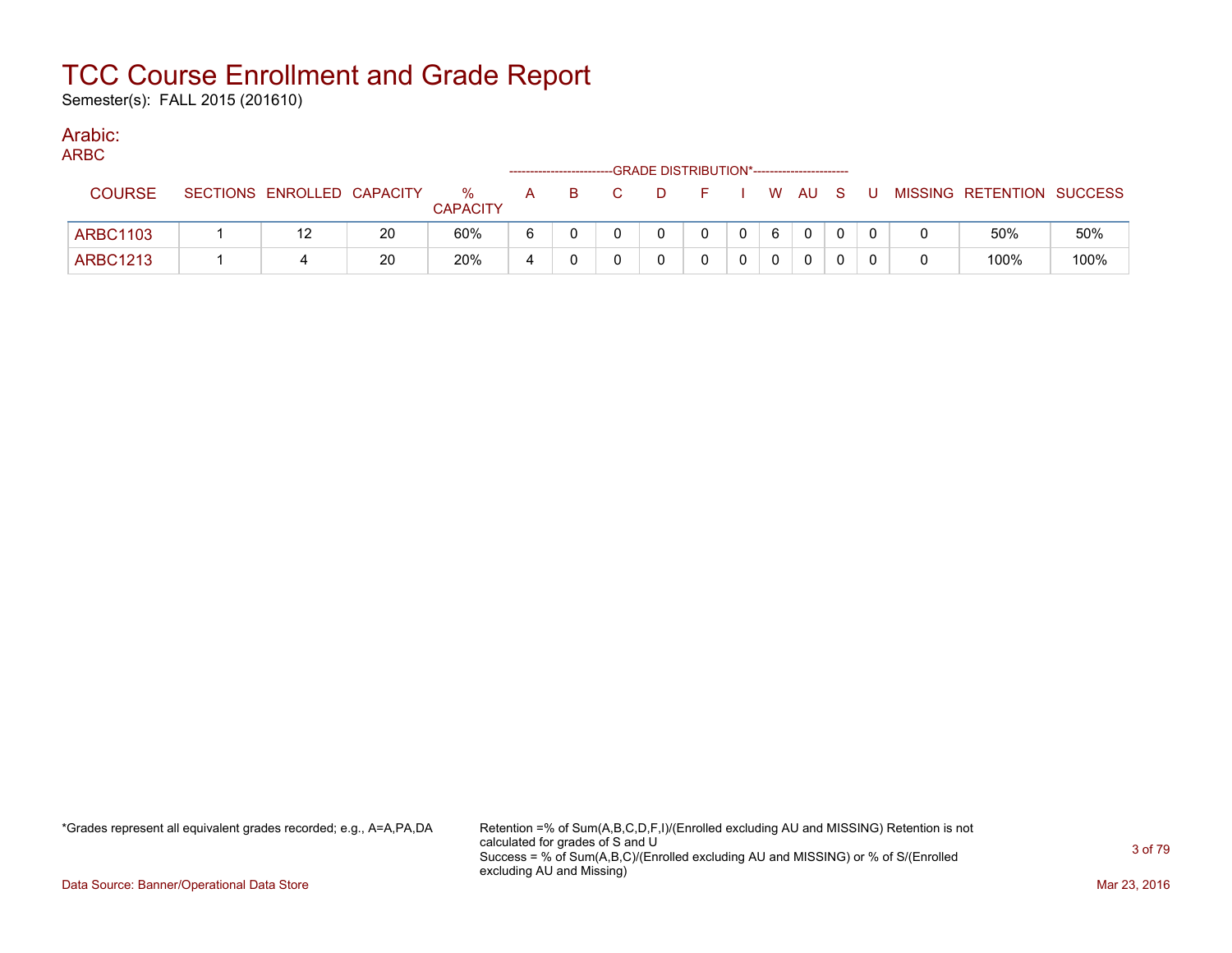# TCC Course Enrollment and Grade Report

Semester(s): FALL 2015 (201610)

## Arabic:

ARBC

| COURSE | SECTIONS | ENROLLED | CAPACITY | % CAPACITY | A | B | C | D | F | I | W | AU | S | U | MISSING | RETENTION | SUCCESS |
|---|---|---|---|---|---|---|---|---|---|---|---|---|---|---|---|---|---|
| | | | | | GRADE DISTRIBUTION* | | | | | | | | | | | | |
| ARBC1103 | 1 | 12 | 20 | 60% | 6 | 0 | 0 | 0 | 0 | 0 | 6 | 0 | 0 | 0 | 0 | 50% | 50% |
| ARBC1213 | 1 | 4 | 20 | 20% | 4 | 0 | 0 | 0 | 0 | 0 | 0 | 0 | 0 | 0 | 0 | 100% | 100% |

*Grades represent all equivalent grades recorded; e.g., A=A,PA,DA

Retention =% of Sum(A,B,C,D,F,I)/(Enrolled excluding AU and MISSING) Retention is not calculated for grades of S and U
Success = % of Sum(A,B,C)/(Enrolled excluding AU and MISSING) or % of S/(Enrolled excluding AU and Missing)

Data Source: Banner/Operational Data Store

Mar 23, 2016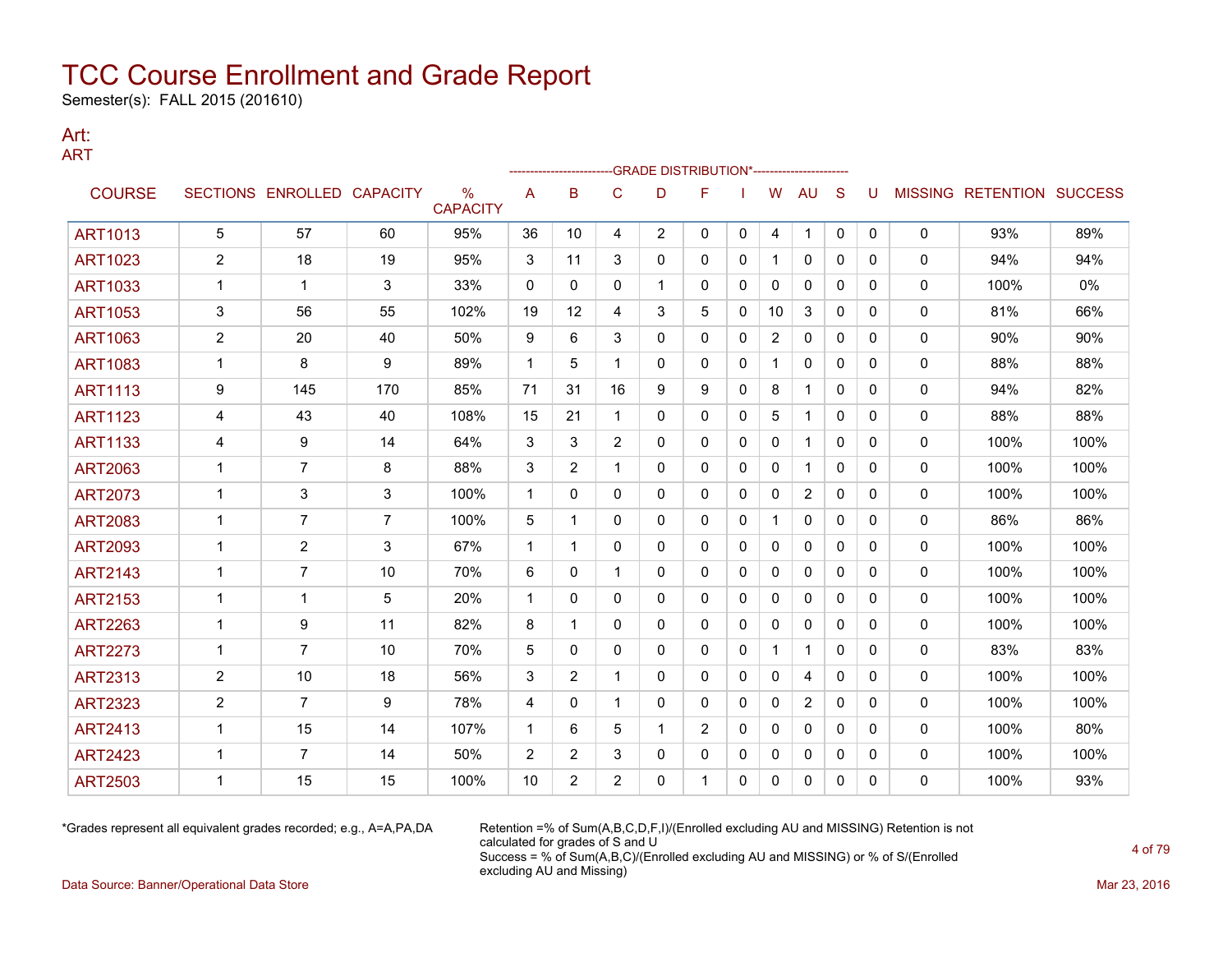# TCC Course Enrollment and Grade Report

Semester(s): FALL 2015 (201610)

## Art:

ART

| COURSE | SECTIONS | ENROLLED | CAPACITY | % CAPACITY | A | B | C | D | F | I | W | AU | S | U | MISSING | RETENTION | SUCCESS |
|---|---|---|---|---|---|---|---|---|---|---|---|---|---|---|---|---|---|
| | | | | | GRADE DISTRIBUTION* | | | | | | | | | | | | |
| ART1013 | 5 | 57 | 60 | 95% | 36 | 10 | 4 | 2 | 0 | 0 | 4 | 1 | 0 | 0 | 0 | 93% | 89% |
| ART1023 | 2 | 18 | 19 | 95% | 3 | 11 | 3 | 0 | 0 | 0 | 1 | 0 | 0 | 0 | 0 | 94% | 94% |
| ART1033 | 1 | 1 | 3 | 33% | 0 | 0 | 0 | 1 | 0 | 0 | 0 | 0 | 0 | 0 | 0 | 100% | 0% |
| ART1053 | 3 | 56 | 55 | 102% | 19 | 12 | 4 | 3 | 5 | 0 | 10 | 3 | 0 | 0 | 0 | 81% | 66% |
| ART1063 | 2 | 20 | 40 | 50% | 9 | 6 | 3 | 0 | 0 | 0 | 2 | 0 | 0 | 0 | 0 | 90% | 90% |
| ART1083 | 1 | 8 | 9 | 89% | 1 | 5 | 1 | 0 | 0 | 0 | 1 | 0 | 0 | 0 | 0 | 88% | 88% |
| ART1113 | 9 | 145 | 170 | 85% | 71 | 31 | 16 | 9 | 9 | 0 | 8 | 1 | 0 | 0 | 0 | 94% | 82% |
| ART1123 | 4 | 43 | 40 | 108% | 15 | 21 | 1 | 0 | 0 | 0 | 5 | 1 | 0 | 0 | 0 | 88% | 88% |
| ART1133 | 4 | 9 | 14 | 64% | 3 | 3 | 2 | 0 | 0 | 0 | 0 | 1 | 0 | 0 | 0 | 100% | 100% |
| ART2063 | 1 | 7 | 8 | 88% | 3 | 2 | 1 | 0 | 0 | 0 | 0 | 1 | 0 | 0 | 0 | 100% | 100% |
| ART2073 | 1 | 3 | 3 | 100% | 1 | 0 | 0 | 0 | 0 | 0 | 0 | 2 | 0 | 0 | 0 | 100% | 100% |
| ART2083 | 1 | 7 | 7 | 100% | 5 | 1 | 0 | 0 | 0 | 0 | 1 | 0 | 0 | 0 | 0 | 86% | 86% |
| ART2093 | 1 | 2 | 3 | 67% | 1 | 1 | 0 | 0 | 0 | 0 | 0 | 0 | 0 | 0 | 0 | 100% | 100% |
| ART2143 | 1 | 7 | 10 | 70% | 6 | 0 | 1 | 0 | 0 | 0 | 0 | 0 | 0 | 0 | 0 | 100% | 100% |
| ART2153 | 1 | 1 | 5 | 20% | 1 | 0 | 0 | 0 | 0 | 0 | 0 | 0 | 0 | 0 | 0 | 100% | 100% |
| ART2263 | 1 | 9 | 11 | 82% | 8 | 1 | 0 | 0 | 0 | 0 | 0 | 0 | 0 | 0 | 0 | 100% | 100% |
| ART2273 | 1 | 7 | 10 | 70% | 5 | 0 | 0 | 0 | 0 | 0 | 1 | 1 | 0 | 0 | 0 | 83% | 83% |
| ART2313 | 2 | 10 | 18 | 56% | 3 | 2 | 1 | 0 | 0 | 0 | 0 | 4 | 0 | 0 | 0 | 100% | 100% |
| ART2323 | 2 | 7 | 9 | 78% | 4 | 0 | 1 | 0 | 0 | 0 | 0 | 2 | 0 | 0 | 0 | 100% | 100% |
| ART2413 | 1 | 15 | 14 | 107% | 1 | 6 | 5 | 1 | 2 | 0 | 0 | 0 | 0 | 0 | 0 | 100% | 80% |
| ART2423 | 1 | 7 | 14 | 50% | 2 | 2 | 3 | 0 | 0 | 0 | 0 | 0 | 0 | 0 | 0 | 100% | 100% |
| ART2503 | 1 | 15 | 15 | 100% | 10 | 2 | 2 | 0 | 1 | 0 | 0 | 0 | 0 | 0 | 0 | 100% | 93% |

*Grades represent all equivalent grades recorded; e.g., A=A,PA,DA

Retention =% of Sum(A,B,C,D,F,I)/(Enrolled excluding AU and MISSING) Retention is not calculated for grades of S and U
Success = % of Sum(A,B,C)/(Enrolled excluding AU and MISSING) or % of S/(Enrolled excluding AU and Missing)

Data Source: Banner/Operational Data Store

Mar 23, 2016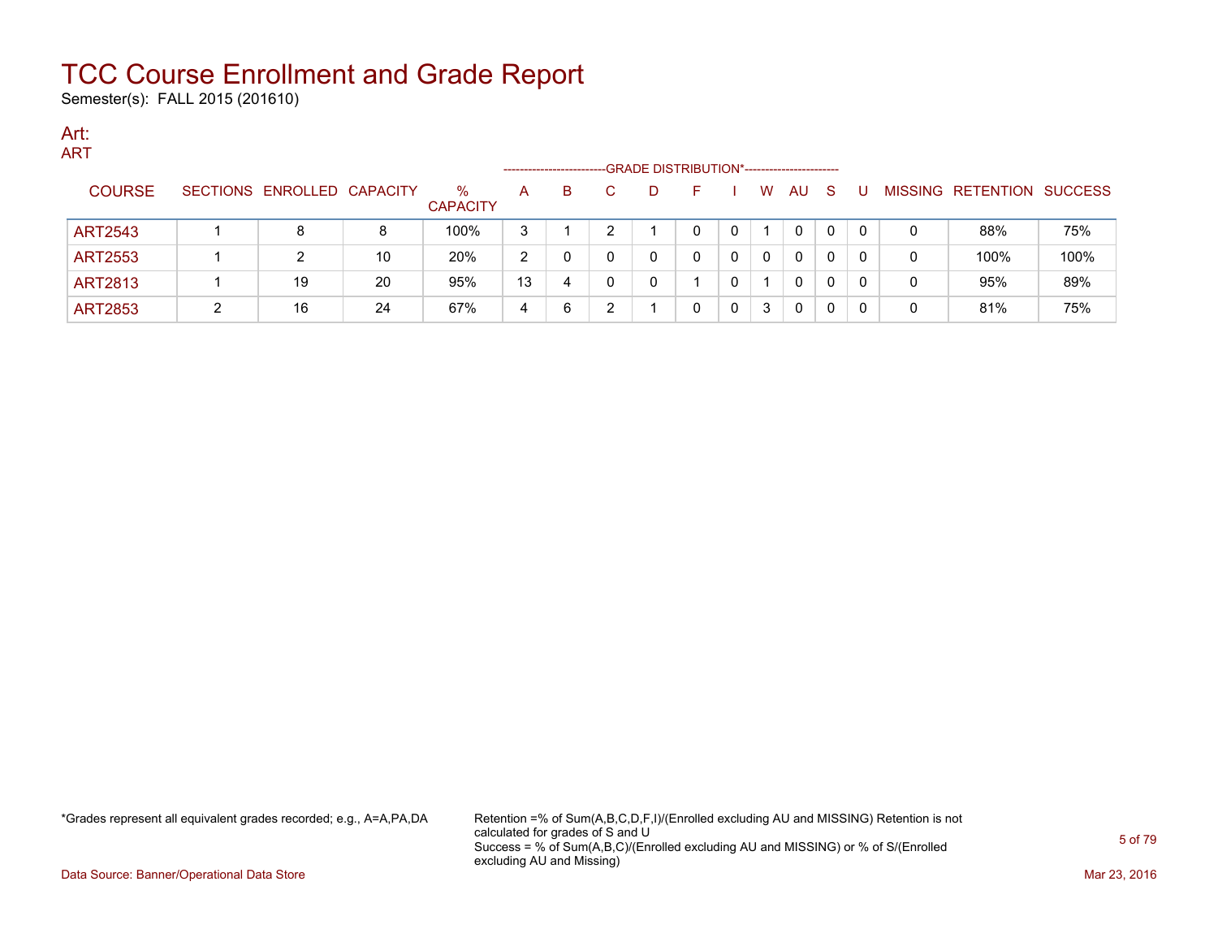# TCC Course Enrollment and Grade Report

Semester(s): FALL 2015 (201610)

## Art:

### ART

| COURSE | SECTIONS | ENROLLED | CAPACITY | % CAPACITY | A | B | C | D | F | I | W | AU | S | U | MISSING | RETENTION | SUCCESS |
|---|---|---|---|---|---|---|---|---|---|---|---|---|---|---|---|---|---|
| | | | | | GRADE DISTRIBUTION* | | | | | | | | | | | | |
| ART2543 | 1 | 8 | 8 | 100% | 3 | 1 | 2 | 1 | 0 | 0 | 1 | 0 | 0 | 0 | 0 | 88% | 75% |
| ART2553 | 1 | 2 | 10 | 20% | 2 | 0 | 0 | 0 | 0 | 0 | 0 | 0 | 0 | 0 | 0 | 100% | 100% |
| ART2813 | 1 | 19 | 20 | 95% | 13 | 4 | 0 | 0 | 1 | 0 | 1 | 0 | 0 | 0 | 0 | 95% | 89% |
| ART2853 | 2 | 16 | 24 | 67% | 4 | 6 | 2 | 1 | 0 | 0 | 3 | 0 | 0 | 0 | 0 | 81% | 75% |

*Grades represent all equivalent grades recorded; e.g., A=A,PA,DA

Retention =% of Sum(A,B,C,D,F,I)/(Enrolled excluding AU and MISSING) Retention is not calculated for grades of S and U
Success = % of Sum(A,B,C)/(Enrolled excluding AU and MISSING) or % of S/(Enrolled excluding AU and Missing)

Data Source: Banner/Operational Data Store

Mar 23, 2016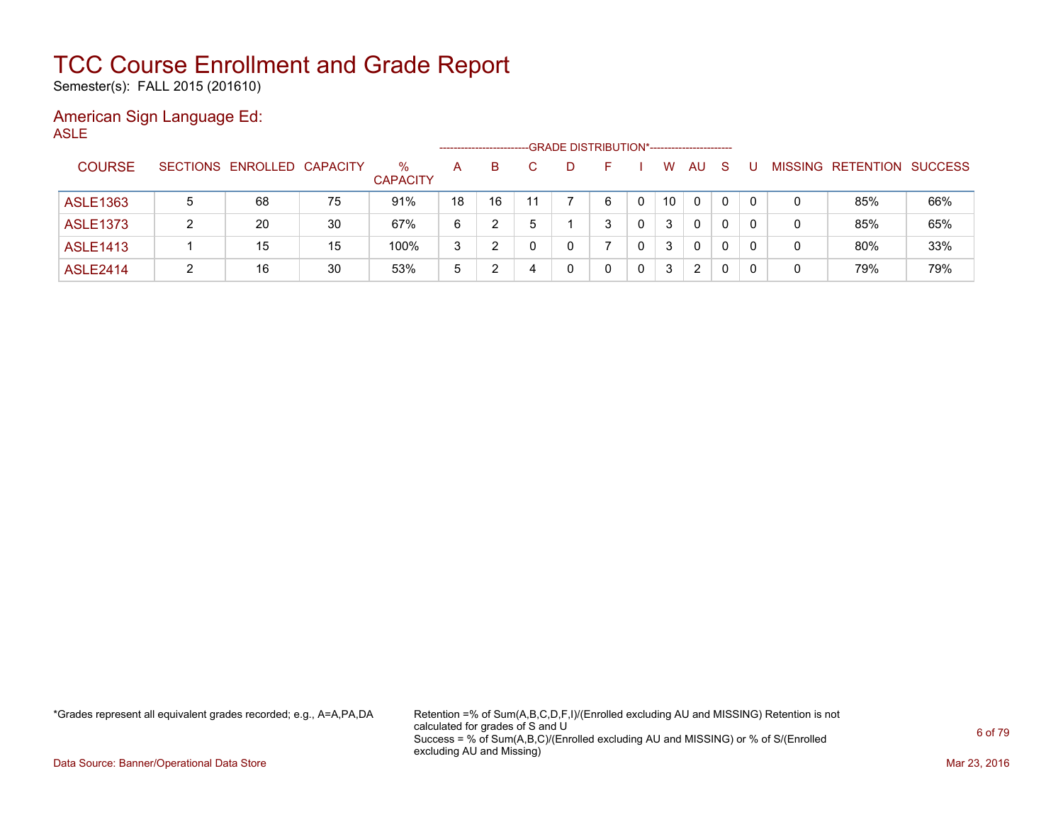# TCC Course Enrollment and Grade Report

Semester(s): FALL 2015 (201610)

## American Sign Language Ed:

ASLE

| COURSE | SECTIONS | ENROLLED | CAPACITY | % CAPACITY | A | B | C | D | F | I | W | AU | S | U | MISSING | RETENTION | SUCCESS |
|---|---|---|---|---|---|---|---|---|---|---|---|---|---|---|---|---|---|
| | | | | | GRADE DISTRIBUTION* | | | | | | | | | | | | |
| ASLE1363 | 5 | 68 | 75 | 91% | 18 | 16 | 11 | 7 | 6 | 0 | 10 | 0 | 0 | 0 | 0 | 85% | 66% |
| ASLE1373 | 2 | 20 | 30 | 67% | 6 | 2 | 5 | 1 | 3 | 0 | 3 | 0 | 0 | 0 | 0 | 85% | 65% |
| ASLE1413 | 1 | 15 | 15 | 100% | 3 | 2 | 0 | 0 | 7 | 0 | 3 | 0 | 0 | 0 | 0 | 80% | 33% |
| ASLE2414 | 2 | 16 | 30 | 53% | 5 | 2 | 4 | 0 | 0 | 0 | 3 | 2 | 0 | 0 | 0 | 79% | 79% |

*Grades represent all equivalent grades recorded; e.g., A=A,PA,DA

Retention =% of Sum(A,B,C,D,F,I)/(Enrolled excluding AU and MISSING) Retention is not calculated for grades of S and U
Success = % of Sum(A,B,C)/(Enrolled excluding AU and MISSING) or % of S/(Enrolled excluding AU and Missing)

Data Source: Banner/Operational Data Store

Mar 23, 2016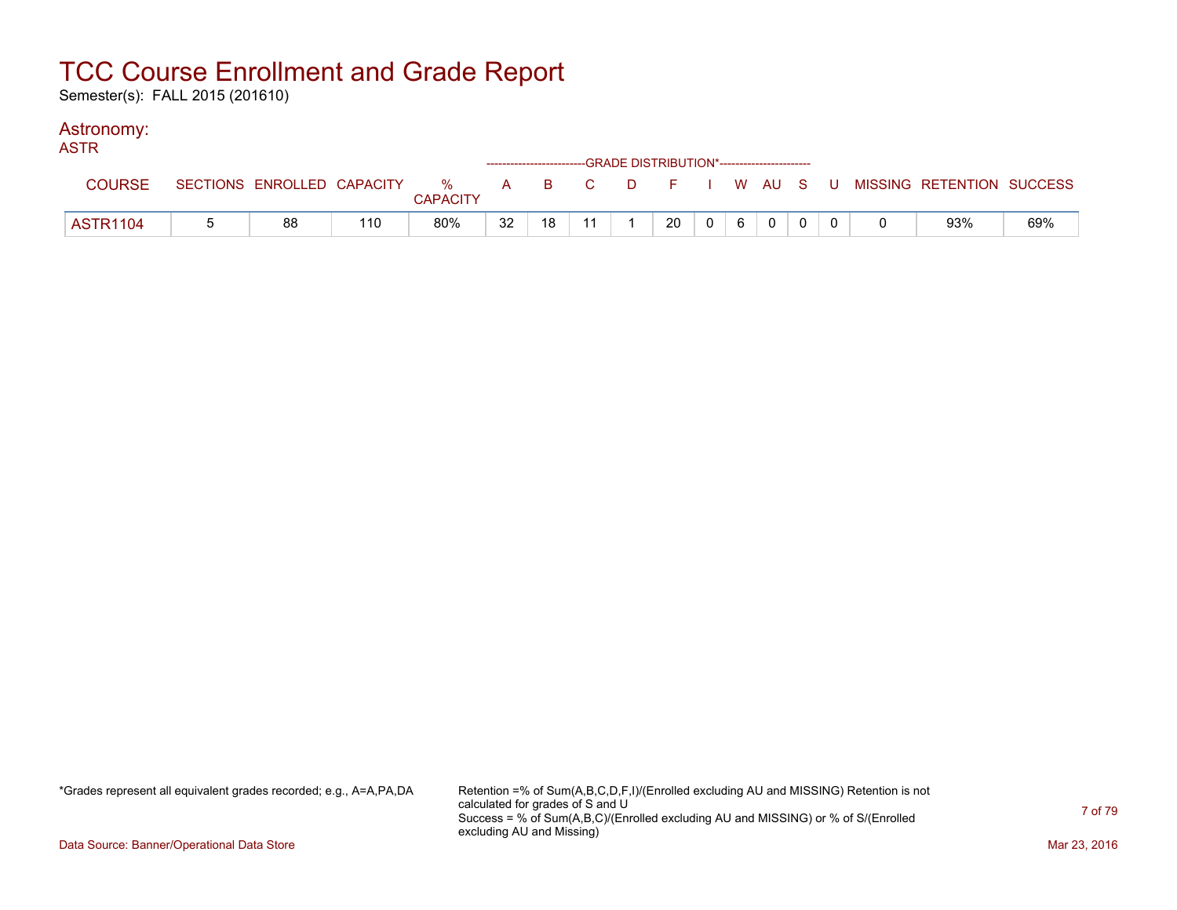# TCC Course Enrollment and Grade Report

Semester(s): FALL 2015 (201610)

## Astronomy:

### ASTR

| COURSE | SECTIONS | ENROLLED | CAPACITY | % CAPACITY | A | B | C | D | F | I | W | AU | S | U | MISSING | RETENTION | SUCCESS |
|---|---|---|---|---|---|---|---|---|---|---|---|---|---|---|---|---|---|
| | | | | | GRADE DISTRIBUTION* | | | | | | | | | | | | |
| ASTR1104 | 5 | 88 | 110 | 80% | 32 | 18 | 11 | 1 | 20 | 0 | 6 | 0 | 0 | 0 | 0 | 93% | 69% |

*Grades represent all equivalent grades recorded; e.g., A=A,PA,DA

Retention =% of Sum(A,B,C,D,F,I)/(Enrolled excluding AU and MISSING) Retention is not calculated for grades of S and U
Success = % of Sum(A,B,C)/(Enrolled excluding AU and MISSING) or % of S/(Enrolled excluding AU and Missing)

Data Source: Banner/Operational Data Store

Mar 23, 2016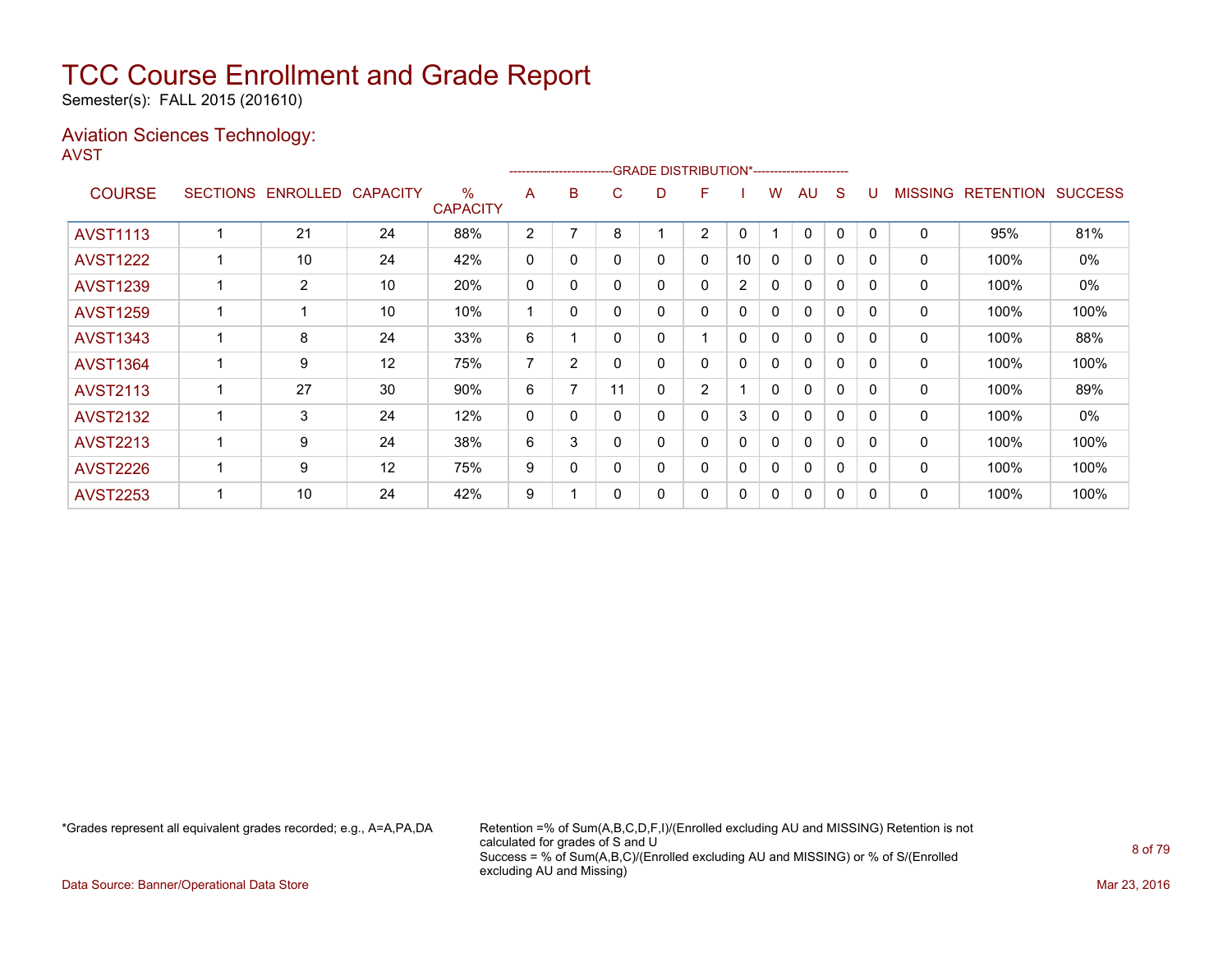# TCC Course Enrollment and Grade Report

Semester(s): FALL 2015 (201610)

## Aviation Sciences Technology:

AVST

| COURSE | SECTIONS | ENROLLED | CAPACITY | % CAPACITY | A | B | C | D | F | I | W | AU | S | U | MISSING | RETENTION | SUCCESS |
|---|---|---|---|---|---|---|---|---|---|---|---|---|---|---|---|---|---|
| | | | | | GRADE DISTRIBUTION* | | | | | | | | | | | | |
| AVST1113 | 1 | 21 | 24 | 88% | 2 | 7 | 8 | 1 | 2 | 0 | 1 | 0 | 0 | 0 | 0 | 95% | 81% |
| AVST1222 | 1 | 10 | 24 | 42% | 0 | 0 | 0 | 0 | 0 | 10 | 0 | 0 | 0 | 0 | 0 | 100% | 0% |
| AVST1239 | 1 | 2 | 10 | 20% | 0 | 0 | 0 | 0 | 0 | 2 | 0 | 0 | 0 | 0 | 0 | 100% | 0% |
| AVST1259 | 1 | 1 | 10 | 10% | 1 | 0 | 0 | 0 | 0 | 0 | 0 | 0 | 0 | 0 | 0 | 100% | 100% |
| AVST1343 | 1 | 8 | 24 | 33% | 6 | 1 | 0 | 0 | 1 | 0 | 0 | 0 | 0 | 0 | 0 | 100% | 88% |
| AVST1364 | 1 | 9 | 12 | 75% | 7 | 2 | 0 | 0 | 0 | 0 | 0 | 0 | 0 | 0 | 0 | 100% | 100% |
| AVST2113 | 1 | 27 | 30 | 90% | 6 | 7 | 11 | 0 | 2 | 1 | 0 | 0 | 0 | 0 | 0 | 100% | 89% |
| AVST2132 | 1 | 3 | 24 | 12% | 0 | 0 | 0 | 0 | 0 | 3 | 0 | 0 | 0 | 0 | 0 | 100% | 0% |
| AVST2213 | 1 | 9 | 24 | 38% | 6 | 3 | 0 | 0 | 0 | 0 | 0 | 0 | 0 | 0 | 0 | 100% | 100% |
| AVST2226 | 1 | 9 | 12 | 75% | 9 | 0 | 0 | 0 | 0 | 0 | 0 | 0 | 0 | 0 | 0 | 100% | 100% |
| AVST2253 | 1 | 10 | 24 | 42% | 9 | 1 | 0 | 0 | 0 | 0 | 0 | 0 | 0 | 0 | 0 | 100% | 100% |

*Grades represent all equivalent grades recorded; e.g., A=A,PA,DA

Retention =% of Sum(A,B,C,D,F,I)/(Enrolled excluding AU and MISSING) Retention is not calculated for grades of S and U
Success = % of Sum(A,B,C)/(Enrolled excluding AU and MISSING) or % of S/(Enrolled excluding AU and Missing)

Data Source: Banner/Operational Data Store

Mar 23, 2016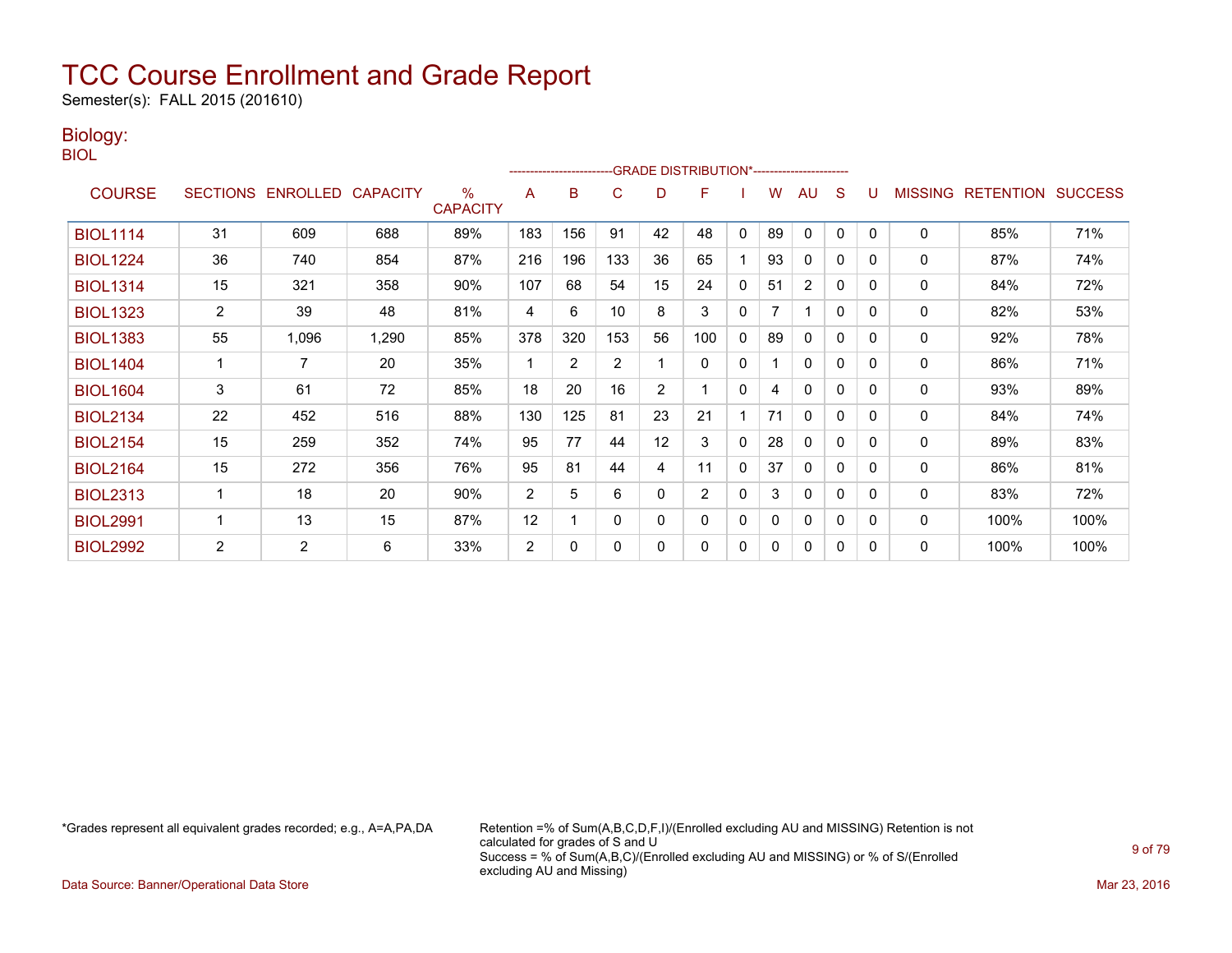# TCC Course Enrollment and Grade Report

Semester(s): FALL 2015 (201610)

## Biology:

BIOL

| COURSE | SECTIONS | ENROLLED | CAPACITY | % CAPACITY | A | B | C | D | F | I | W | AU | S | U | MISSING | RETENTION | SUCCESS |
|---|---|---|---|---|---|---|---|---|---|---|---|---|---|---|---|---|---|
| | | | | | GRADE DISTRIBUTION* | | | | | | | | | | | | |
| BIOL1114 | 31 | 609 | 688 | 89% | 183 | 156 | 91 | 42 | 48 | 0 | 89 | 0 | 0 | 0 | 0 | 85% | 71% |
| BIOL1224 | 36 | 740 | 854 | 87% | 216 | 196 | 133 | 36 | 65 | 1 | 93 | 0 | 0 | 0 | 0 | 87% | 74% |
| BIOL1314 | 15 | 321 | 358 | 90% | 107 | 68 | 54 | 15 | 24 | 0 | 51 | 2 | 0 | 0 | 0 | 84% | 72% |
| BIOL1323 | 2 | 39 | 48 | 81% | 4 | 6 | 10 | 8 | 3 | 0 | 7 | 1 | 0 | 0 | 0 | 82% | 53% |
| BIOL1383 | 55 | 1,096 | 1,290 | 85% | 378 | 320 | 153 | 56 | 100 | 0 | 89 | 0 | 0 | 0 | 0 | 92% | 78% |
| BIOL1404 | 1 | 7 | 20 | 35% | 1 | 2 | 2 | 1 | 0 | 0 | 1 | 0 | 0 | 0 | 0 | 86% | 71% |
| BIOL1604 | 3 | 61 | 72 | 85% | 18 | 20 | 16 | 2 | 1 | 0 | 4 | 0 | 0 | 0 | 0 | 93% | 89% |
| BIOL2134 | 22 | 452 | 516 | 88% | 130 | 125 | 81 | 23 | 21 | 1 | 71 | 0 | 0 | 0 | 0 | 84% | 74% |
| BIOL2154 | 15 | 259 | 352 | 74% | 95 | 77 | 44 | 12 | 3 | 0 | 28 | 0 | 0 | 0 | 0 | 89% | 83% |
| BIOL2164 | 15 | 272 | 356 | 76% | 95 | 81 | 44 | 4 | 11 | 0 | 37 | 0 | 0 | 0 | 0 | 86% | 81% |
| BIOL2313 | 1 | 18 | 20 | 90% | 2 | 5 | 6 | 0 | 2 | 0 | 3 | 0 | 0 | 0 | 0 | 83% | 72% |
| BIOL2991 | 1 | 13 | 15 | 87% | 12 | 1 | 0 | 0 | 0 | 0 | 0 | 0 | 0 | 0 | 0 | 100% | 100% |
| BIOL2992 | 2 | 2 | 6 | 33% | 2 | 0 | 0 | 0 | 0 | 0 | 0 | 0 | 0 | 0 | 0 | 100% | 100% |

*Grades represent all equivalent grades recorded; e.g., A=A,PA,DA

Retention =% of Sum(A,B,C,D,F,I)/(Enrolled excluding AU and MISSING) Retention is not calculated for grades of S and U
Success = % of Sum(A,B,C)/(Enrolled excluding AU and MISSING) or % of S/(Enrolled excluding AU and Missing)

Data Source: Banner/Operational Data Store

Mar 23, 2016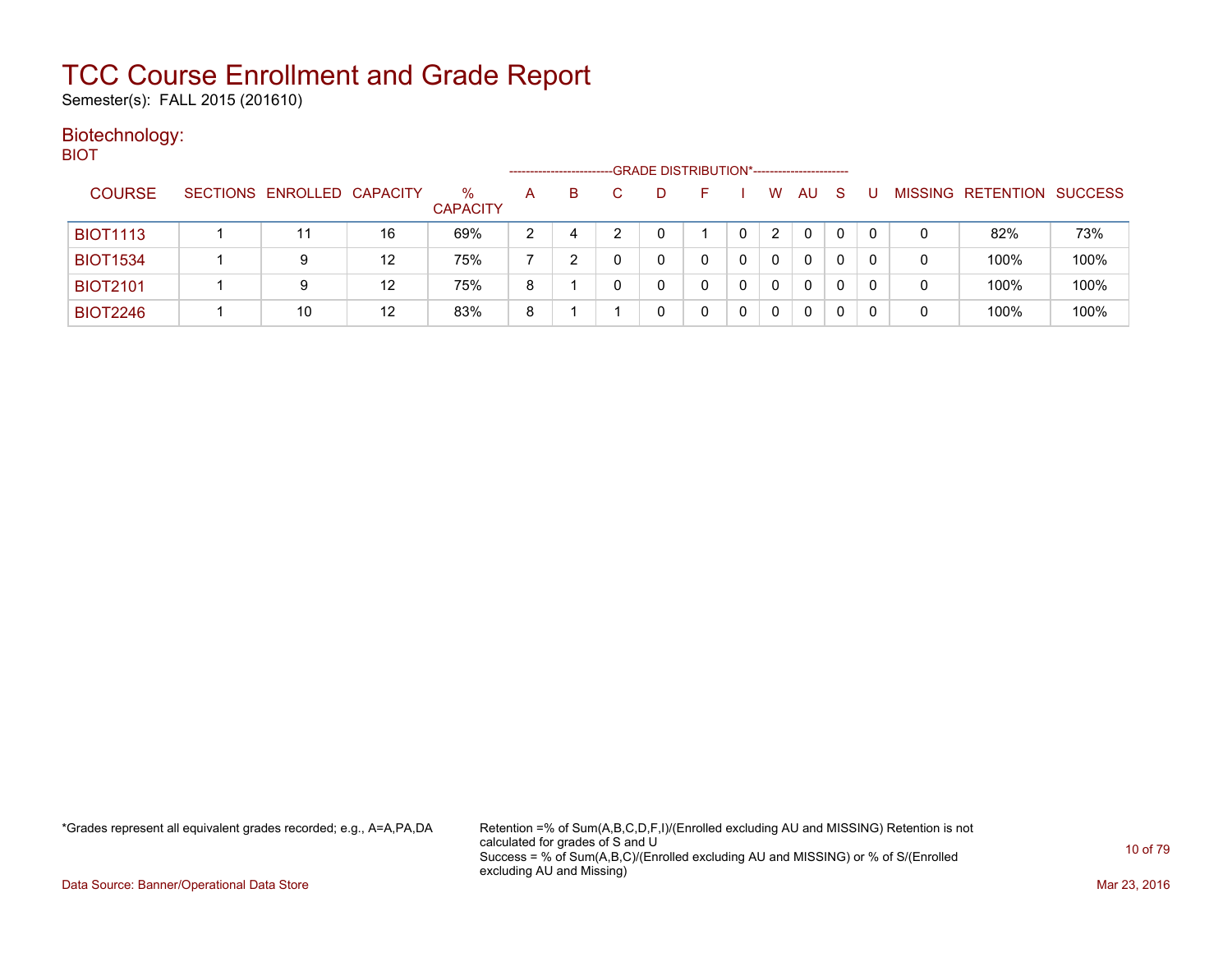# TCC Course Enrollment and Grade Report

Semester(s): FALL 2015 (201610)

## Biotechnology:

BIOT

| COURSE | SECTIONS | ENROLLED | CAPACITY | % CAPACITY | GRADE DISTRIBUTION* A | B | C | D | F | I | W | AU | S | U | MISSING | RETENTION | SUCCESS |
|---|---|---|---|---|---|---|---|---|---|---|---|---|---|---|---|---|---|
| BIOT1113 | 1 | 11 | 16 | 69% | 2 | 4 | 2 | 0 | 1 | 0 | 2 | 0 | 0 | 0 | 0 | 82% | 73% |
| BIOT1534 | 1 | 9 | 12 | 75% | 7 | 2 | 0 | 0 | 0 | 0 | 0 | 0 | 0 | 0 | 0 | 100% | 100% |
| BIOT2101 | 1 | 9 | 12 | 75% | 8 | 1 | 0 | 0 | 0 | 0 | 0 | 0 | 0 | 0 | 0 | 100% | 100% |
| BIOT2246 | 1 | 10 | 12 | 83% | 8 | 1 | 1 | 0 | 0 | 0 | 0 | 0 | 0 | 0 | 0 | 100% | 100% |

*Grades represent all equivalent grades recorded; e.g., A=A,PA,DA

Retention =% of Sum(A,B,C,D,F,I)/(Enrolled excluding AU and MISSING) Retention is not calculated for grades of S and U
Success = % of Sum(A,B,C)/(Enrolled excluding AU and MISSING) or % of S/(Enrolled excluding AU and Missing)

Data Source: Banner/Operational Data Store

Mar 23, 2016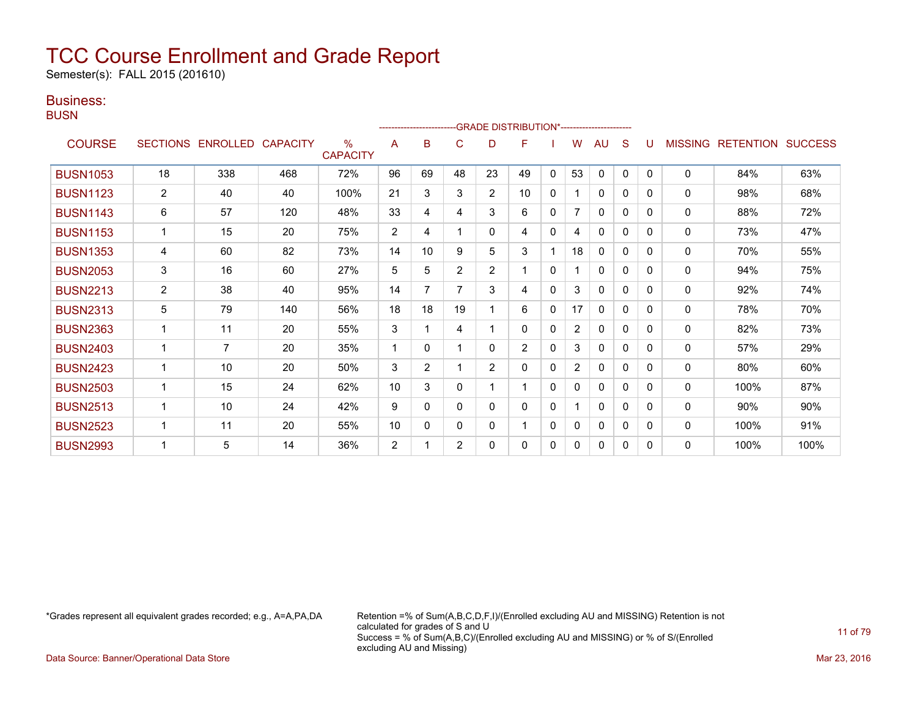# TCC Course Enrollment and Grade Report

Semester(s): FALL 2015 (201610)

## Business:

### BUSN

| COURSE | SECTIONS | ENROLLED | CAPACITY | % CAPACITY | A | B | C | D | F | I | W | AU | S | U | MISSING | RETENTION | SUCCESS |
|---|---|---|---|---|---|---|---|---|---|---|---|---|---|---|---|---|---|
| | | | | | --------------------------GRADE DISTRIBUTION*----------------------- | | | | | | | | | | | | |
| BUSN1053 | 18 | 338 | 468 | 72% | 96 | 69 | 48 | 23 | 49 | 0 | 53 | 0 | 0 | 0 | 0 | 84% | 63% |
| BUSN1123 | 2 | 40 | 40 | 100% | 21 | 3 | 3 | 2 | 10 | 0 | 1 | 0 | 0 | 0 | 0 | 98% | 68% |
| BUSN1143 | 6 | 57 | 120 | 48% | 33 | 4 | 4 | 3 | 6 | 0 | 7 | 0 | 0 | 0 | 0 | 88% | 72% |
| BUSN1153 | 1 | 15 | 20 | 75% | 2 | 4 | 1 | 0 | 4 | 0 | 4 | 0 | 0 | 0 | 0 | 73% | 47% |
| BUSN1353 | 4 | 60 | 82 | 73% | 14 | 10 | 9 | 5 | 3 | 1 | 18 | 0 | 0 | 0 | 0 | 70% | 55% |
| BUSN2053 | 3 | 16 | 60 | 27% | 5 | 5 | 2 | 2 | 1 | 0 | 1 | 0 | 0 | 0 | 0 | 94% | 75% |
| BUSN2213 | 2 | 38 | 40 | 95% | 14 | 7 | 7 | 3 | 4 | 0 | 3 | 0 | 0 | 0 | 0 | 92% | 74% |
| BUSN2313 | 5 | 79 | 140 | 56% | 18 | 18 | 19 | 1 | 6 | 0 | 17 | 0 | 0 | 0 | 0 | 78% | 70% |
| BUSN2363 | 1 | 11 | 20 | 55% | 3 | 1 | 4 | 1 | 0 | 0 | 2 | 0 | 0 | 0 | 0 | 82% | 73% |
| BUSN2403 | 1 | 7 | 20 | 35% | 1 | 0 | 1 | 0 | 2 | 0 | 3 | 0 | 0 | 0 | 0 | 57% | 29% |
| BUSN2423 | 1 | 10 | 20 | 50% | 3 | 2 | 1 | 2 | 0 | 0 | 2 | 0 | 0 | 0 | 0 | 80% | 60% |
| BUSN2503 | 1 | 15 | 24 | 62% | 10 | 3 | 0 | 1 | 1 | 0 | 0 | 0 | 0 | 0 | 0 | 100% | 87% |
| BUSN2513 | 1 | 10 | 24 | 42% | 9 | 0 | 0 | 0 | 0 | 0 | 1 | 0 | 0 | 0 | 0 | 90% | 90% |
| BUSN2523 | 1 | 11 | 20 | 55% | 10 | 0 | 0 | 0 | 1 | 0 | 0 | 0 | 0 | 0 | 0 | 100% | 91% |
| BUSN2993 | 1 | 5 | 14 | 36% | 2 | 1 | 2 | 0 | 0 | 0 | 0 | 0 | 0 | 0 | 0 | 100% | 100% |

*Grades represent all equivalent grades recorded; e.g., A=A,PA,DA

Retention =% of Sum(A,B,C,D,F,I)/(Enrolled excluding AU and MISSING) Retention is not calculated for grades of S and U
Success = % of Sum(A,B,C)/(Enrolled excluding AU and MISSING) or % of S/(Enrolled excluding AU and Missing)

Data Source: Banner/Operational Data Store

Mar 23, 2016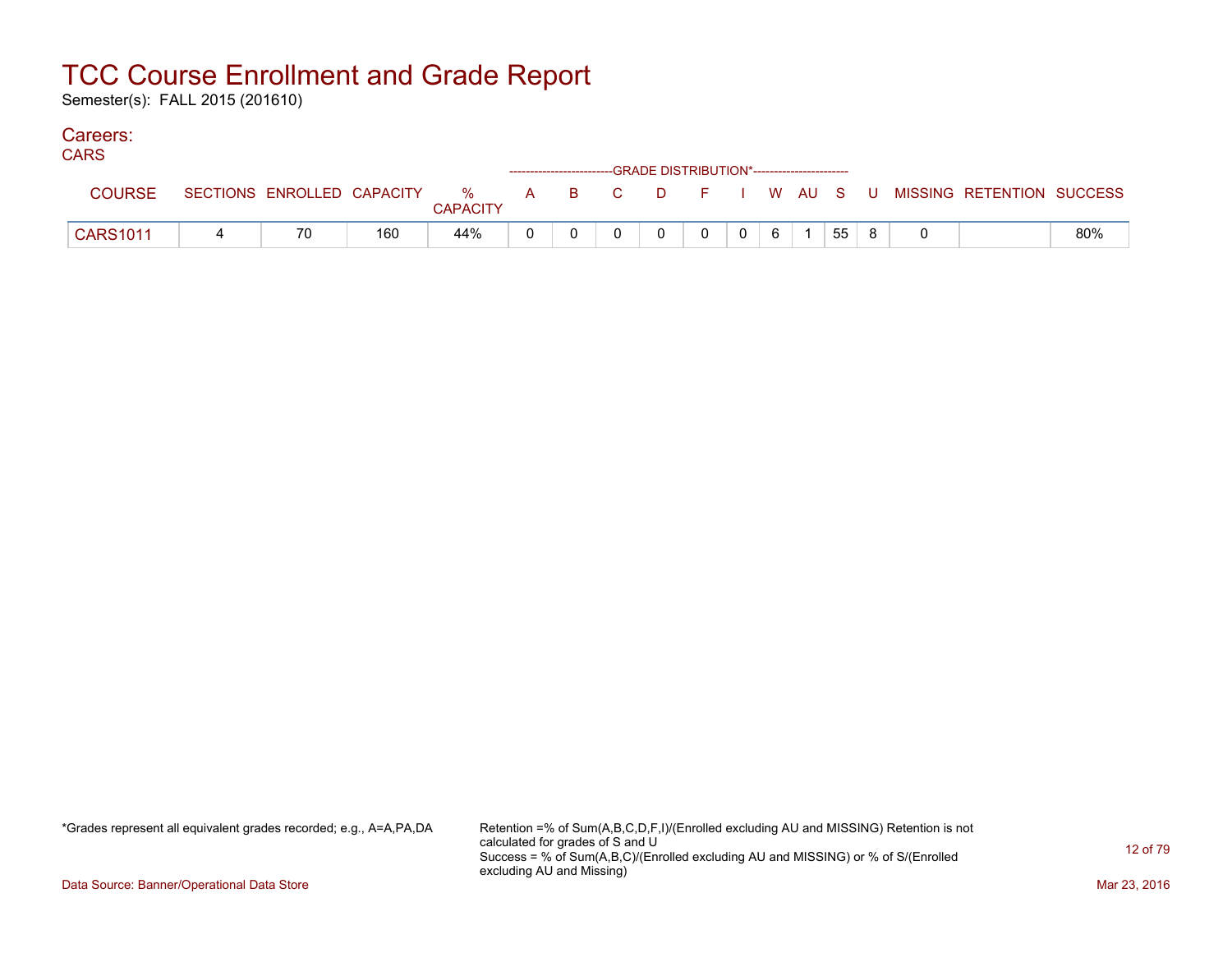# TCC Course Enrollment and Grade Report

Semester(s): FALL 2015 (201610)

## Careers:

### CARS

| COURSE | SECTIONS | ENROLLED | CAPACITY | % CAPACITY | A | B | C | D | F | I | W | AU | S | U | MISSING | RETENTION | SUCCESS |
|---|---|---|---|---|---|---|---|---|---|---|---|---|---|---|---|---|---|
| | | | | | GRADE DISTRIBUTION* | | | | | | | | | | | | |
| CARS1011 | 4 | 70 | 160 | 44% | 0 | 0 | 0 | 0 | 0 | 0 | 6 | 1 | 55 | 8 | 0 | | 80% |

*Grades represent all equivalent grades recorded; e.g., A=A,PA,DA

Retention =% of Sum(A,B,C,D,F,I)/(Enrolled excluding AU and MISSING) Retention is not calculated for grades of S and U
Success = % of Sum(A,B,C)/(Enrolled excluding AU and MISSING) or % of S/(Enrolled excluding AU and Missing)

Data Source: Banner/Operational Data Store

Mar 23, 2016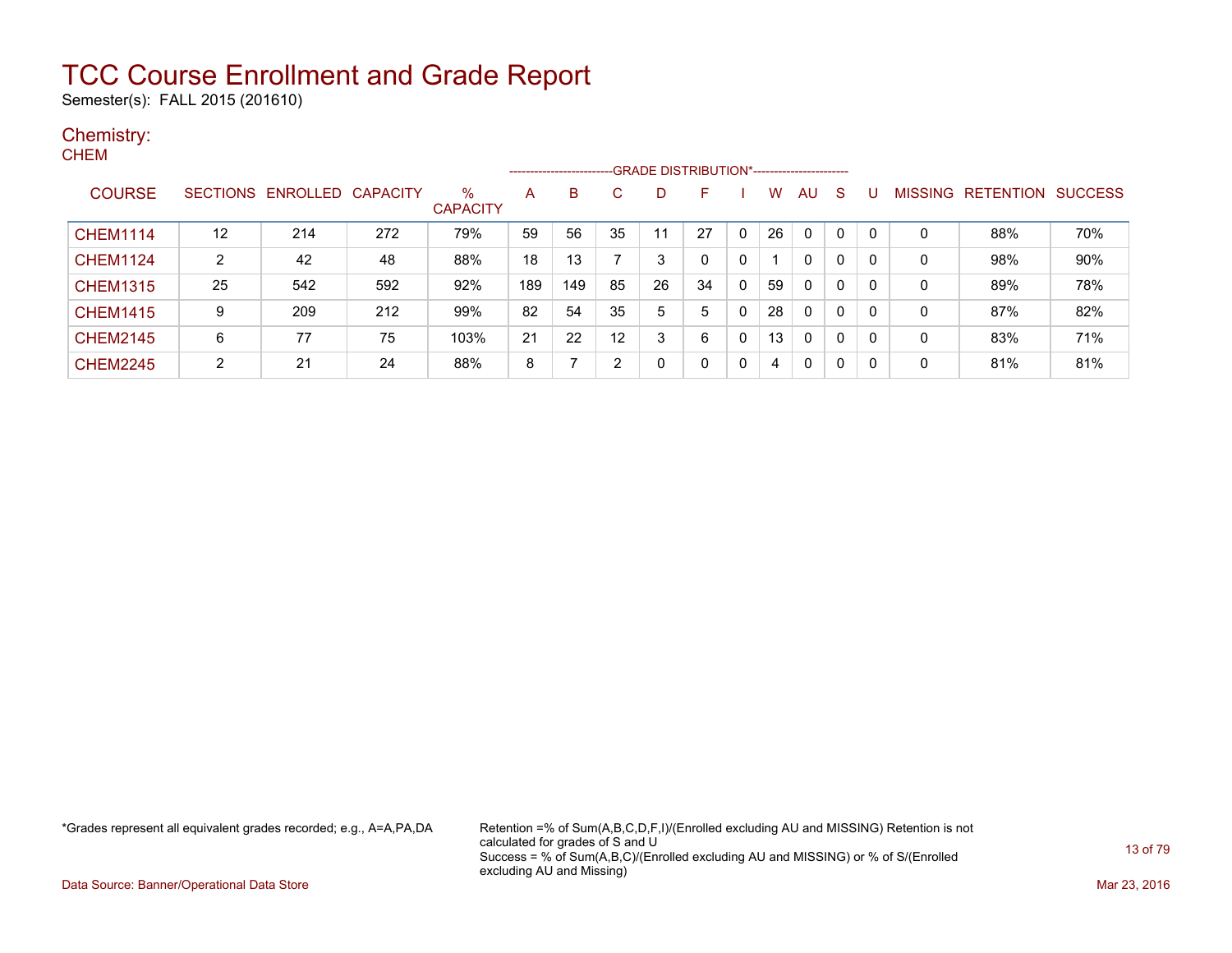# TCC Course Enrollment and Grade Report

Semester(s): FALL 2015 (201610)

## Chemistry:

CHEM

| COURSE | SECTIONS | ENROLLED | CAPACITY | % CAPACITY | A | B | C | D | F | I | W | AU | S | U | MISSING | RETENTION | SUCCESS |
|---|---|---|---|---|---|---|---|---|---|---|---|---|---|---|---|---|---|
| | | | | | GRADE DISTRIBUTION* | | | | | | | | | | | | |
| CHEM1114 | 12 | 214 | 272 | 79% | 59 | 56 | 35 | 11 | 27 | 0 | 26 | 0 | 0 | 0 | 0 | 88% | 70% |
| CHEM1124 | 2 | 42 | 48 | 88% | 18 | 13 | 7 | 3 | 0 | 0 | 1 | 0 | 0 | 0 | 0 | 98% | 90% |
| CHEM1315 | 25 | 542 | 592 | 92% | 189 | 149 | 85 | 26 | 34 | 0 | 59 | 0 | 0 | 0 | 0 | 89% | 78% |
| CHEM1415 | 9 | 209 | 212 | 99% | 82 | 54 | 35 | 5 | 5 | 0 | 28 | 0 | 0 | 0 | 0 | 87% | 82% |
| CHEM2145 | 6 | 77 | 75 | 103% | 21 | 22 | 12 | 3 | 6 | 0 | 13 | 0 | 0 | 0 | 0 | 83% | 71% |
| CHEM2245 | 2 | 21 | 24 | 88% | 8 | 7 | 2 | 0 | 0 | 0 | 4 | 0 | 0 | 0 | 0 | 81% | 81% |

*Grades represent all equivalent grades recorded; e.g., A=A,PA,DA

Retention =% of Sum(A,B,C,D,F,I)/(Enrolled excluding AU and MISSING) Retention is not calculated for grades of S and U
Success = % of Sum(A,B,C)/(Enrolled excluding AU and MISSING) or % of S/(Enrolled excluding AU and Missing)

Data Source: Banner/Operational Data Store

Mar 23, 2016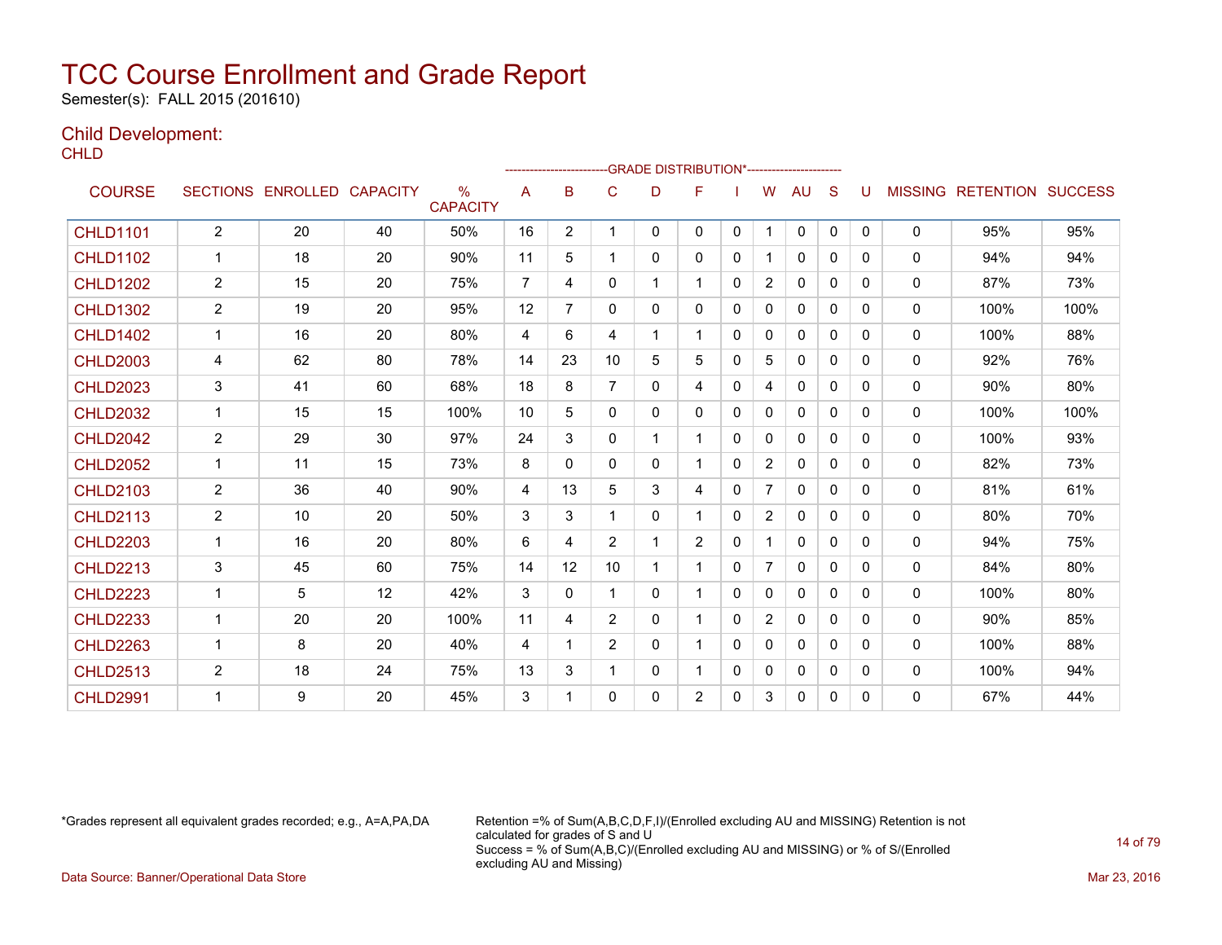# TCC Course Enrollment and Grade Report

Semester(s): FALL 2015 (201610)

## Child Development:

CHLD

| COURSE | SECTIONS | ENROLLED | CAPACITY | % CAPACITY | GRADE DISTRIBUTION* A | B | C | D | F | I | W | AU | S | U | MISSING | RETENTION | SUCCESS |
|---|---|---|---|---|---|---|---|---|---|---|---|---|---|---|---|---|---|
| CHLD1101 | 2 | 20 | 40 | 50% | 16 | 2 | 1 | 0 | 0 | 0 | 1 | 0 | 0 | 0 | 0 | 95% | 95% |
| CHLD1102 | 1 | 18 | 20 | 90% | 11 | 5 | 1 | 0 | 0 | 0 | 1 | 0 | 0 | 0 | 0 | 94% | 94% |
| CHLD1202 | 2 | 15 | 20 | 75% | 7 | 4 | 0 | 1 | 1 | 0 | 2 | 0 | 0 | 0 | 0 | 87% | 73% |
| CHLD1302 | 2 | 19 | 20 | 95% | 12 | 7 | 0 | 0 | 0 | 0 | 0 | 0 | 0 | 0 | 0 | 100% | 100% |
| CHLD1402 | 1 | 16 | 20 | 80% | 4 | 6 | 4 | 1 | 1 | 0 | 0 | 0 | 0 | 0 | 0 | 100% | 88% |
| CHLD2003 | 4 | 62 | 80 | 78% | 14 | 23 | 10 | 5 | 5 | 0 | 5 | 0 | 0 | 0 | 0 | 92% | 76% |
| CHLD2023 | 3 | 41 | 60 | 68% | 18 | 8 | 7 | 0 | 4 | 0 | 4 | 0 | 0 | 0 | 0 | 90% | 80% |
| CHLD2032 | 1 | 15 | 15 | 100% | 10 | 5 | 0 | 0 | 0 | 0 | 0 | 0 | 0 | 0 | 0 | 100% | 100% |
| CHLD2042 | 2 | 29 | 30 | 97% | 24 | 3 | 0 | 1 | 1 | 0 | 0 | 0 | 0 | 0 | 0 | 100% | 93% |
| CHLD2052 | 1 | 11 | 15 | 73% | 8 | 0 | 0 | 0 | 1 | 0 | 2 | 0 | 0 | 0 | 0 | 82% | 73% |
| CHLD2103 | 2 | 36 | 40 | 90% | 4 | 13 | 5 | 3 | 4 | 0 | 7 | 0 | 0 | 0 | 0 | 81% | 61% |
| CHLD2113 | 2 | 10 | 20 | 50% | 3 | 3 | 1 | 0 | 1 | 0 | 2 | 0 | 0 | 0 | 0 | 80% | 70% |
| CHLD2203 | 1 | 16 | 20 | 80% | 6 | 4 | 2 | 1 | 2 | 0 | 1 | 0 | 0 | 0 | 0 | 94% | 75% |
| CHLD2213 | 3 | 45 | 60 | 75% | 14 | 12 | 10 | 1 | 1 | 0 | 7 | 0 | 0 | 0 | 0 | 84% | 80% |
| CHLD2223 | 1 | 5 | 12 | 42% | 3 | 0 | 1 | 0 | 1 | 0 | 0 | 0 | 0 | 0 | 0 | 100% | 80% |
| CHLD2233 | 1 | 20 | 20 | 100% | 11 | 4 | 2 | 0 | 1 | 0 | 2 | 0 | 0 | 0 | 0 | 90% | 85% |
| CHLD2263 | 1 | 8 | 20 | 40% | 4 | 1 | 2 | 0 | 1 | 0 | 0 | 0 | 0 | 0 | 0 | 100% | 88% |
| CHLD2513 | 2 | 18 | 24 | 75% | 13 | 3 | 1 | 0 | 1 | 0 | 0 | 0 | 0 | 0 | 0 | 100% | 94% |
| CHLD2991 | 1 | 9 | 20 | 45% | 3 | 1 | 0 | 0 | 2 | 0 | 3 | 0 | 0 | 0 | 0 | 67% | 44% |

*Grades represent all equivalent grades recorded; e.g., A=A,PA,DA

Retention =% of Sum(A,B,C,D,F,I)/(Enrolled excluding AU and MISSING) Retention is not calculated for grades of S and U
Success = % of Sum(A,B,C)/(Enrolled excluding AU and MISSING) or % of S/(Enrolled excluding AU and Missing)

Data Source: Banner/Operational Data Store

Mar 23, 2016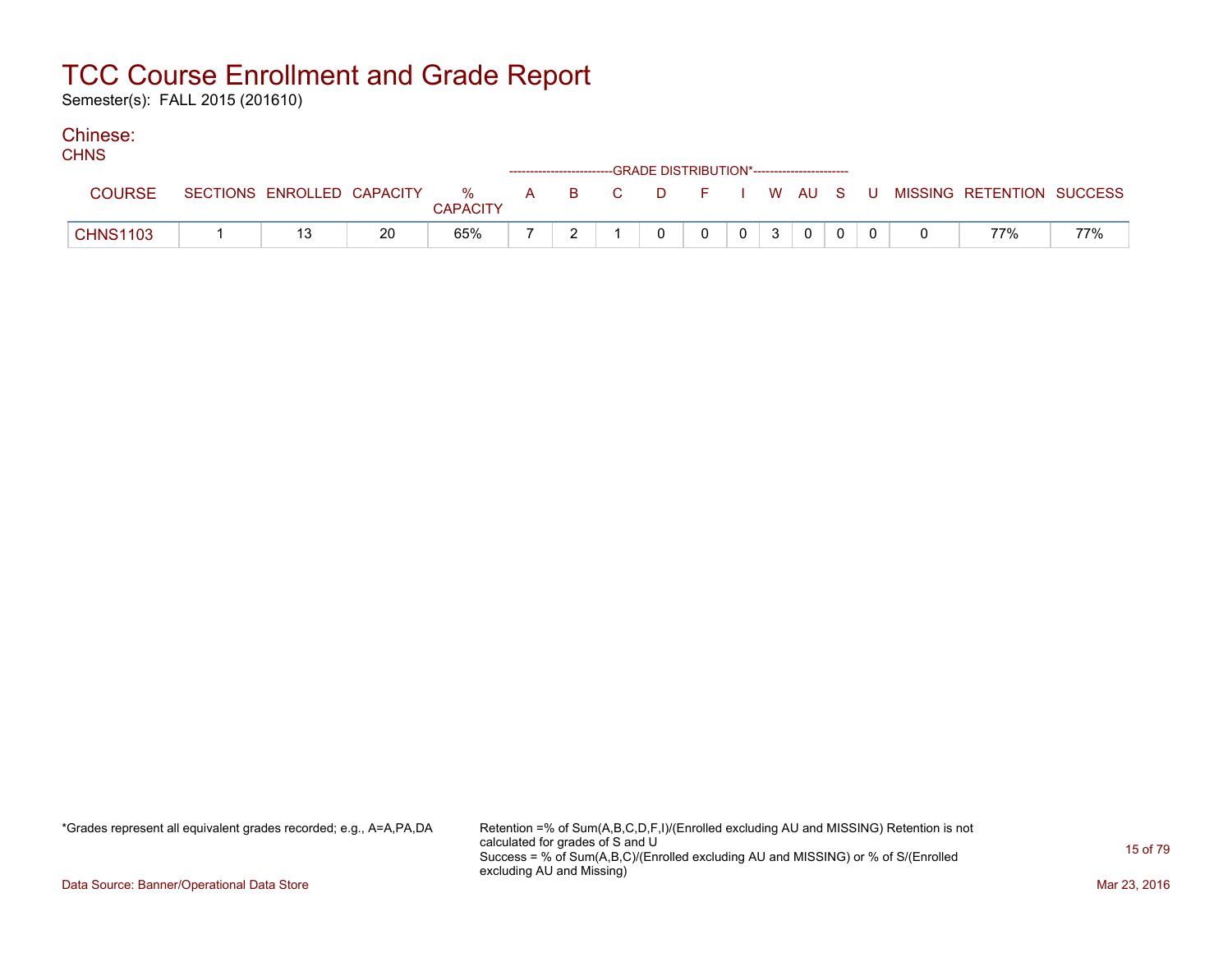# TCC Course Enrollment and Grade Report

Semester(s): FALL 2015 (201610)

## Chinese:

CHNS

| COURSE | SECTIONS | ENROLLED | CAPACITY | % CAPACITY | A | B | C | D | F | I | W | AU | S | U | MISSING | RETENTION | SUCCESS |
|---|---|---|---|---|---|---|---|---|---|---|---|---|---|---|---|---|---|
| | | | | | -------------------------GRADE DISTRIBUTION*----------------------- | | | | | | | | | | | | |
| CHNS1103 | 1 | 13 | 20 | 65% | 7 | 2 | 1 | 0 | 0 | 0 | 3 | 0 | 0 | 0 | 0 | 77% | 77% |

*Grades represent all equivalent grades recorded; e.g., A=A,PA,DA

Retention =% of Sum(A,B,C,D,F,I)/(Enrolled excluding AU and MISSING) Retention is not calculated for grades of S and U
Success = % of Sum(A,B,C)/(Enrolled excluding AU and MISSING) or % of S/(Enrolled excluding AU and Missing)

Data Source: Banner/Operational Data Store

Mar 23, 2016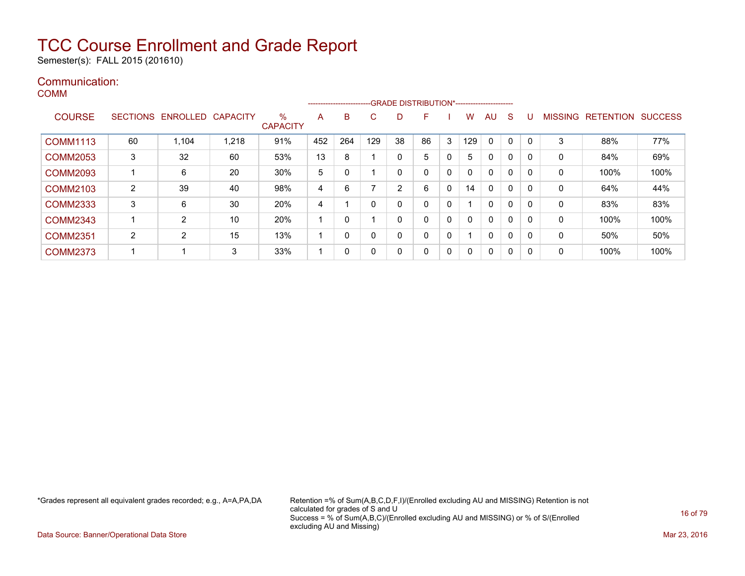# TCC Course Enrollment and Grade Report

Semester(s): FALL 2015 (201610)

## Communication:

### COMM

| COURSE | SECTIONS | ENROLLED | CAPACITY | % CAPACITY | GRADE DISTRIBUTION* A | B | C | D | F | I | W | AU | S | U | MISSING | RETENTION | SUCCESS |
|---|---|---|---|---|---|---|---|---|---|---|---|---|---|---|---|---|---|
| COMM1113 | 60 | 1,104 | 1,218 | 91% | 452 | 264 | 129 | 38 | 86 | 3 | 129 | 0 | 0 | 0 | 3 | 88% | 77% |
| COMM2053 | 3 | 32 | 60 | 53% | 13 | 8 | 1 | 0 | 5 | 0 | 5 | 0 | 0 | 0 | 0 | 84% | 69% |
| COMM2093 | 1 | 6 | 20 | 30% | 5 | 0 | 1 | 0 | 0 | 0 | 0 | 0 | 0 | 0 | 0 | 100% | 100% |
| COMM2103 | 2 | 39 | 40 | 98% | 4 | 6 | 7 | 2 | 6 | 0 | 14 | 0 | 0 | 0 | 0 | 64% | 44% |
| COMM2333 | 3 | 6 | 30 | 20% | 4 | 1 | 0 | 0 | 0 | 0 | 1 | 0 | 0 | 0 | 0 | 83% | 83% |
| COMM2343 | 1 | 2 | 10 | 20% | 1 | 0 | 1 | 0 | 0 | 0 | 0 | 0 | 0 | 0 | 0 | 100% | 100% |
| COMM2351 | 2 | 2 | 15 | 13% | 1 | 0 | 0 | 0 | 0 | 0 | 1 | 0 | 0 | 0 | 0 | 50% | 50% |
| COMM2373 | 1 | 1 | 3 | 33% | 1 | 0 | 0 | 0 | 0 | 0 | 0 | 0 | 0 | 0 | 0 | 100% | 100% |

*Grades represent all equivalent grades recorded; e.g., A=A,PA,DA

Retention =% of Sum(A,B,C,D,F,I)/(Enrolled excluding AU and MISSING) Retention is not calculated for grades of S and U
Success = % of Sum(A,B,C)/(Enrolled excluding AU and MISSING) or % of S/(Enrolled excluding AU and Missing)

Data Source: Banner/Operational Data Store

Mar 23, 2016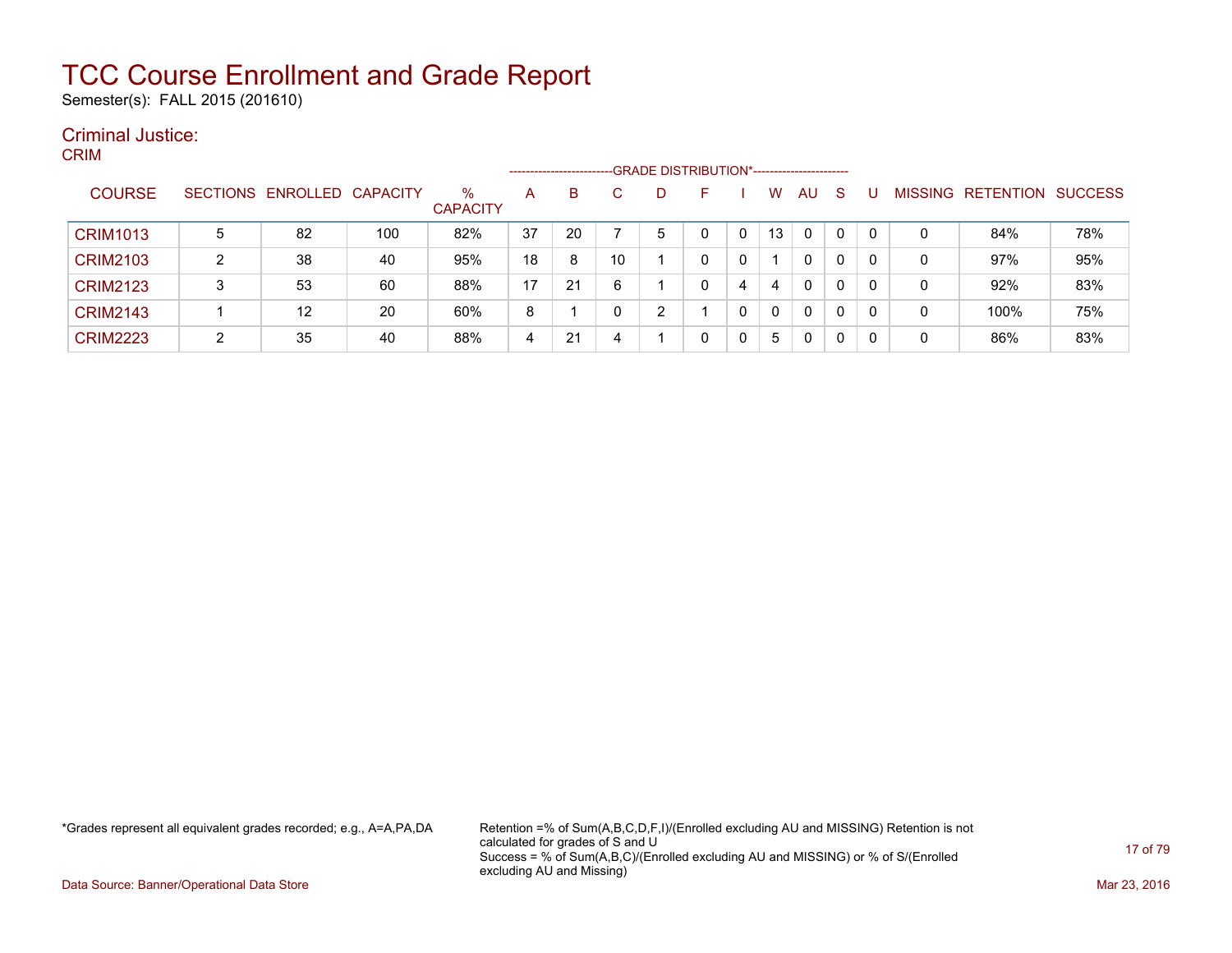# TCC Course Enrollment and Grade Report

Semester(s): FALL 2015 (201610)

## Criminal Justice:

CRIM

| COURSE | SECTIONS | ENROLLED | CAPACITY | % CAPACITY | GRADE DISTRIBUTION* A | B | C | D | F | I | W | AU | S | U | MISSING | RETENTION | SUCCESS |
|---|---|---|---|---|---|---|---|---|---|---|---|---|---|---|---|---|---|
| CRIM1013 | 5 | 82 | 100 | 82% | 37 | 20 | 7 | 5 | 0 | 0 | 13 | 0 | 0 | 0 | 0 | 84% | 78% |
| CRIM2103 | 2 | 38 | 40 | 95% | 18 | 8 | 10 | 1 | 0 | 0 | 1 | 0 | 0 | 0 | 0 | 97% | 95% |
| CRIM2123 | 3 | 53 | 60 | 88% | 17 | 21 | 6 | 1 | 0 | 4 | 4 | 0 | 0 | 0 | 0 | 92% | 83% |
| CRIM2143 | 1 | 12 | 20 | 60% | 8 | 1 | 0 | 2 | 1 | 0 | 0 | 0 | 0 | 0 | 0 | 100% | 75% |
| CRIM2223 | 2 | 35 | 40 | 88% | 4 | 21 | 4 | 1 | 0 | 0 | 5 | 0 | 0 | 0 | 0 | 86% | 83% |

*Grades represent all equivalent grades recorded; e.g., A=A,PA,DA

Retention =% of Sum(A,B,C,D,F,I)/(Enrolled excluding AU and MISSING) Retention is not calculated for grades of S and U
Success = % of Sum(A,B,C)/(Enrolled excluding AU and MISSING) or % of S/(Enrolled excluding AU and Missing)

Data Source: Banner/Operational Data Store

Mar 23, 2016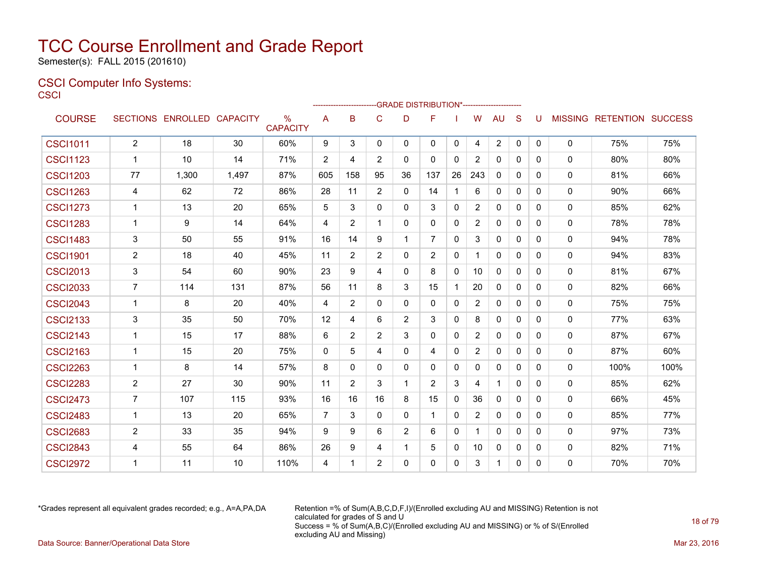# TCC Course Enrollment and Grade Report

Semester(s): FALL 2015 (201610)

## CSCI Computer Info Systems:

CSCI

| COURSE | SECTIONS | ENROLLED | CAPACITY | % CAPACITY | A | B | C | D | F | I | W | AU | S | U | MISSING | RETENTION | SUCCESS |
|---|---|---|---|---|---|---|---|---|---|---|---|---|---|---|---|---|---|
| | | | | | -------------------------GRADE DISTRIBUTION*---------------------- | | | | | | | | | | | | |
| CSCI1011 | 2 | 18 | 30 | 60% | 9 | 3 | 0 | 0 | 0 | 0 | 4 | 2 | 0 | 0 | 0 | 75% | 75% |
| CSCI1123 | 1 | 10 | 14 | 71% | 2 | 4 | 2 | 0 | 0 | 0 | 2 | 0 | 0 | 0 | 0 | 80% | 80% |
| CSCI1203 | 77 | 1,300 | 1,497 | 87% | 605 | 158 | 95 | 36 | 137 | 26 | 243 | 0 | 0 | 0 | 0 | 81% | 66% |
| CSCI1263 | 4 | 62 | 72 | 86% | 28 | 11 | 2 | 0 | 14 | 1 | 6 | 0 | 0 | 0 | 0 | 90% | 66% |
| CSCI1273 | 1 | 13 | 20 | 65% | 5 | 3 | 0 | 0 | 3 | 0 | 2 | 0 | 0 | 0 | 0 | 85% | 62% |
| CSCI1283 | 1 | 9 | 14 | 64% | 4 | 2 | 1 | 0 | 0 | 0 | 2 | 0 | 0 | 0 | 0 | 78% | 78% |
| CSCI1483 | 3 | 50 | 55 | 91% | 16 | 14 | 9 | 1 | 7 | 0 | 3 | 0 | 0 | 0 | 0 | 94% | 78% |
| CSCI1901 | 2 | 18 | 40 | 45% | 11 | 2 | 2 | 0 | 2 | 0 | 1 | 0 | 0 | 0 | 0 | 94% | 83% |
| CSCI2013 | 3 | 54 | 60 | 90% | 23 | 9 | 4 | 0 | 8 | 0 | 10 | 0 | 0 | 0 | 0 | 81% | 67% |
| CSCI2033 | 7 | 114 | 131 | 87% | 56 | 11 | 8 | 3 | 15 | 1 | 20 | 0 | 0 | 0 | 0 | 82% | 66% |
| CSCI2043 | 1 | 8 | 20 | 40% | 4 | 2 | 0 | 0 | 0 | 0 | 2 | 0 | 0 | 0 | 0 | 75% | 75% |
| CSCI2133 | 3 | 35 | 50 | 70% | 12 | 4 | 6 | 2 | 3 | 0 | 8 | 0 | 0 | 0 | 0 | 77% | 63% |
| CSCI2143 | 1 | 15 | 17 | 88% | 6 | 2 | 2 | 3 | 0 | 0 | 2 | 0 | 0 | 0 | 0 | 87% | 67% |
| CSCI2163 | 1 | 15 | 20 | 75% | 0 | 5 | 4 | 0 | 4 | 0 | 2 | 0 | 0 | 0 | 0 | 87% | 60% |
| CSCI2263 | 1 | 8 | 14 | 57% | 8 | 0 | 0 | 0 | 0 | 0 | 0 | 0 | 0 | 0 | 0 | 100% | 100% |
| CSCI2283 | 2 | 27 | 30 | 90% | 11 | 2 | 3 | 1 | 2 | 3 | 4 | 1 | 0 | 0 | 0 | 85% | 62% |
| CSCI2473 | 7 | 107 | 115 | 93% | 16 | 16 | 16 | 8 | 15 | 0 | 36 | 0 | 0 | 0 | 0 | 66% | 45% |
| CSCI2483 | 1 | 13 | 20 | 65% | 7 | 3 | 0 | 0 | 1 | 0 | 2 | 0 | 0 | 0 | 0 | 85% | 77% |
| CSCI2683 | 2 | 33 | 35 | 94% | 9 | 9 | 6 | 2 | 6 | 0 | 1 | 0 | 0 | 0 | 0 | 97% | 73% |
| CSCI2843 | 4 | 55 | 64 | 86% | 26 | 9 | 4 | 1 | 5 | 0 | 10 | 0 | 0 | 0 | 0 | 82% | 71% |
| CSCI2972 | 1 | 11 | 10 | 110% | 4 | 1 | 2 | 0 | 0 | 0 | 3 | 1 | 0 | 0 | 0 | 70% | 70% |

*Grades represent all equivalent grades recorded; e.g., A=A,PA,DA

Retention =% of Sum(A,B,C,D,F,I)/(Enrolled excluding AU and MISSING) Retention is not calculated for grades of S and U
Success = % of Sum(A,B,C)/(Enrolled excluding AU and MISSING) or % of S/(Enrolled excluding AU and Missing)

Data Source: Banner/Operational Data Store

Mar 23, 2016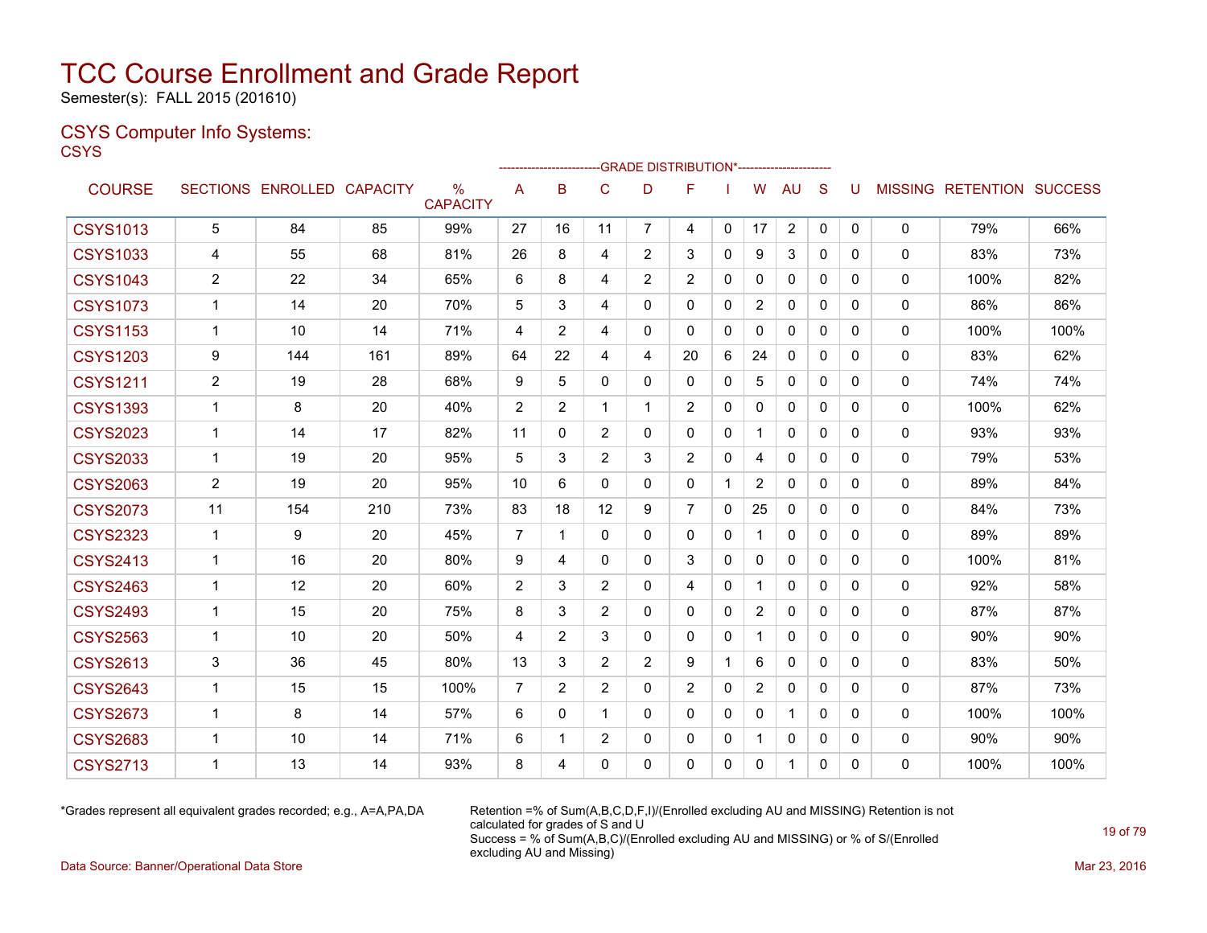# TCC Course Enrollment and Grade Report

Semester(s): FALL 2015 (201610)

## CSYS Computer Info Systems:

CSYS

| COURSE | SECTIONS | ENROLLED | CAPACITY | % CAPACITY | A | B | C | D | F | I | W | AU | S | U | MISSING | RETENTION | SUCCESS |
|---|---|---|---|---|---|---|---|---|---|---|---|---|---|---|---|---|---|
| | | | | | GRADE DISTRIBUTION* | | | | | | | | | | | | |
| CSYS1013 | 5 | 84 | 85 | 99% | 27 | 16 | 11 | 7 | 4 | 0 | 17 | 2 | 0 | 0 | 0 | 79% | 66% |
| CSYS1033 | 4 | 55 | 68 | 81% | 26 | 8 | 4 | 2 | 3 | 0 | 9 | 3 | 0 | 0 | 0 | 83% | 73% |
| CSYS1043 | 2 | 22 | 34 | 65% | 6 | 8 | 4 | 2 | 2 | 0 | 0 | 0 | 0 | 0 | 0 | 100% | 82% |
| CSYS1073 | 1 | 14 | 20 | 70% | 5 | 3 | 4 | 0 | 0 | 0 | 2 | 0 | 0 | 0 | 0 | 86% | 86% |
| CSYS1153 | 1 | 10 | 14 | 71% | 4 | 2 | 4 | 0 | 0 | 0 | 0 | 0 | 0 | 0 | 0 | 100% | 100% |
| CSYS1203 | 9 | 144 | 161 | 89% | 64 | 22 | 4 | 4 | 20 | 6 | 24 | 0 | 0 | 0 | 0 | 83% | 62% |
| CSYS1211 | 2 | 19 | 28 | 68% | 9 | 5 | 0 | 0 | 0 | 0 | 5 | 0 | 0 | 0 | 0 | 74% | 74% |
| CSYS1393 | 1 | 8 | 20 | 40% | 2 | 2 | 1 | 1 | 2 | 0 | 0 | 0 | 0 | 0 | 0 | 100% | 62% |
| CSYS2023 | 1 | 14 | 17 | 82% | 11 | 0 | 2 | 0 | 0 | 0 | 1 | 0 | 0 | 0 | 0 | 93% | 93% |
| CSYS2033 | 1 | 19 | 20 | 95% | 5 | 3 | 2 | 3 | 2 | 0 | 4 | 0 | 0 | 0 | 0 | 79% | 53% |
| CSYS2063 | 2 | 19 | 20 | 95% | 10 | 6 | 0 | 0 | 0 | 1 | 2 | 0 | 0 | 0 | 0 | 89% | 84% |
| CSYS2073 | 11 | 154 | 210 | 73% | 83 | 18 | 12 | 9 | 7 | 0 | 25 | 0 | 0 | 0 | 0 | 84% | 73% |
| CSYS2323 | 1 | 9 | 20 | 45% | 7 | 1 | 0 | 0 | 0 | 0 | 1 | 0 | 0 | 0 | 0 | 89% | 89% |
| CSYS2413 | 1 | 16 | 20 | 80% | 9 | 4 | 0 | 0 | 3 | 0 | 0 | 0 | 0 | 0 | 0 | 100% | 81% |
| CSYS2463 | 1 | 12 | 20 | 60% | 2 | 3 | 2 | 0 | 4 | 0 | 1 | 0 | 0 | 0 | 0 | 92% | 58% |
| CSYS2493 | 1 | 15 | 20 | 75% | 8 | 3 | 2 | 0 | 0 | 0 | 2 | 0 | 0 | 0 | 0 | 87% | 87% |
| CSYS2563 | 1 | 10 | 20 | 50% | 4 | 2 | 3 | 0 | 0 | 0 | 1 | 0 | 0 | 0 | 0 | 90% | 90% |
| CSYS2613 | 3 | 36 | 45 | 80% | 13 | 3 | 2 | 2 | 9 | 1 | 6 | 0 | 0 | 0 | 0 | 83% | 50% |
| CSYS2643 | 1 | 15 | 15 | 100% | 7 | 2 | 2 | 0 | 2 | 0 | 2 | 0 | 0 | 0 | 0 | 87% | 73% |
| CSYS2673 | 1 | 8 | 14 | 57% | 6 | 0 | 1 | 0 | 0 | 0 | 0 | 1 | 0 | 0 | 0 | 100% | 100% |
| CSYS2683 | 1 | 10 | 14 | 71% | 6 | 1 | 2 | 0 | 0 | 0 | 1 | 0 | 0 | 0 | 0 | 90% | 90% |
| CSYS2713 | 1 | 13 | 14 | 93% | 8 | 4 | 0 | 0 | 0 | 0 | 0 | 1 | 0 | 0 | 0 | 100% | 100% |

*Grades represent all equivalent grades recorded; e.g., A=A,PA,DA

Retention =% of Sum(A,B,C,D,F,I)/(Enrolled excluding AU and MISSING) Retention is not calculated for grades of S and U

Success = % of Sum(A,B,C)/(Enrolled excluding AU and MISSING) or % of S/(Enrolled excluding AU and Missing)

Data Source: Banner/Operational Data Store

Mar 23, 2016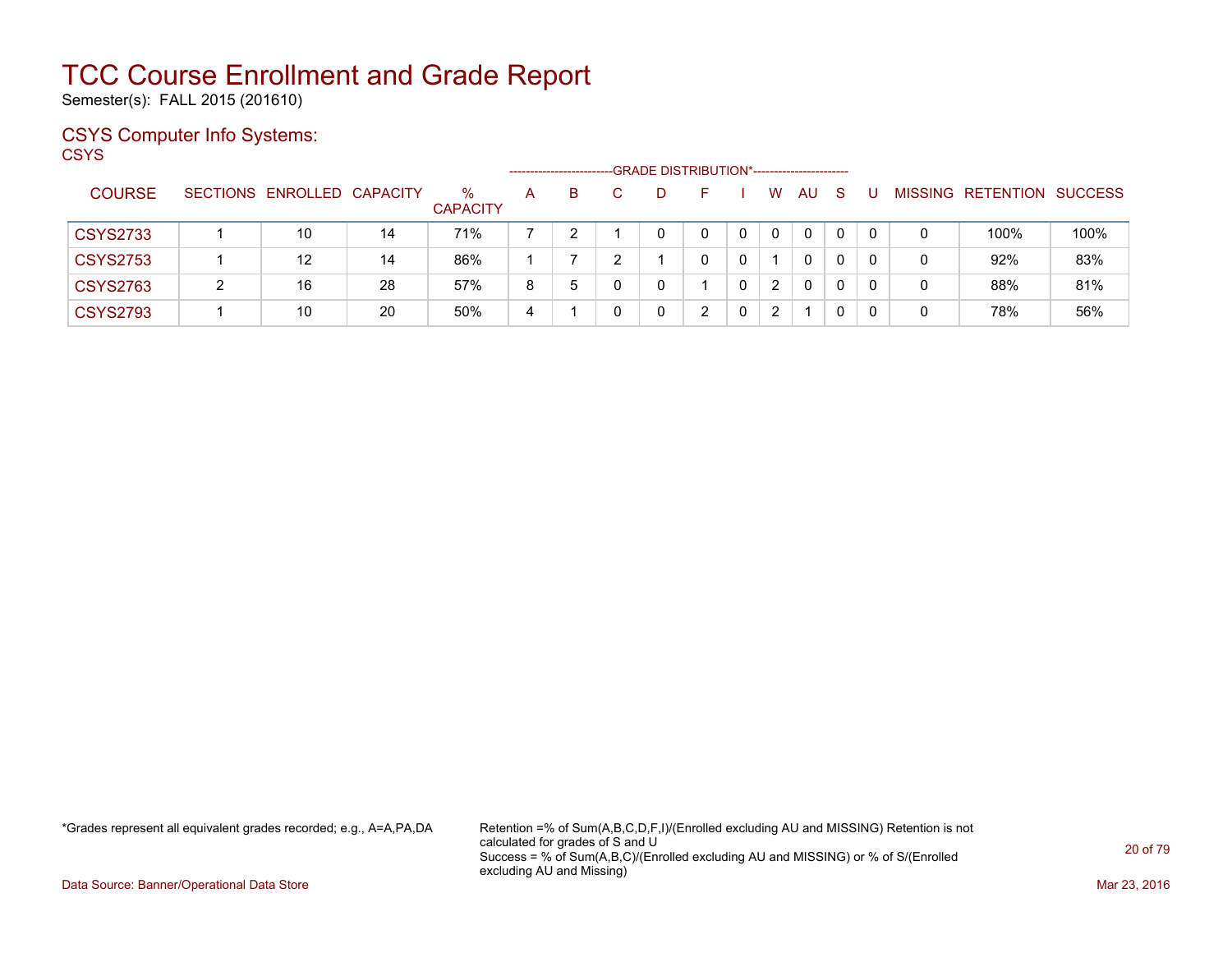# TCC Course Enrollment and Grade Report

Semester(s): FALL 2015 (201610)

## CSYS Computer Info Systems:

CSYS

| COURSE | SECTIONS | ENROLLED | CAPACITY | % CAPACITY | A | B | C | D | F | I | W | AU | S | U | MISSING | RETENTION | SUCCESS |
|---|---|---|---|---|---|---|---|---|---|---|---|---|---|---|---|---|---|
| | | | | | GRADE DISTRIBUTION* | | | | | | | | | | | | |
| CSYS2733 | 1 | 10 | 14 | 71% | 7 | 2 | 1 | 0 | 0 | 0 | 0 | 0 | 0 | 0 | 0 | 100% | 100% |
| CSYS2753 | 1 | 12 | 14 | 86% | 1 | 7 | 2 | 1 | 0 | 0 | 1 | 0 | 0 | 0 | 0 | 92% | 83% |
| CSYS2763 | 2 | 16 | 28 | 57% | 8 | 5 | 0 | 0 | 1 | 0 | 2 | 0 | 0 | 0 | 0 | 88% | 81% |
| CSYS2793 | 1 | 10 | 20 | 50% | 4 | 1 | 0 | 0 | 2 | 0 | 2 | 1 | 0 | 0 | 0 | 78% | 56% |

*Grades represent all equivalent grades recorded; e.g., A=A,PA,DA

Retention =% of Sum(A,B,C,D,F,I)/(Enrolled excluding AU and MISSING) Retention is not calculated for grades of S and U

Success = % of Sum(A,B,C)/(Enrolled excluding AU and MISSING) or % of S/(Enrolled excluding AU and Missing)

Data Source: Banner/Operational Data Store

Mar 23, 2016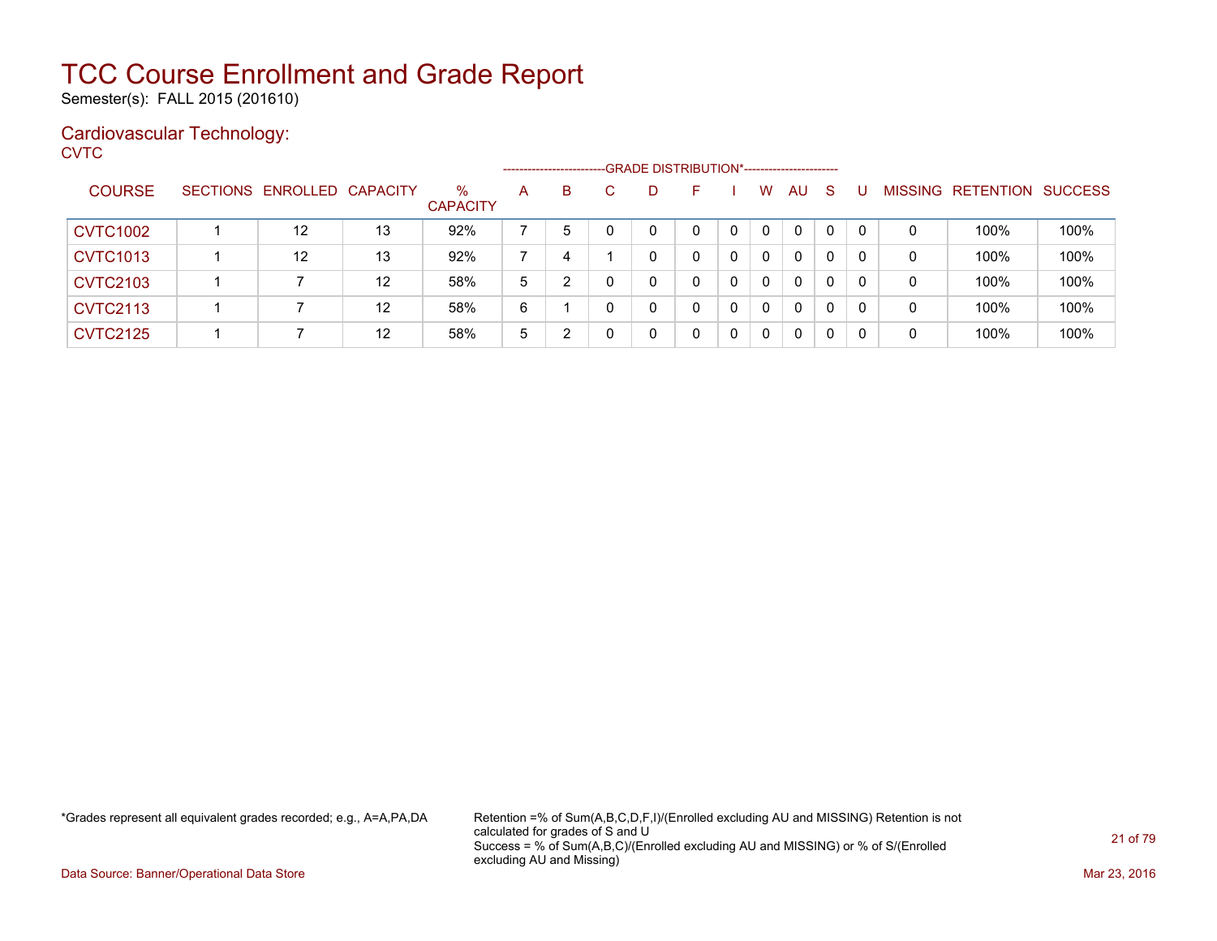# TCC Course Enrollment and Grade Report

Semester(s): FALL 2015 (201610)

## Cardiovascular Technology:

CVTC

| COURSE | SECTIONS | ENROLLED | CAPACITY | % CAPACITY | A | B | C | D | F | I | W | AU | S | U | MISSING | RETENTION | SUCCESS |
|---|---|---|---|---|---|---|---|---|---|---|---|---|---|---|---|---|---|
| | | | | | GRADE DISTRIBUTION* | | | | | | | | | | | | |
| CVTC1002 | 1 | 12 | 13 | 92% | 7 | 5 | 0 | 0 | 0 | 0 | 0 | 0 | 0 | 0 | 0 | 100% | 100% |
| CVTC1013 | 1 | 12 | 13 | 92% | 7 | 4 | 1 | 0 | 0 | 0 | 0 | 0 | 0 | 0 | 0 | 100% | 100% |
| CVTC2103 | 1 | 7 | 12 | 58% | 5 | 2 | 0 | 0 | 0 | 0 | 0 | 0 | 0 | 0 | 0 | 100% | 100% |
| CVTC2113 | 1 | 7 | 12 | 58% | 6 | 1 | 0 | 0 | 0 | 0 | 0 | 0 | 0 | 0 | 0 | 100% | 100% |
| CVTC2125 | 1 | 7 | 12 | 58% | 5 | 2 | 0 | 0 | 0 | 0 | 0 | 0 | 0 | 0 | 0 | 100% | 100% |

*Grades represent all equivalent grades recorded; e.g., A=A,PA,DA

Retention =% of Sum(A,B,C,D,F,I)/(Enrolled excluding AU and MISSING) Retention is not calculated for grades of S and U

Success = % of Sum(A,B,C)/(Enrolled excluding AU and MISSING) or % of S/(Enrolled excluding AU and Missing)

Data Source: Banner/Operational Data Store

Mar 23, 2016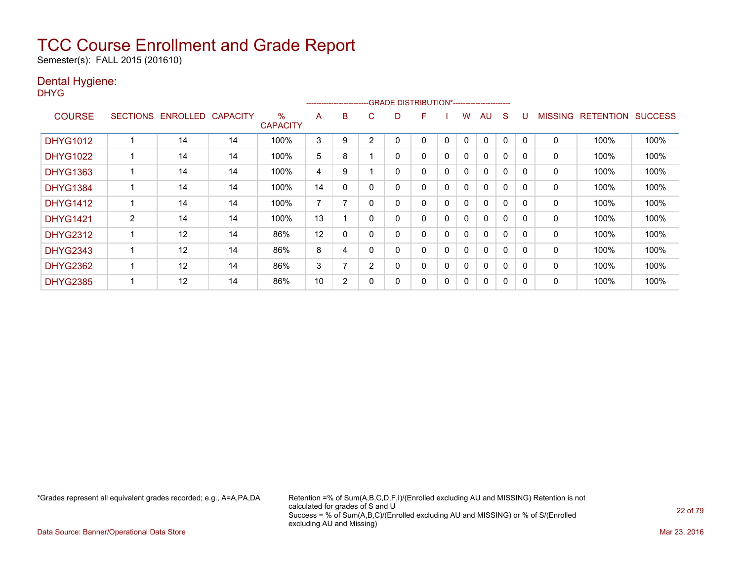# TCC Course Enrollment and Grade Report

Semester(s): FALL 2015 (201610)

## Dental Hygiene:

DHYG

| COURSE | SECTIONS | ENROLLED | CAPACITY | % CAPACITY | A | B | C | D | F | I | W | AU | S | U | MISSING | RETENTION | SUCCESS |
|---|---|---|---|---|---|---|---|---|---|---|---|---|---|---|---|---|---|
| | | | | | GRADE DISTRIBUTION* | | | | | | | | | | | | |
| DHYG1012 | 1 | 14 | 14 | 100% | 3 | 9 | 2 | 0 | 0 | 0 | 0 | 0 | 0 | 0 | 0 | 100% | 100% |
| DHYG1022 | 1 | 14 | 14 | 100% | 5 | 8 | 1 | 0 | 0 | 0 | 0 | 0 | 0 | 0 | 0 | 100% | 100% |
| DHYG1363 | 1 | 14 | 14 | 100% | 4 | 9 | 1 | 0 | 0 | 0 | 0 | 0 | 0 | 0 | 0 | 100% | 100% |
| DHYG1384 | 1 | 14 | 14 | 100% | 14 | 0 | 0 | 0 | 0 | 0 | 0 | 0 | 0 | 0 | 0 | 100% | 100% |
| DHYG1412 | 1 | 14 | 14 | 100% | 7 | 7 | 0 | 0 | 0 | 0 | 0 | 0 | 0 | 0 | 0 | 100% | 100% |
| DHYG1421 | 2 | 14 | 14 | 100% | 13 | 1 | 0 | 0 | 0 | 0 | 0 | 0 | 0 | 0 | 0 | 100% | 100% |
| DHYG2312 | 1 | 12 | 14 | 86% | 12 | 0 | 0 | 0 | 0 | 0 | 0 | 0 | 0 | 0 | 0 | 100% | 100% |
| DHYG2343 | 1 | 12 | 14 | 86% | 8 | 4 | 0 | 0 | 0 | 0 | 0 | 0 | 0 | 0 | 0 | 100% | 100% |
| DHYG2362 | 1 | 12 | 14 | 86% | 3 | 7 | 2 | 0 | 0 | 0 | 0 | 0 | 0 | 0 | 0 | 100% | 100% |
| DHYG2385 | 1 | 12 | 14 | 86% | 10 | 2 | 0 | 0 | 0 | 0 | 0 | 0 | 0 | 0 | 0 | 100% | 100% |

*Grades represent all equivalent grades recorded; e.g., A=A,PA,DA

Retention =% of Sum(A,B,C,D,F,I)/(Enrolled excluding AU and MISSING) Retention is not calculated for grades of S and U
Success = % of Sum(A,B,C)/(Enrolled excluding AU and MISSING) or % of S/(Enrolled excluding AU and Missing)

Data Source: Banner/Operational Data Store

Mar 23, 2016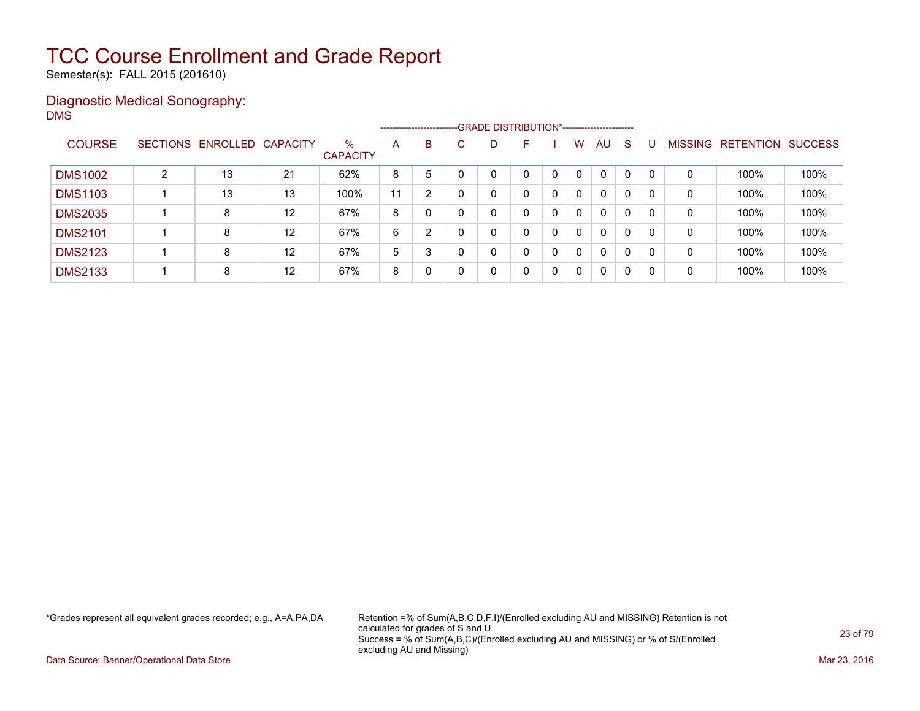# TCC Course Enrollment and Grade Report

Semester(s): FALL 2015 (201610)

## Diagnostic Medical Sonography:

DMS

| COURSE | SECTIONS | ENROLLED | CAPACITY | % CAPACITY | A | B | C | D | F | I | W | AU | S | U | MISSING | RETENTION | SUCCESS |
|---|---|---|---|---|---|---|---|---|---|---|---|---|---|---|---|---|---|
| | | | | | GRADE DISTRIBUTION* | | | | | | | | | | | | |
| DMS1002 | 2 | 13 | 21 | 62% | 8 | 5 | 0 | 0 | 0 | 0 | 0 | 0 | 0 | 0 | 0 | 100% | 100% |
| DMS1103 | 1 | 13 | 13 | 100% | 11 | 2 | 0 | 0 | 0 | 0 | 0 | 0 | 0 | 0 | 0 | 100% | 100% |
| DMS2035 | 1 | 8 | 12 | 67% | 8 | 0 | 0 | 0 | 0 | 0 | 0 | 0 | 0 | 0 | 0 | 100% | 100% |
| DMS2101 | 1 | 8 | 12 | 67% | 6 | 2 | 0 | 0 | 0 | 0 | 0 | 0 | 0 | 0 | 0 | 100% | 100% |
| DMS2123 | 1 | 8 | 12 | 67% | 5 | 3 | 0 | 0 | 0 | 0 | 0 | 0 | 0 | 0 | 0 | 100% | 100% |
| DMS2133 | 1 | 8 | 12 | 67% | 8 | 0 | 0 | 0 | 0 | 0 | 0 | 0 | 0 | 0 | 0 | 100% | 100% |

*Grades represent all equivalent grades recorded; e.g., A=A,PA,DA

Retention =% of Sum(A,B,C,D,F,I)/(Enrolled excluding AU and MISSING) Retention is not calculated for grades of S and U
Success = % of Sum(A,B,C)/(Enrolled excluding AU and MISSING) or % of S/(Enrolled excluding AU and Missing)

Data Source: Banner/Operational Data Store

Mar 23, 2016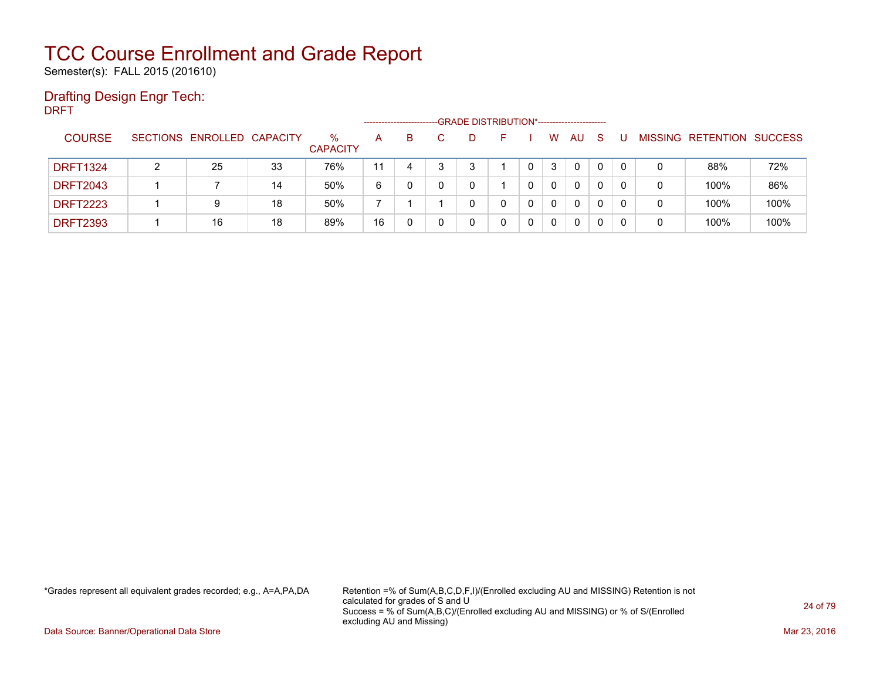# TCC Course Enrollment and Grade Report

Semester(s): FALL 2015 (201610)

## Drafting Design Engr Tech:

DRFT

| COURSE | SECTIONS | ENROLLED | CAPACITY | % CAPACITY | A | B | C | D | F | I | W | AU | S | U | MISSING | RETENTION | SUCCESS |
|---|---|---|---|---|---|---|---|---|---|---|---|---|---|---|---|---|---|
| | | | | | GRADE DISTRIBUTION* | | | | | | | | | | | | |
| DRFT1324 | 2 | 25 | 33 | 76% | 11 | 4 | 3 | 3 | 1 | 0 | 3 | 0 | 0 | 0 | 0 | 88% | 72% |
| DRFT2043 | 1 | 7 | 14 | 50% | 6 | 0 | 0 | 0 | 1 | 0 | 0 | 0 | 0 | 0 | 0 | 100% | 86% |
| DRFT2223 | 1 | 9 | 18 | 50% | 7 | 1 | 1 | 0 | 0 | 0 | 0 | 0 | 0 | 0 | 0 | 100% | 100% |
| DRFT2393 | 1 | 16 | 18 | 89% | 16 | 0 | 0 | 0 | 0 | 0 | 0 | 0 | 0 | 0 | 0 | 100% | 100% |

*Grades represent all equivalent grades recorded; e.g., A=A,PA,DA

Retention =% of Sum(A,B,C,D,F,I)/(Enrolled excluding AU and MISSING) Retention is not calculated for grades of S and U
Success = % of Sum(A,B,C)/(Enrolled excluding AU and MISSING) or % of S/(Enrolled excluding AU and Missing)

Data Source: Banner/Operational Data Store

Mar 23, 2016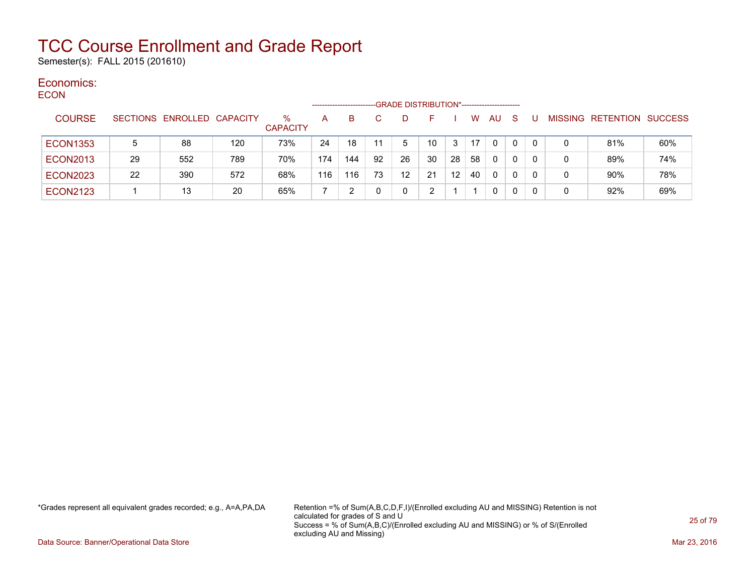# TCC Course Enrollment and Grade Report

Semester(s): FALL 2015 (201610)

## Economics:

ECON

| COURSE | SECTIONS | ENROLLED | CAPACITY | % CAPACITY | GRADE DISTRIBUTION* | | | | | | | | | | MISSING | RETENTION | SUCCESS |
|---|---|---|---|---|---|---|---|---|---|---|---|---|---|---|---|---|---|
| | | | | | A | B | C | D | F | I | W | AU | S | U | | | |
| ECON1353 | 5 | 88 | 120 | 73% | 24 | 18 | 11 | 5 | 10 | 3 | 17 | 0 | 0 | 0 | 0 | 81% | 60% |
| ECON2013 | 29 | 552 | 789 | 70% | 174 | 144 | 92 | 26 | 30 | 28 | 58 | 0 | 0 | 0 | 0 | 89% | 74% |
| ECON2023 | 22 | 390 | 572 | 68% | 116 | 116 | 73 | 12 | 21 | 12 | 40 | 0 | 0 | 0 | 0 | 90% | 78% |
| ECON2123 | 1 | 13 | 20 | 65% | 7 | 2 | 0 | 0 | 2 | 1 | 1 | 0 | 0 | 0 | 0 | 92% | 69% |

*Grades represent all equivalent grades recorded; e.g., A=A,PA,DA

Retention =% of Sum(A,B,C,D,F,I)/(Enrolled excluding AU and MISSING) Retention is not calculated for grades of S and U
Success = % of Sum(A,B,C)/(Enrolled excluding AU and MISSING) or % of S/(Enrolled excluding AU and Missing)

Data Source: Banner/Operational Data Store

Mar 23, 2016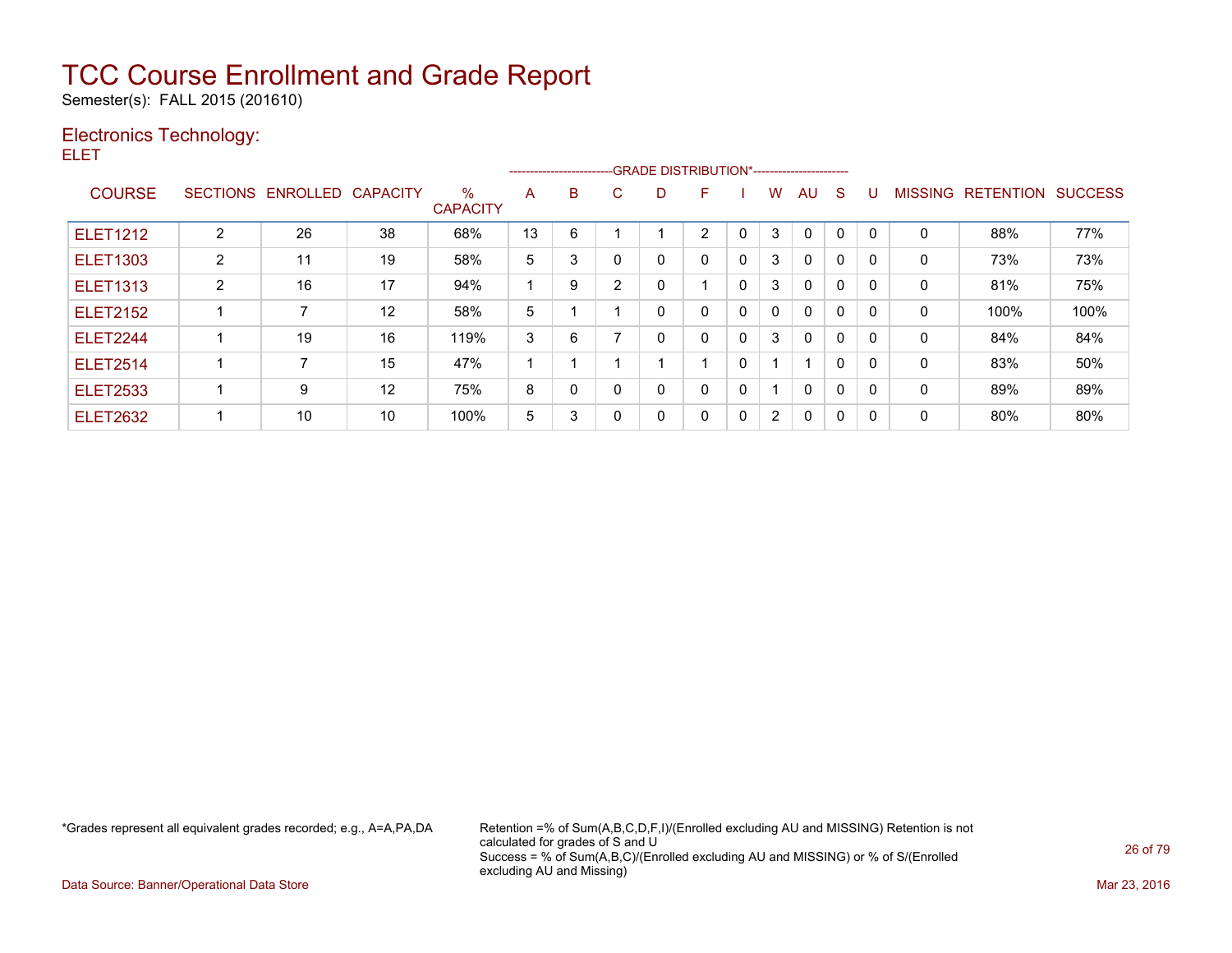# TCC Course Enrollment and Grade Report

Semester(s): FALL 2015 (201610)

## Electronics Technology:

ELET

| COURSE | SECTIONS | ENROLLED | CAPACITY | % CAPACITY | A | B | C | D | F | I | W | AU | S | U | MISSING | RETENTION | SUCCESS |
|---|---|---|---|---|---|---|---|---|---|---|---|---|---|---|---|---|---|
| | | | | | GRADE DISTRIBUTION* | | | | | | | | | | | | |
| ELET1212 | 2 | 26 | 38 | 68% | 13 | 6 | 1 | 1 | 2 | 0 | 3 | 0 | 0 | 0 | 0 | 88% | 77% |
| ELET1303 | 2 | 11 | 19 | 58% | 5 | 3 | 0 | 0 | 0 | 0 | 3 | 0 | 0 | 0 | 0 | 73% | 73% |
| ELET1313 | 2 | 16 | 17 | 94% | 1 | 9 | 2 | 0 | 1 | 0 | 3 | 0 | 0 | 0 | 0 | 81% | 75% |
| ELET2152 | 1 | 7 | 12 | 58% | 5 | 1 | 1 | 0 | 0 | 0 | 0 | 0 | 0 | 0 | 0 | 100% | 100% |
| ELET2244 | 1 | 19 | 16 | 119% | 3 | 6 | 7 | 0 | 0 | 0 | 3 | 0 | 0 | 0 | 0 | 84% | 84% |
| ELET2514 | 1 | 7 | 15 | 47% | 1 | 1 | 1 | 1 | 1 | 0 | 1 | 1 | 0 | 0 | 0 | 83% | 50% |
| ELET2533 | 1 | 9 | 12 | 75% | 8 | 0 | 0 | 0 | 0 | 0 | 1 | 0 | 0 | 0 | 0 | 89% | 89% |
| ELET2632 | 1 | 10 | 10 | 100% | 5 | 3 | 0 | 0 | 0 | 0 | 2 | 0 | 0 | 0 | 0 | 80% | 80% |

*Grades represent all equivalent grades recorded; e.g., A=A,PA,DA

Retention =% of Sum(A,B,C,D,F,I)/(Enrolled excluding AU and MISSING) Retention is not calculated for grades of S and U
Success = % of Sum(A,B,C)/(Enrolled excluding AU and MISSING) or % of S/(Enrolled excluding AU and Missing)

Data Source: Banner/Operational Data Store

Mar 23, 2016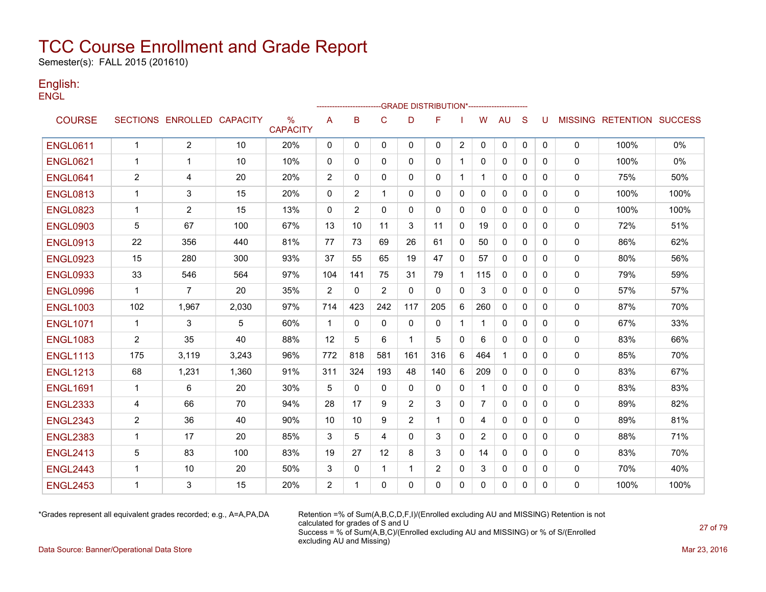# TCC Course Enrollment and Grade Report

Semester(s): FALL 2015 (201610)

## English:

ENGL

| COURSE | SECTIONS | ENROLLED | CAPACITY | % CAPACITY | GRADE DISTRIBUTION* A | B | C | D | F | I | W | AU | S | U | MISSING | RETENTION | SUCCESS |
|---|---|---|---|---|---|---|---|---|---|---|---|---|---|---|---|---|---|
| ENGL0611 | 1 | 2 | 10 | 20% | 0 | 0 | 0 | 0 | 0 | 2 | 0 | 0 | 0 | 0 | 0 | 100% | 0% |
| ENGL0621 | 1 | 1 | 10 | 10% | 0 | 0 | 0 | 0 | 0 | 1 | 0 | 0 | 0 | 0 | 0 | 100% | 0% |
| ENGL0641 | 2 | 4 | 20 | 20% | 2 | 0 | 0 | 0 | 0 | 1 | 1 | 0 | 0 | 0 | 0 | 75% | 50% |
| ENGL0813 | 1 | 3 | 15 | 20% | 0 | 2 | 1 | 0 | 0 | 0 | 0 | 0 | 0 | 0 | 0 | 100% | 100% |
| ENGL0823 | 1 | 2 | 15 | 13% | 0 | 2 | 0 | 0 | 0 | 0 | 0 | 0 | 0 | 0 | 0 | 100% | 100% |
| ENGL0903 | 5 | 67 | 100 | 67% | 13 | 10 | 11 | 3 | 11 | 0 | 19 | 0 | 0 | 0 | 0 | 72% | 51% |
| ENGL0913 | 22 | 356 | 440 | 81% | 77 | 73 | 69 | 26 | 61 | 0 | 50 | 0 | 0 | 0 | 0 | 86% | 62% |
| ENGL0923 | 15 | 280 | 300 | 93% | 37 | 55 | 65 | 19 | 47 | 0 | 57 | 0 | 0 | 0 | 0 | 80% | 56% |
| ENGL0933 | 33 | 546 | 564 | 97% | 104 | 141 | 75 | 31 | 79 | 1 | 115 | 0 | 0 | 0 | 0 | 79% | 59% |
| ENGL0996 | 1 | 7 | 20 | 35% | 2 | 0 | 2 | 0 | 0 | 0 | 3 | 0 | 0 | 0 | 0 | 57% | 57% |
| ENGL1003 | 102 | 1,967 | 2,030 | 97% | 714 | 423 | 242 | 117 | 205 | 6 | 260 | 0 | 0 | 0 | 0 | 87% | 70% |
| ENGL1071 | 1 | 3 | 5 | 60% | 1 | 0 | 0 | 0 | 0 | 1 | 1 | 0 | 0 | 0 | 0 | 67% | 33% |
| ENGL1083 | 2 | 35 | 40 | 88% | 12 | 5 | 6 | 1 | 5 | 0 | 6 | 0 | 0 | 0 | 0 | 83% | 66% |
| ENGL1113 | 175 | 3,119 | 3,243 | 96% | 772 | 818 | 581 | 161 | 316 | 6 | 464 | 1 | 0 | 0 | 0 | 85% | 70% |
| ENGL1213 | 68 | 1,231 | 1,360 | 91% | 311 | 324 | 193 | 48 | 140 | 6 | 209 | 0 | 0 | 0 | 0 | 83% | 67% |
| ENGL1691 | 1 | 6 | 20 | 30% | 5 | 0 | 0 | 0 | 0 | 0 | 1 | 0 | 0 | 0 | 0 | 83% | 83% |
| ENGL2333 | 4 | 66 | 70 | 94% | 28 | 17 | 9 | 2 | 3 | 0 | 7 | 0 | 0 | 0 | 0 | 89% | 82% |
| ENGL2343 | 2 | 36 | 40 | 90% | 10 | 10 | 9 | 2 | 1 | 0 | 4 | 0 | 0 | 0 | 0 | 89% | 81% |
| ENGL2383 | 1 | 17 | 20 | 85% | 3 | 5 | 4 | 0 | 3 | 0 | 2 | 0 | 0 | 0 | 0 | 88% | 71% |
| ENGL2413 | 5 | 83 | 100 | 83% | 19 | 27 | 12 | 8 | 3 | 0 | 14 | 0 | 0 | 0 | 0 | 83% | 70% |
| ENGL2443 | 1 | 10 | 20 | 50% | 3 | 0 | 1 | 1 | 2 | 0 | 3 | 0 | 0 | 0 | 0 | 70% | 40% |
| ENGL2453 | 1 | 3 | 15 | 20% | 2 | 1 | 0 | 0 | 0 | 0 | 0 | 0 | 0 | 0 | 0 | 100% | 100% |

*Grades represent all equivalent grades recorded; e.g., A=A,PA,DA

Retention =% of Sum(A,B,C,D,F,I)/(Enrolled excluding AU and MISSING) Retention is not calculated for grades of S and U
Success = % of Sum(A,B,C)/(Enrolled excluding AU and MISSING) or % of S/(Enrolled excluding AU and Missing)

Data Source: Banner/Operational Data Store

Mar 23, 2016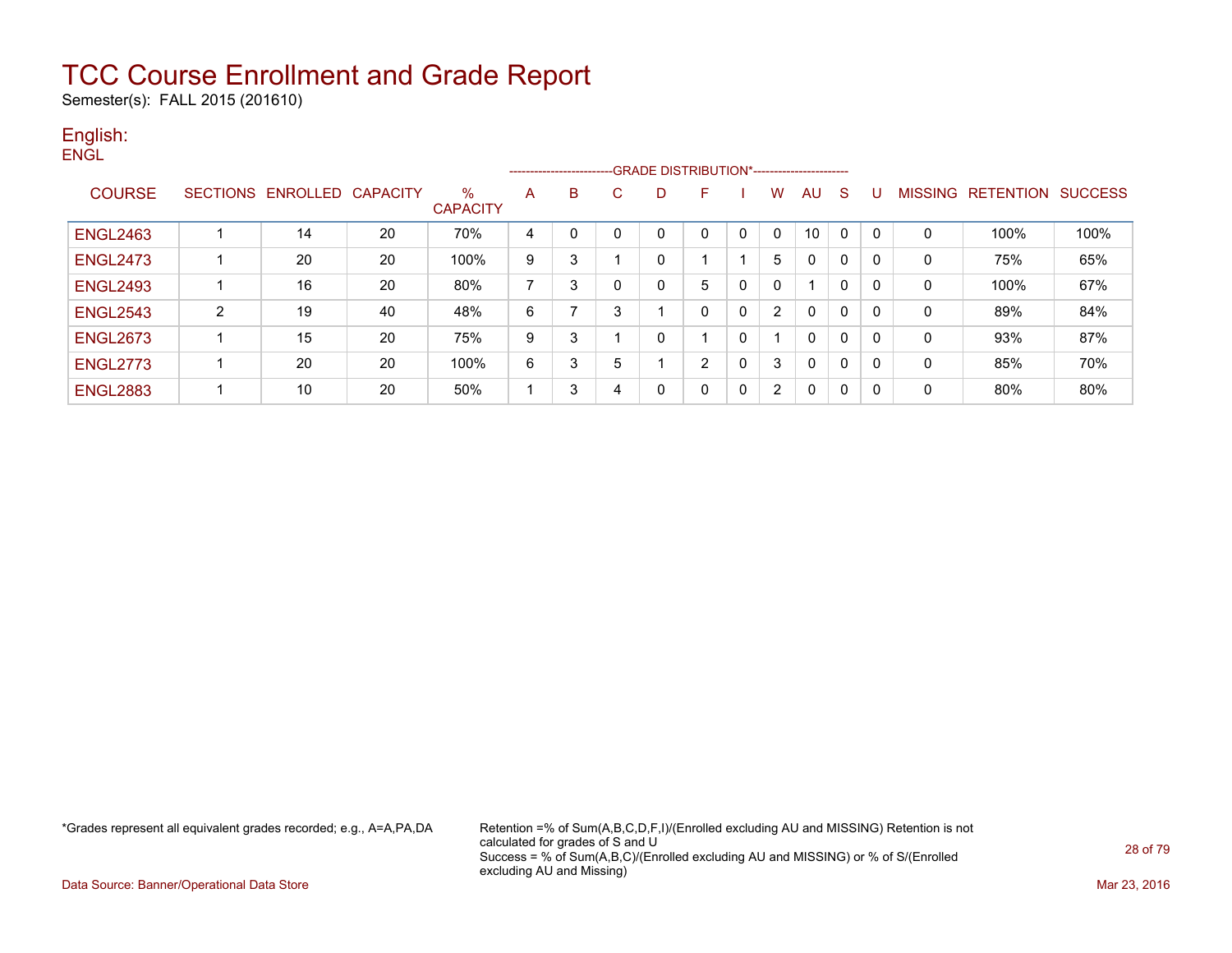# TCC Course Enrollment and Grade Report

Semester(s): FALL 2015 (201610)

## English:

ENGL

| COURSE | SECTIONS | ENROLLED | CAPACITY | % CAPACITY | A | B | C | D | F | I | W | AU | S | U | MISSING | RETENTION | SUCCESS |
|---|---|---|---|---|---|---|---|---|---|---|---|---|---|---|---|---|---|
| | | | | | GRADE DISTRIBUTION* | | | | | | | | | | | | |
| ENGL2463 | 1 | 14 | 20 | 70% | 4 | 0 | 0 | 0 | 0 | 0 | 0 | 10 | 0 | 0 | 0 | 100% | 100% |
| ENGL2473 | 1 | 20 | 20 | 100% | 9 | 3 | 1 | 0 | 1 | 1 | 5 | 0 | 0 | 0 | 0 | 75% | 65% |
| ENGL2493 | 1 | 16 | 20 | 80% | 7 | 3 | 0 | 0 | 5 | 0 | 0 | 1 | 0 | 0 | 0 | 100% | 67% |
| ENGL2543 | 2 | 19 | 40 | 48% | 6 | 7 | 3 | 1 | 0 | 0 | 2 | 0 | 0 | 0 | 0 | 89% | 84% |
| ENGL2673 | 1 | 15 | 20 | 75% | 9 | 3 | 1 | 0 | 1 | 0 | 1 | 0 | 0 | 0 | 0 | 93% | 87% |
| ENGL2773 | 1 | 20 | 20 | 100% | 6 | 3 | 5 | 1 | 2 | 0 | 3 | 0 | 0 | 0 | 0 | 85% | 70% |
| ENGL2883 | 1 | 10 | 20 | 50% | 1 | 3 | 4 | 0 | 0 | 0 | 2 | 0 | 0 | 0 | 0 | 80% | 80% |

*Grades represent all equivalent grades recorded; e.g., A=A,PA,DA

Retention =% of Sum(A,B,C,D,F,I)/(Enrolled excluding AU and MISSING) Retention is not calculated for grades of S and U
Success = % of Sum(A,B,C)/(Enrolled excluding AU and MISSING) or % of S/(Enrolled excluding AU and Missing)

Data Source: Banner/Operational Data Store

Mar 23, 2016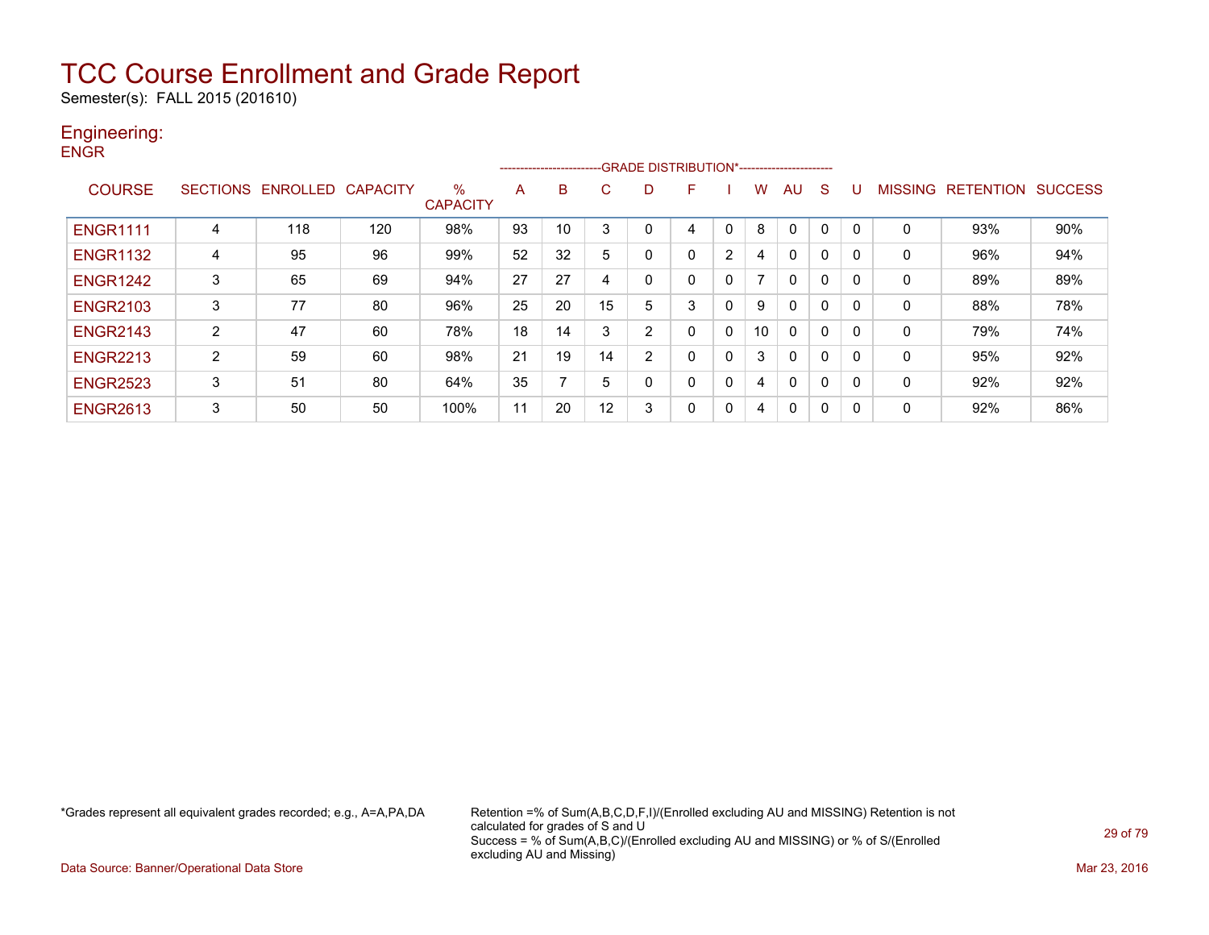# TCC Course Enrollment and Grade Report

Semester(s): FALL 2015 (201610)

## Engineering:

ENGR

| COURSE | SECTIONS | ENROLLED | CAPACITY | % CAPACITY | GRADE DISTRIBUTION* A | B | C | D | F | I | W | AU | S | U | MISSING | RETENTION | SUCCESS |
|---|---|---|---|---|---|---|---|---|---|---|---|---|---|---|---|---|---|
| ENGR1111 | 4 | 118 | 120 | 98% | 93 | 10 | 3 | 0 | 4 | 0 | 8 | 0 | 0 | 0 | 0 | 93% | 90% |
| ENGR1132 | 4 | 95 | 96 | 99% | 52 | 32 | 5 | 0 | 0 | 2 | 4 | 0 | 0 | 0 | 0 | 96% | 94% |
| ENGR1242 | 3 | 65 | 69 | 94% | 27 | 27 | 4 | 0 | 0 | 0 | 7 | 0 | 0 | 0 | 0 | 89% | 89% |
| ENGR2103 | 3 | 77 | 80 | 96% | 25 | 20 | 15 | 5 | 3 | 0 | 9 | 0 | 0 | 0 | 0 | 88% | 78% |
| ENGR2143 | 2 | 47 | 60 | 78% | 18 | 14 | 3 | 2 | 0 | 0 | 10 | 0 | 0 | 0 | 0 | 79% | 74% |
| ENGR2213 | 2 | 59 | 60 | 98% | 21 | 19 | 14 | 2 | 0 | 0 | 3 | 0 | 0 | 0 | 0 | 95% | 92% |
| ENGR2523 | 3 | 51 | 80 | 64% | 35 | 7 | 5 | 0 | 0 | 0 | 4 | 0 | 0 | 0 | 0 | 92% | 92% |
| ENGR2613 | 3 | 50 | 50 | 100% | 11 | 20 | 12 | 3 | 0 | 0 | 4 | 0 | 0 | 0 | 0 | 92% | 86% |

*Grades represent all equivalent grades recorded; e.g., A=A,PA,DA

Retention =% of Sum(A,B,C,D,F,I)/(Enrolled excluding AU and MISSING) Retention is not calculated for grades of S and U
Success = % of Sum(A,B,C)/(Enrolled excluding AU and MISSING) or % of S/(Enrolled excluding AU and Missing)

Data Source: Banner/Operational Data Store

Mar 23, 2016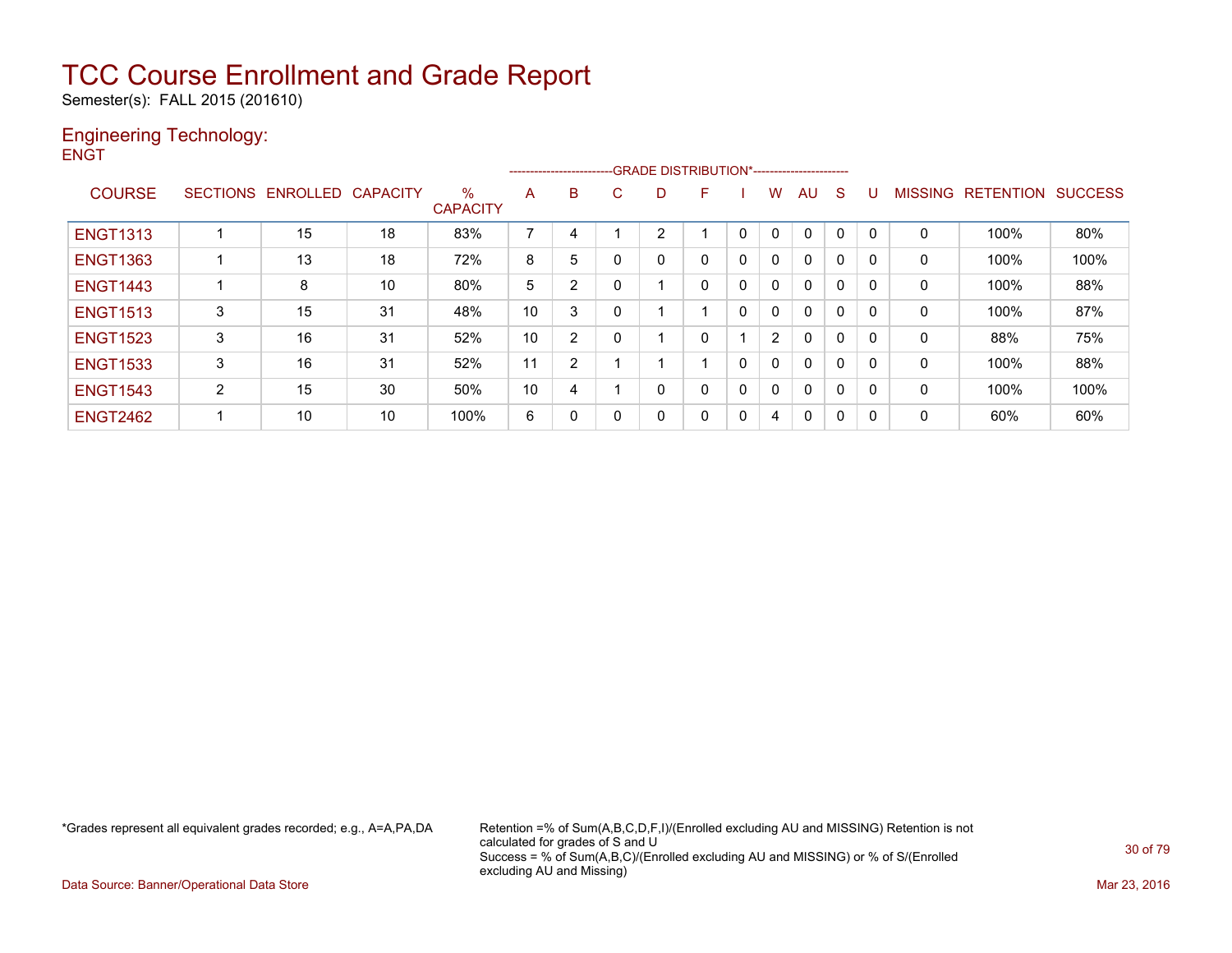# TCC Course Enrollment and Grade Report

Semester(s): FALL 2015 (201610)

## Engineering Technology:

ENGT

| COURSE | SECTIONS | ENROLLED | CAPACITY | % CAPACITY | A | B | C | D | F | I | W | AU | S | U | MISSING | RETENTION | SUCCESS |
|---|---|---|---|---|---|---|---|---|---|---|---|---|---|---|---|---|---|
| | | | | | GRADE DISTRIBUTION* | | | | | | | | | | | | |
| ENGT1313 | 1 | 15 | 18 | 83% | 7 | 4 | 1 | 2 | 1 | 0 | 0 | 0 | 0 | 0 | 0 | 100% | 80% |
| ENGT1363 | 1 | 13 | 18 | 72% | 8 | 5 | 0 | 0 | 0 | 0 | 0 | 0 | 0 | 0 | 0 | 100% | 100% |
| ENGT1443 | 1 | 8 | 10 | 80% | 5 | 2 | 0 | 1 | 0 | 0 | 0 | 0 | 0 | 0 | 0 | 100% | 88% |
| ENGT1513 | 3 | 15 | 31 | 48% | 10 | 3 | 0 | 1 | 1 | 0 | 0 | 0 | 0 | 0 | 0 | 100% | 87% |
| ENGT1523 | 3 | 16 | 31 | 52% | 10 | 2 | 0 | 1 | 0 | 1 | 2 | 0 | 0 | 0 | 0 | 88% | 75% |
| ENGT1533 | 3 | 16 | 31 | 52% | 11 | 2 | 1 | 1 | 1 | 0 | 0 | 0 | 0 | 0 | 0 | 100% | 88% |
| ENGT1543 | 2 | 15 | 30 | 50% | 10 | 4 | 1 | 0 | 0 | 0 | 0 | 0 | 0 | 0 | 0 | 100% | 100% |
| ENGT2462 | 1 | 10 | 10 | 100% | 6 | 0 | 0 | 0 | 0 | 0 | 4 | 0 | 0 | 0 | 0 | 60% | 60% |

*Grades represent all equivalent grades recorded; e.g., A=A,PA,DA

Retention =% of Sum(A,B,C,D,F,I)/(Enrolled excluding AU and MISSING) Retention is not calculated for grades of S and U
Success = % of Sum(A,B,C)/(Enrolled excluding AU and MISSING) or % of S/(Enrolled excluding AU and Missing)

Data Source: Banner/Operational Data Store

Mar 23, 2016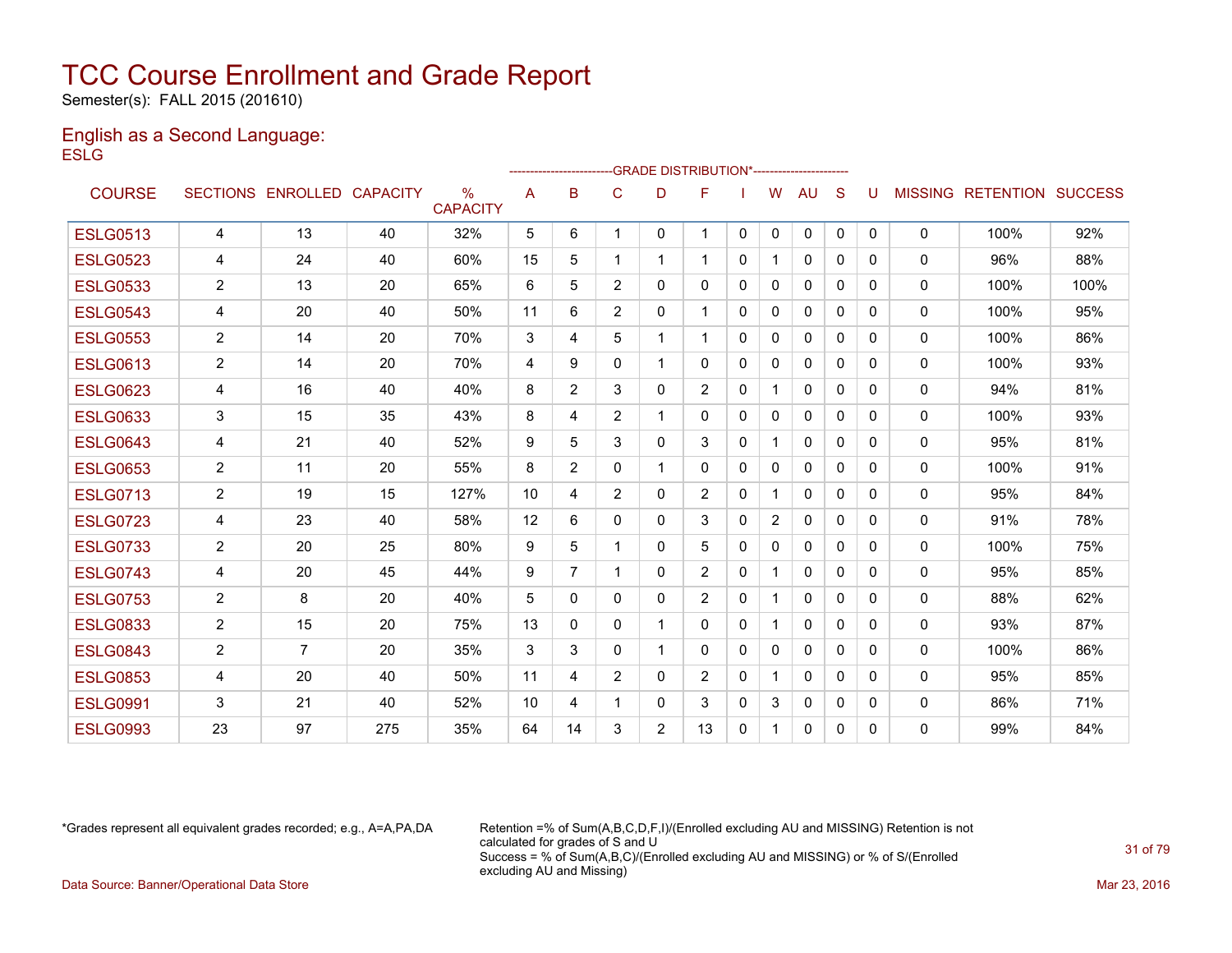# TCC Course Enrollment and Grade Report

Semester(s): FALL 2015 (201610)

## English as a Second Language:

ESLG

| COURSE | SECTIONS | ENROLLED | CAPACITY | % CAPACITY | A | B | C | D | F | I | W | AU | S | U | MISSING | RETENTION | SUCCESS |
|---|---|---|---|---|---|---|---|---|---|---|---|---|---|---|---|---|---|
| | | | | | GRADE DISTRIBUTION* | | | | | | | | | | | | |
| ESLG0513 | 4 | 13 | 40 | 32% | 5 | 6 | 1 | 0 | 1 | 0 | 0 | 0 | 0 | 0 | 0 | 100% | 92% |
| ESLG0523 | 4 | 24 | 40 | 60% | 15 | 5 | 1 | 1 | 1 | 0 | 1 | 0 | 0 | 0 | 0 | 96% | 88% |
| ESLG0533 | 2 | 13 | 20 | 65% | 6 | 5 | 2 | 0 | 0 | 0 | 0 | 0 | 0 | 0 | 0 | 100% | 100% |
| ESLG0543 | 4 | 20 | 40 | 50% | 11 | 6 | 2 | 0 | 1 | 0 | 0 | 0 | 0 | 0 | 0 | 100% | 95% |
| ESLG0553 | 2 | 14 | 20 | 70% | 3 | 4 | 5 | 1 | 1 | 0 | 0 | 0 | 0 | 0 | 0 | 100% | 86% |
| ESLG0613 | 2 | 14 | 20 | 70% | 4 | 9 | 0 | 1 | 0 | 0 | 0 | 0 | 0 | 0 | 0 | 100% | 93% |
| ESLG0623 | 4 | 16 | 40 | 40% | 8 | 2 | 3 | 0 | 2 | 0 | 1 | 0 | 0 | 0 | 0 | 94% | 81% |
| ESLG0633 | 3 | 15 | 35 | 43% | 8 | 4 | 2 | 1 | 0 | 0 | 0 | 0 | 0 | 0 | 0 | 100% | 93% |
| ESLG0643 | 4 | 21 | 40 | 52% | 9 | 5 | 3 | 0 | 3 | 0 | 1 | 0 | 0 | 0 | 0 | 95% | 81% |
| ESLG0653 | 2 | 11 | 20 | 55% | 8 | 2 | 0 | 1 | 0 | 0 | 0 | 0 | 0 | 0 | 0 | 100% | 91% |
| ESLG0713 | 2 | 19 | 15 | 127% | 10 | 4 | 2 | 0 | 2 | 0 | 1 | 0 | 0 | 0 | 0 | 95% | 84% |
| ESLG0723 | 4 | 23 | 40 | 58% | 12 | 6 | 0 | 0 | 3 | 0 | 2 | 0 | 0 | 0 | 0 | 91% | 78% |
| ESLG0733 | 2 | 20 | 25 | 80% | 9 | 5 | 1 | 0 | 5 | 0 | 0 | 0 | 0 | 0 | 0 | 100% | 75% |
| ESLG0743 | 4 | 20 | 45 | 44% | 9 | 7 | 1 | 0 | 2 | 0 | 1 | 0 | 0 | 0 | 0 | 95% | 85% |
| ESLG0753 | 2 | 8 | 20 | 40% | 5 | 0 | 0 | 0 | 2 | 0 | 1 | 0 | 0 | 0 | 0 | 88% | 62% |
| ESLG0833 | 2 | 15 | 20 | 75% | 13 | 0 | 0 | 1 | 0 | 0 | 1 | 0 | 0 | 0 | 0 | 93% | 87% |
| ESLG0843 | 2 | 7 | 20 | 35% | 3 | 3 | 0 | 1 | 0 | 0 | 0 | 0 | 0 | 0 | 0 | 100% | 86% |
| ESLG0853 | 4 | 20 | 40 | 50% | 11 | 4 | 2 | 0 | 2 | 0 | 1 | 0 | 0 | 0 | 0 | 95% | 85% |
| ESLG0991 | 3 | 21 | 40 | 52% | 10 | 4 | 1 | 0 | 3 | 0 | 3 | 0 | 0 | 0 | 0 | 86% | 71% |
| ESLG0993 | 23 | 97 | 275 | 35% | 64 | 14 | 3 | 2 | 13 | 0 | 1 | 0 | 0 | 0 | 0 | 99% | 84% |

*Grades represent all equivalent grades recorded; e.g., A=A,PA,DA

Retention =% of Sum(A,B,C,D,F,I)/(Enrolled excluding AU and MISSING) Retention is not calculated for grades of S and U
Success = % of Sum(A,B,C)/(Enrolled excluding AU and MISSING) or % of S/(Enrolled excluding AU and Missing)

Data Source: Banner/Operational Data Store

Mar 23, 2016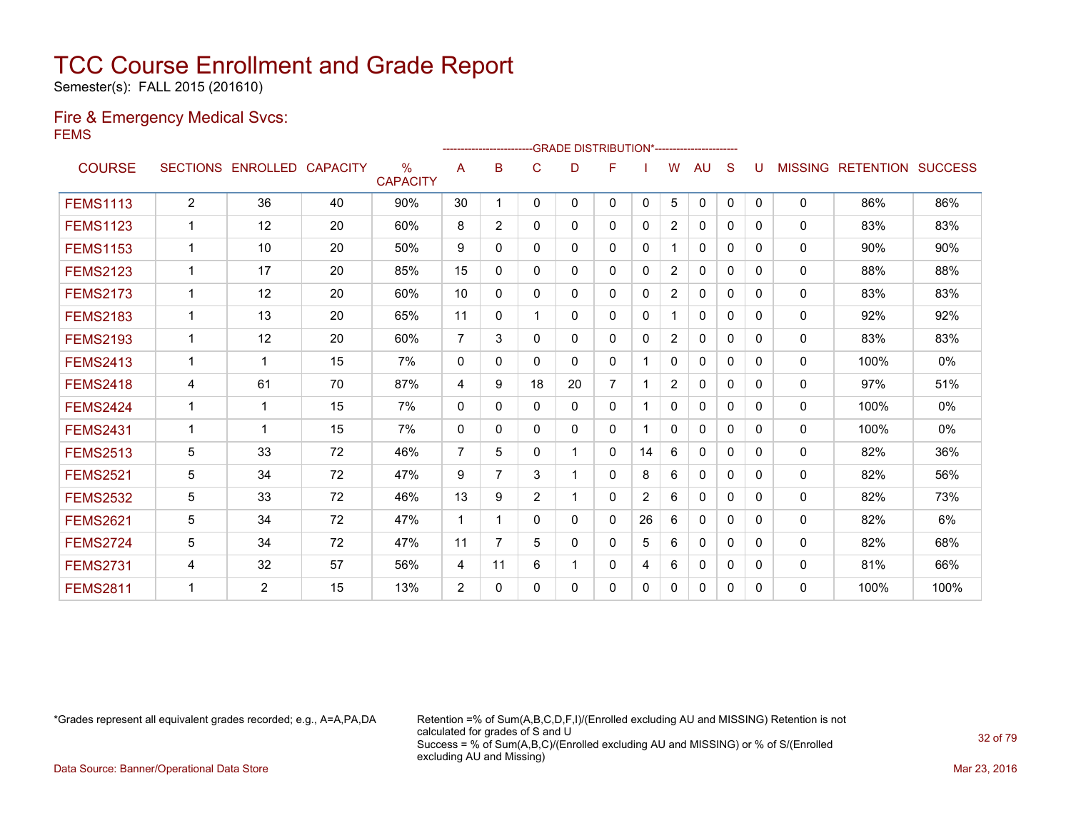# TCC Course Enrollment and Grade Report

Semester(s): FALL 2015 (201610)

## Fire & Emergency Medical Svcs:

FEMS

| COURSE | SECTIONS | ENROLLED | CAPACITY | % CAPACITY | A | B | C | D | F | I | W | AU | S | U | MISSING | RETENTION | SUCCESS |
|---|---|---|---|---|---|---|---|---|---|---|---|---|---|---|---|---|---|
| | | | | | -------------------------GRADE DISTRIBUTION*---------------------- | | | | | | | | | | | | |
| FEMS1113 | 2 | 36 | 40 | 90% | 30 | 1 | 0 | 0 | 0 | 0 | 5 | 0 | 0 | 0 | 0 | 86% | 86% |
| FEMS1123 | 1 | 12 | 20 | 60% | 8 | 2 | 0 | 0 | 0 | 0 | 2 | 0 | 0 | 0 | 0 | 83% | 83% |
| FEMS1153 | 1 | 10 | 20 | 50% | 9 | 0 | 0 | 0 | 0 | 0 | 1 | 0 | 0 | 0 | 0 | 90% | 90% |
| FEMS2123 | 1 | 17 | 20 | 85% | 15 | 0 | 0 | 0 | 0 | 0 | 2 | 0 | 0 | 0 | 0 | 88% | 88% |
| FEMS2173 | 1 | 12 | 20 | 60% | 10 | 0 | 0 | 0 | 0 | 0 | 2 | 0 | 0 | 0 | 0 | 83% | 83% |
| FEMS2183 | 1 | 13 | 20 | 65% | 11 | 0 | 1 | 0 | 0 | 0 | 1 | 0 | 0 | 0 | 0 | 92% | 92% |
| FEMS2193 | 1 | 12 | 20 | 60% | 7 | 3 | 0 | 0 | 0 | 0 | 2 | 0 | 0 | 0 | 0 | 83% | 83% |
| FEMS2413 | 1 | 1 | 15 | 7% | 0 | 0 | 0 | 0 | 0 | 1 | 0 | 0 | 0 | 0 | 0 | 100% | 0% |
| FEMS2418 | 4 | 61 | 70 | 87% | 4 | 9 | 18 | 20 | 7 | 1 | 2 | 0 | 0 | 0 | 0 | 97% | 51% |
| FEMS2424 | 1 | 1 | 15 | 7% | 0 | 0 | 0 | 0 | 0 | 1 | 0 | 0 | 0 | 0 | 0 | 100% | 0% |
| FEMS2431 | 1 | 1 | 15 | 7% | 0 | 0 | 0 | 0 | 0 | 1 | 0 | 0 | 0 | 0 | 0 | 100% | 0% |
| FEMS2513 | 5 | 33 | 72 | 46% | 7 | 5 | 0 | 1 | 0 | 14 | 6 | 0 | 0 | 0 | 0 | 82% | 36% |
| FEMS2521 | 5 | 34 | 72 | 47% | 9 | 7 | 3 | 1 | 0 | 8 | 6 | 0 | 0 | 0 | 0 | 82% | 56% |
| FEMS2532 | 5 | 33 | 72 | 46% | 13 | 9 | 2 | 1 | 0 | 2 | 6 | 0 | 0 | 0 | 0 | 82% | 73% |
| FEMS2621 | 5 | 34 | 72 | 47% | 1 | 1 | 0 | 0 | 0 | 26 | 6 | 0 | 0 | 0 | 0 | 82% | 6% |
| FEMS2724 | 5 | 34 | 72 | 47% | 11 | 7 | 5 | 0 | 0 | 5 | 6 | 0 | 0 | 0 | 0 | 82% | 68% |
| FEMS2731 | 4 | 32 | 57 | 56% | 4 | 11 | 6 | 1 | 0 | 4 | 6 | 0 | 0 | 0 | 0 | 81% | 66% |
| FEMS2811 | 1 | 2 | 15 | 13% | 2 | 0 | 0 | 0 | 0 | 0 | 0 | 0 | 0 | 0 | 0 | 100% | 100% |

*Grades represent all equivalent grades recorded; e.g., A=A,PA,DA

Retention =% of Sum(A,B,C,D,F,I)/(Enrolled excluding AU and MISSING) Retention is not calculated for grades of S and U
Success = % of Sum(A,B,C)/(Enrolled excluding AU and MISSING) or % of S/(Enrolled excluding AU and Missing)

Data Source: Banner/Operational Data Store

Mar 23, 2016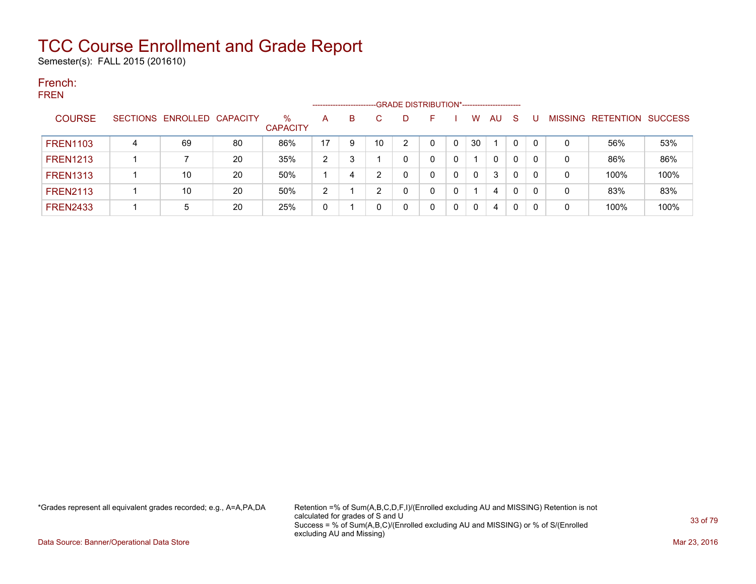# TCC Course Enrollment and Grade Report

Semester(s): FALL 2015 (201610)

## French:

FREN

| COURSE | SECTIONS | ENROLLED | CAPACITY | % CAPACITY | A | B | C | D | F | I | W | AU | S | U | MISSING | RETENTION | SUCCESS |
|---|---|---|---|---|---|---|---|---|---|---|---|---|---|---|---|---|---|
| | | | | | GRADE DISTRIBUTION* | | | | | | | | | | | | |
| FREN1103 | 4 | 69 | 80 | 86% | 17 | 9 | 10 | 2 | 0 | 0 | 30 | 1 | 0 | 0 | 0 | 56% | 53% |
| FREN1213 | 1 | 7 | 20 | 35% | 2 | 3 | 1 | 0 | 0 | 0 | 1 | 0 | 0 | 0 | 0 | 86% | 86% |
| FREN1313 | 1 | 10 | 20 | 50% | 1 | 4 | 2 | 0 | 0 | 0 | 0 | 3 | 0 | 0 | 0 | 100% | 100% |
| FREN2113 | 1 | 10 | 20 | 50% | 2 | 1 | 2 | 0 | 0 | 0 | 1 | 4 | 0 | 0 | 0 | 83% | 83% |
| FREN2433 | 1 | 5 | 20 | 25% | 0 | 1 | 0 | 0 | 0 | 0 | 0 | 4 | 0 | 0 | 0 | 100% | 100% |

*Grades represent all equivalent grades recorded; e.g., A=A,PA,DA

Retention =% of Sum(A,B,C,D,F,I)/(Enrolled excluding AU and MISSING) Retention is not calculated for grades of S and U
Success = % of Sum(A,B,C)/(Enrolled excluding AU and MISSING) or % of S/(Enrolled excluding AU and Missing)

Data Source: Banner/Operational Data Store

Mar 23, 2016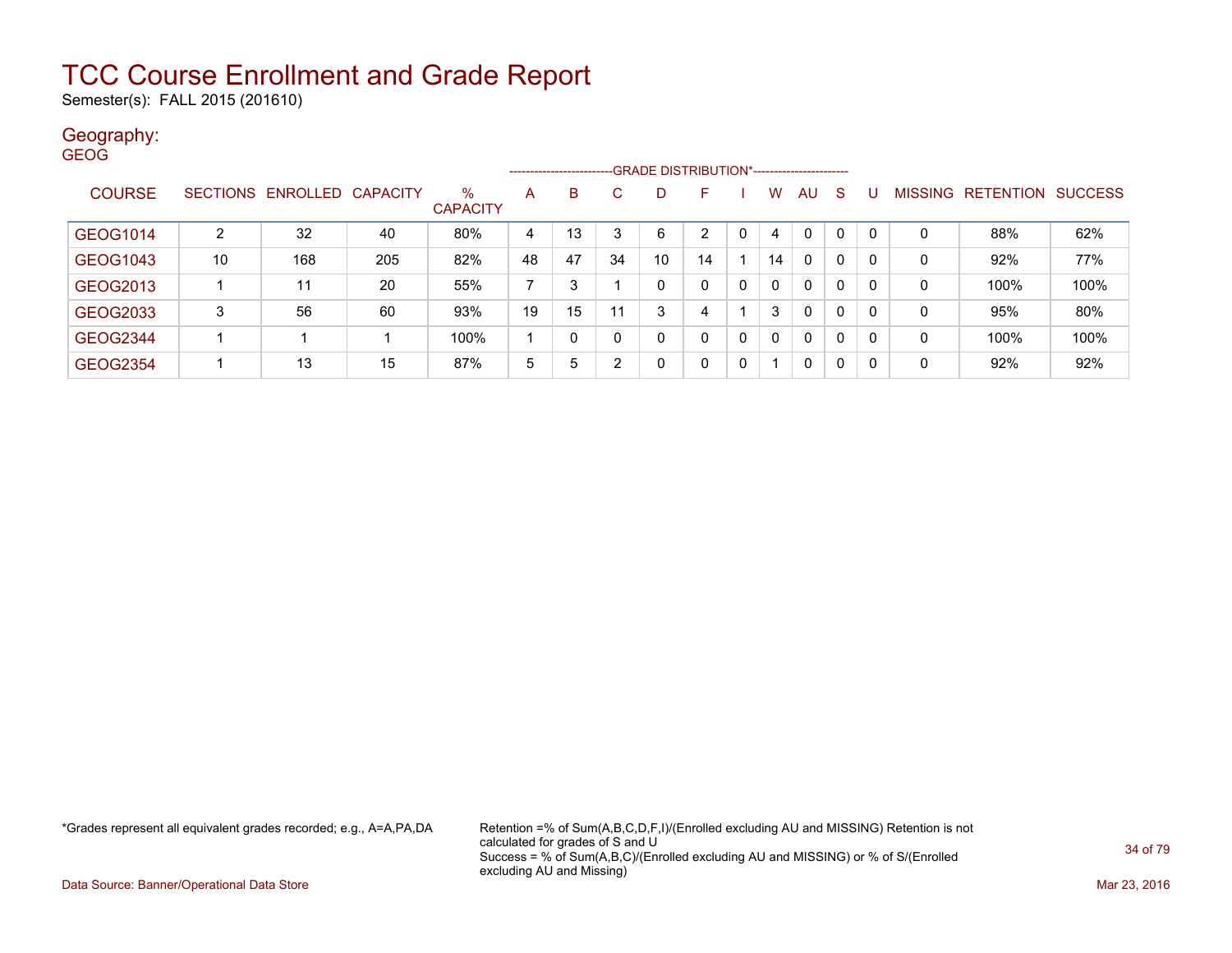# TCC Course Enrollment and Grade Report

Semester(s): FALL 2015 (201610)

## Geography:

### GEOG

| COURSE | SECTIONS | ENROLLED | CAPACITY | % CAPACITY | A | B | C | D | F | I | W | AU | S | U | MISSING | RETENTION | SUCCESS |
|---|---|---|---|---|---|---|---|---|---|---|---|---|---|---|---|---|---|
| | | | | | GRADE DISTRIBUTION* | | | | | | | | | | | | |
| GEOG1014 | 2 | 32 | 40 | 80% | 4 | 13 | 3 | 6 | 2 | 0 | 4 | 0 | 0 | 0 | 0 | 88% | 62% |
| GEOG1043 | 10 | 168 | 205 | 82% | 48 | 47 | 34 | 10 | 14 | 1 | 14 | 0 | 0 | 0 | 0 | 92% | 77% |
| GEOG2013 | 1 | 11 | 20 | 55% | 7 | 3 | 1 | 0 | 0 | 0 | 0 | 0 | 0 | 0 | 0 | 100% | 100% |
| GEOG2033 | 3 | 56 | 60 | 93% | 19 | 15 | 11 | 3 | 4 | 1 | 3 | 0 | 0 | 0 | 0 | 95% | 80% |
| GEOG2344 | 1 | 1 | 1 | 100% | 1 | 0 | 0 | 0 | 0 | 0 | 0 | 0 | 0 | 0 | 0 | 100% | 100% |
| GEOG2354 | 1 | 13 | 15 | 87% | 5 | 5 | 2 | 0 | 0 | 0 | 1 | 0 | 0 | 0 | 0 | 92% | 92% |

*Grades represent all equivalent grades recorded; e.g., A=A,PA,DA

Retention =% of Sum(A,B,C,D,F,I)/(Enrolled excluding AU and MISSING) Retention is not calculated for grades of S and U
Success = % of Sum(A,B,C)/(Enrolled excluding AU and MISSING) or % of S/(Enrolled excluding AU and Missing)

Data Source: Banner/Operational Data Store

Mar 23, 2016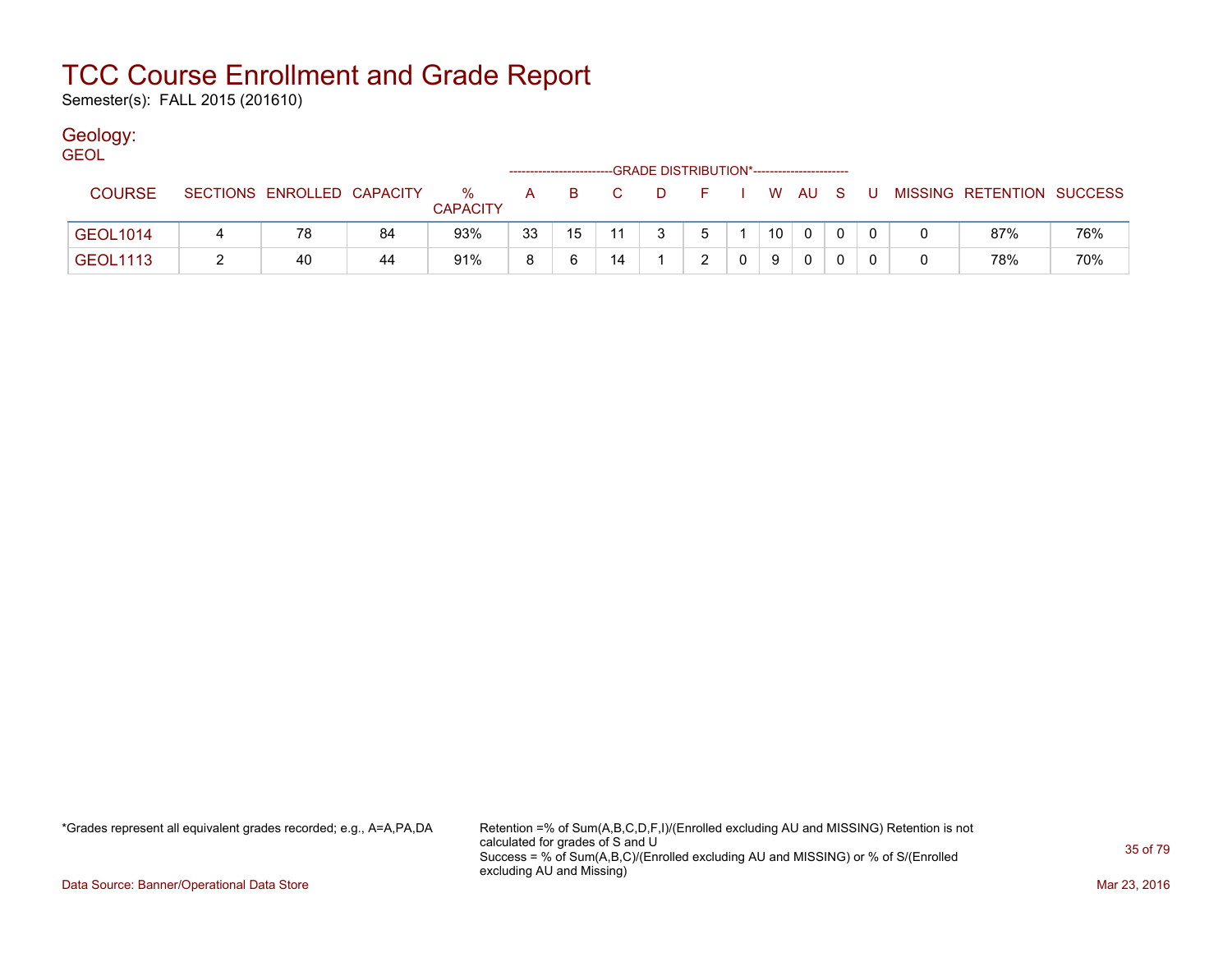# TCC Course Enrollment and Grade Report

Semester(s): FALL 2015 (201610)

## Geology:

GEOL

| | | | | | -------------------------GRADE DISTRIBUTION*---------------------- | | | | | | | | | | | | | |
|---|---|---|---|---|---|---|---|---|---|---|---|---|---|---|---|---|---|
| COURSE | SECTIONS | ENROLLED | CAPACITY | % CAPACITY | A | B | C | D | F | I | W | AU | S | U | MISSING | RETENTION | SUCCESS |
| GEOL1014 | 4 | 78 | 84 | 93% | 33 | 15 | 11 | 3 | 5 | 1 | 10 | 0 | 0 | 0 | 0 | 87% | 76% |
| GEOL1113 | 2 | 40 | 44 | 91% | 8 | 6 | 14 | 1 | 2 | 0 | 9 | 0 | 0 | 0 | 0 | 78% | 70% |

*Grades represent all equivalent grades recorded; e.g., A=A,PA,DA

Retention =% of Sum(A,B,C,D,F,I)/(Enrolled excluding AU and MISSING) Retention is not calculated for grades of S and U
Success = % of Sum(A,B,C)/(Enrolled excluding AU and MISSING) or % of S/(Enrolled excluding AU and Missing)

Data Source: Banner/Operational Data Store

Mar 23, 2016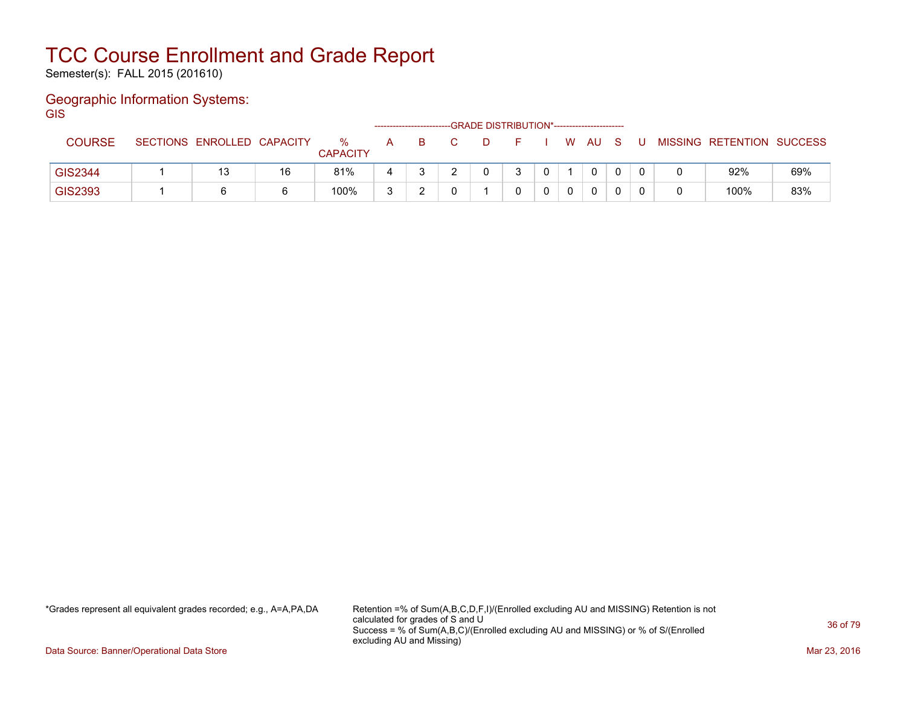# TCC Course Enrollment and Grade Report

Semester(s): FALL 2015 (201610)

## Geographic Information Systems:

GIS

| COURSE | SECTIONS | ENROLLED | CAPACITY | % CAPACITY | A | B | C | D | F | I | W | AU | S | U | MISSING | RETENTION | SUCCESS |
|---|---|---|---|---|---|---|---|---|---|---|---|---|---|---|---|---|---|
| | | | | | GRADE DISTRIBUTION* | | | | | | | | | | | | |
| GIS2344 | 1 | 13 | 16 | 81% | 4 | 3 | 2 | 0 | 3 | 0 | 1 | 0 | 0 | 0 | 0 | 92% | 69% |
| GIS2393 | 1 | 6 | 6 | 100% | 3 | 2 | 0 | 1 | 0 | 0 | 0 | 0 | 0 | 0 | 0 | 100% | 83% |

*Grades represent all equivalent grades recorded; e.g., A=A,PA,DA

Retention =% of Sum(A,B,C,D,F,I)/(Enrolled excluding AU and MISSING) Retention is not calculated for grades of S and U
Success = % of Sum(A,B,C)/(Enrolled excluding AU and MISSING) or % of S/(Enrolled excluding AU and Missing)

Data Source: Banner/Operational Data Store

Mar 23, 2016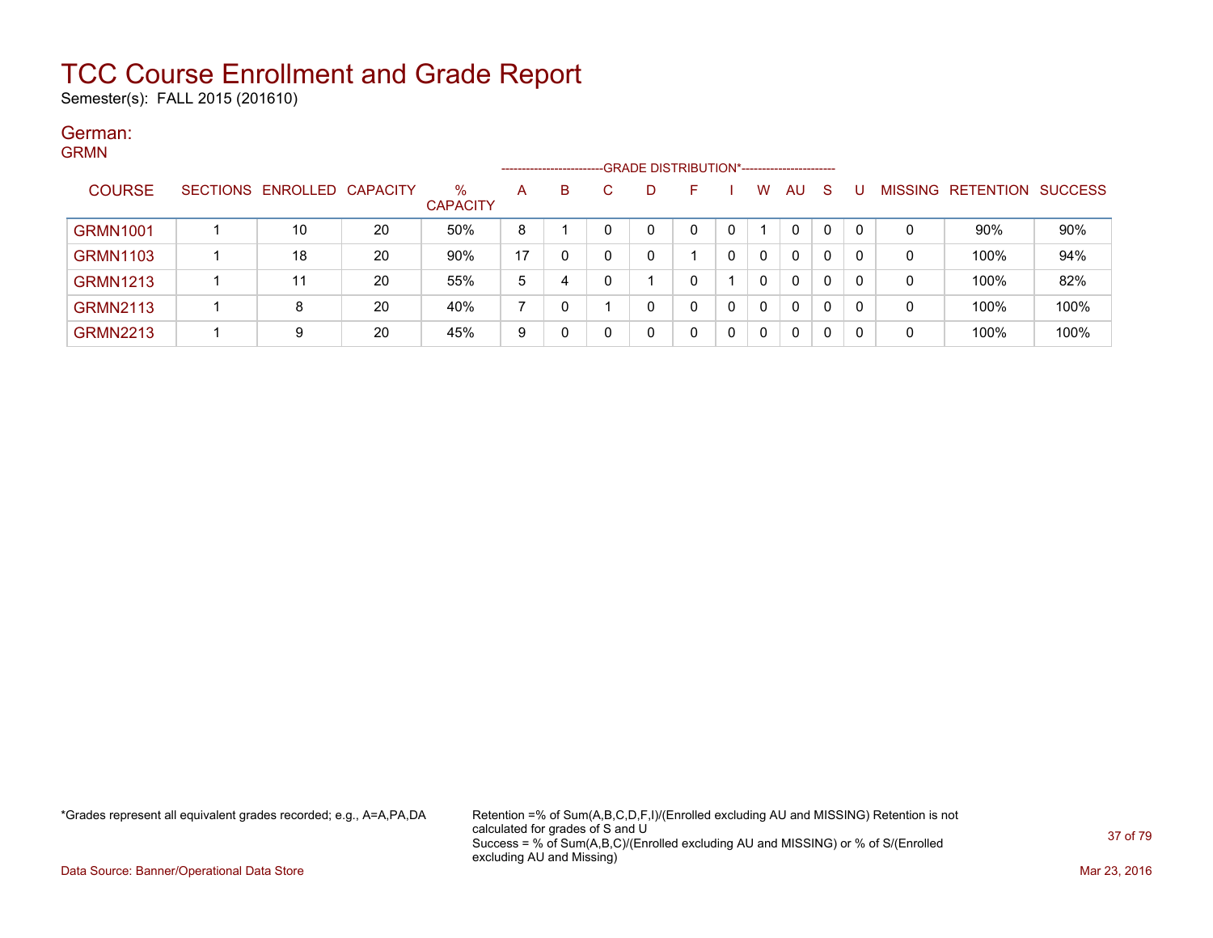# TCC Course Enrollment and Grade Report

Semester(s): FALL 2015 (201610)

## German:

### GRMN

| COURSE | SECTIONS | ENROLLED | CAPACITY | % CAPACITY | A | B | C | D | F | I | W | AU | S | U | MISSING | RETENTION | SUCCESS |
|---|---|---|---|---|---|---|---|---|---|---|---|---|---|---|---|---|---|
| | | | | | GRADE DISTRIBUTION* | | | | | | | | | | | | |
| GRMN1001 | 1 | 10 | 20 | 50% | 8 | 1 | 0 | 0 | 0 | 0 | 1 | 0 | 0 | 0 | 0 | 90% | 90% |
| GRMN1103 | 1 | 18 | 20 | 90% | 17 | 0 | 0 | 0 | 1 | 0 | 0 | 0 | 0 | 0 | 0 | 100% | 94% |
| GRMN1213 | 1 | 11 | 20 | 55% | 5 | 4 | 0 | 1 | 0 | 1 | 0 | 0 | 0 | 0 | 0 | 100% | 82% |
| GRMN2113 | 1 | 8 | 20 | 40% | 7 | 0 | 1 | 0 | 0 | 0 | 0 | 0 | 0 | 0 | 0 | 100% | 100% |
| GRMN2213 | 1 | 9 | 20 | 45% | 9 | 0 | 0 | 0 | 0 | 0 | 0 | 0 | 0 | 0 | 0 | 100% | 100% |

*Grades represent all equivalent grades recorded; e.g., A=A,PA,DA

Retention =% of Sum(A,B,C,D,F,I)/(Enrolled excluding AU and MISSING) Retention is not calculated for grades of S and U
Success = % of Sum(A,B,C)/(Enrolled excluding AU and MISSING) or % of S/(Enrolled excluding AU and Missing)

Data Source: Banner/Operational Data Store

Mar 23, 2016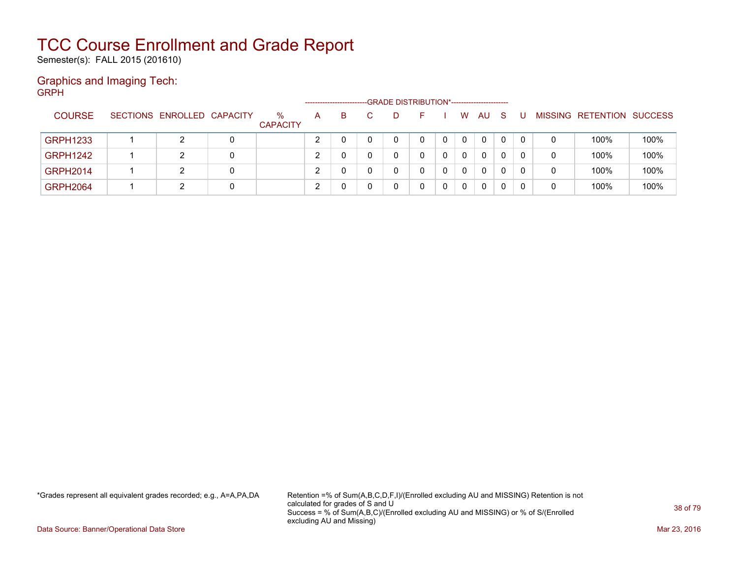# TCC Course Enrollment and Grade Report

Semester(s): FALL 2015 (201610)

## Graphics and Imaging Tech:

GRPH

| COURSE | SECTIONS | ENROLLED | CAPACITY | % CAPACITY | A | B | C | D | F | I | W | AU | S | U | MISSING | RETENTION | SUCCESS |
|---|---|---|---|---|---|---|---|---|---|---|---|---|---|---|---|---|---|
| GRPH1233 | 1 | 2 | 0 | | 2 | 0 | 0 | 0 | 0 | 0 | 0 | 0 | 0 | 0 | 0 | 100% | 100% |
| GRPH1242 | 1 | 2 | 0 | | 2 | 0 | 0 | 0 | 0 | 0 | 0 | 0 | 0 | 0 | 0 | 100% | 100% |
| GRPH2014 | 1 | 2 | 0 | | 2 | 0 | 0 | 0 | 0 | 0 | 0 | 0 | 0 | 0 | 0 | 100% | 100% |
| GRPH2064 | 1 | 2 | 0 | | 2 | 0 | 0 | 0 | 0 | 0 | 0 | 0 | 0 | 0 | 0 | 100% | 100% |

(A through U columns: GRADE DISTRIBUTION*)

*Grades represent all equivalent grades recorded; e.g., A=A,PA,DA

Retention =% of Sum(A,B,C,D,F,I)/(Enrolled excluding AU and MISSING) Retention is not calculated for grades of S and U

Success = % of Sum(A,B,C)/(Enrolled excluding AU and MISSING) or % of S/(Enrolled excluding AU and Missing)

Data Source: Banner/Operational Data Store

Mar 23, 2016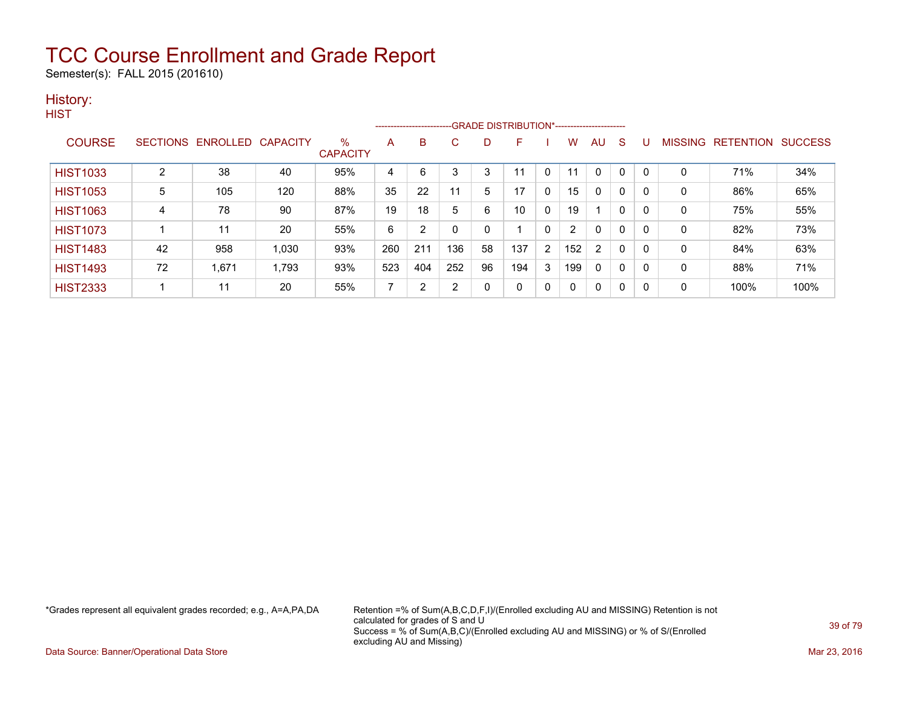# TCC Course Enrollment and Grade Report

Semester(s): FALL 2015 (201610)

## History:

HIST

| COURSE | SECTIONS | ENROLLED | CAPACITY | % CAPACITY | A | B | C | D | F | I | W | AU | S | U | MISSING | RETENTION | SUCCESS |
|---|---|---|---|---|---|---|---|---|---|---|---|---|---|---|---|---|---|
| | | | | | GRADE DISTRIBUTION* | | | | | | | | | | | | |
| HIST1033 | 2 | 38 | 40 | 95% | 4 | 6 | 3 | 3 | 11 | 0 | 11 | 0 | 0 | 0 | 0 | 71% | 34% |
| HIST1053 | 5 | 105 | 120 | 88% | 35 | 22 | 11 | 5 | 17 | 0 | 15 | 0 | 0 | 0 | 0 | 86% | 65% |
| HIST1063 | 4 | 78 | 90 | 87% | 19 | 18 | 5 | 6 | 10 | 0 | 19 | 1 | 0 | 0 | 0 | 75% | 55% |
| HIST1073 | 1 | 11 | 20 | 55% | 6 | 2 | 0 | 0 | 1 | 0 | 2 | 0 | 0 | 0 | 0 | 82% | 73% |
| HIST1483 | 42 | 958 | 1,030 | 93% | 260 | 211 | 136 | 58 | 137 | 2 | 152 | 2 | 0 | 0 | 0 | 84% | 63% |
| HIST1493 | 72 | 1,671 | 1,793 | 93% | 523 | 404 | 252 | 96 | 194 | 3 | 199 | 0 | 0 | 0 | 0 | 88% | 71% |
| HIST2333 | 1 | 11 | 20 | 55% | 7 | 2 | 2 | 0 | 0 | 0 | 0 | 0 | 0 | 0 | 0 | 100% | 100% |

*Grades represent all equivalent grades recorded; e.g., A=A,PA,DA

Retention =% of Sum(A,B,C,D,F,I)/(Enrolled excluding AU and MISSING) Retention is not calculated for grades of S and U
Success = % of Sum(A,B,C)/(Enrolled excluding AU and MISSING) or % of S/(Enrolled excluding AU and Missing)

Data Source: Banner/Operational Data Store

Mar 23, 2016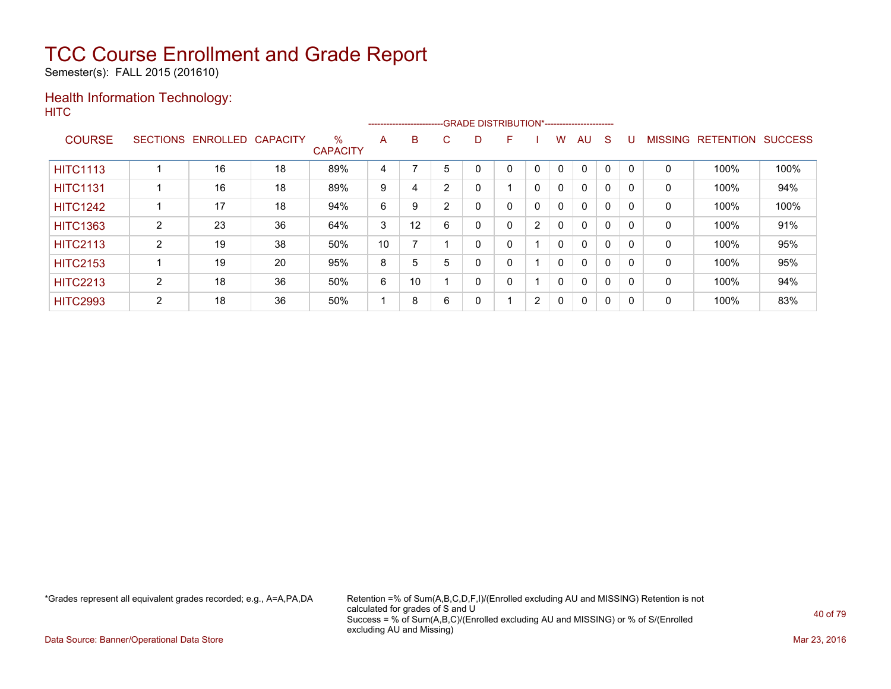# TCC Course Enrollment and Grade Report

Semester(s): FALL 2015 (201610)

## Health Information Technology:

HITC

| COURSE | SECTIONS | ENROLLED | CAPACITY | % CAPACITY | A | B | C | D | F | I | W | AU | S | U | MISSING | RETENTION | SUCCESS |
|---|---|---|---|---|---|---|---|---|---|---|---|---|---|---|---|---|---|
| | | | | | GRADE DISTRIBUTION* | | | | | | | | | | | | |
| HITC1113 | 1 | 16 | 18 | 89% | 4 | 7 | 5 | 0 | 0 | 0 | 0 | 0 | 0 | 0 | 0 | 100% | 100% |
| HITC1131 | 1 | 16 | 18 | 89% | 9 | 4 | 2 | 0 | 1 | 0 | 0 | 0 | 0 | 0 | 0 | 100% | 94% |
| HITC1242 | 1 | 17 | 18 | 94% | 6 | 9 | 2 | 0 | 0 | 0 | 0 | 0 | 0 | 0 | 0 | 100% | 100% |
| HITC1363 | 2 | 23 | 36 | 64% | 3 | 12 | 6 | 0 | 0 | 2 | 0 | 0 | 0 | 0 | 0 | 100% | 91% |
| HITC2113 | 2 | 19 | 38 | 50% | 10 | 7 | 1 | 0 | 0 | 1 | 0 | 0 | 0 | 0 | 0 | 100% | 95% |
| HITC2153 | 1 | 19 | 20 | 95% | 8 | 5 | 5 | 0 | 0 | 1 | 0 | 0 | 0 | 0 | 0 | 100% | 95% |
| HITC2213 | 2 | 18 | 36 | 50% | 6 | 10 | 1 | 0 | 0 | 1 | 0 | 0 | 0 | 0 | 0 | 100% | 94% |
| HITC2993 | 2 | 18 | 36 | 50% | 1 | 8 | 6 | 0 | 1 | 2 | 0 | 0 | 0 | 0 | 0 | 100% | 83% |

*Grades represent all equivalent grades recorded; e.g., A=A,PA,DA

Retention =% of Sum(A,B,C,D,F,I)/(Enrolled excluding AU and MISSING) Retention is not calculated for grades of S and U
Success = % of Sum(A,B,C)/(Enrolled excluding AU and MISSING) or % of S/(Enrolled excluding AU and Missing)

Data Source: Banner/Operational Data Store

Mar 23, 2016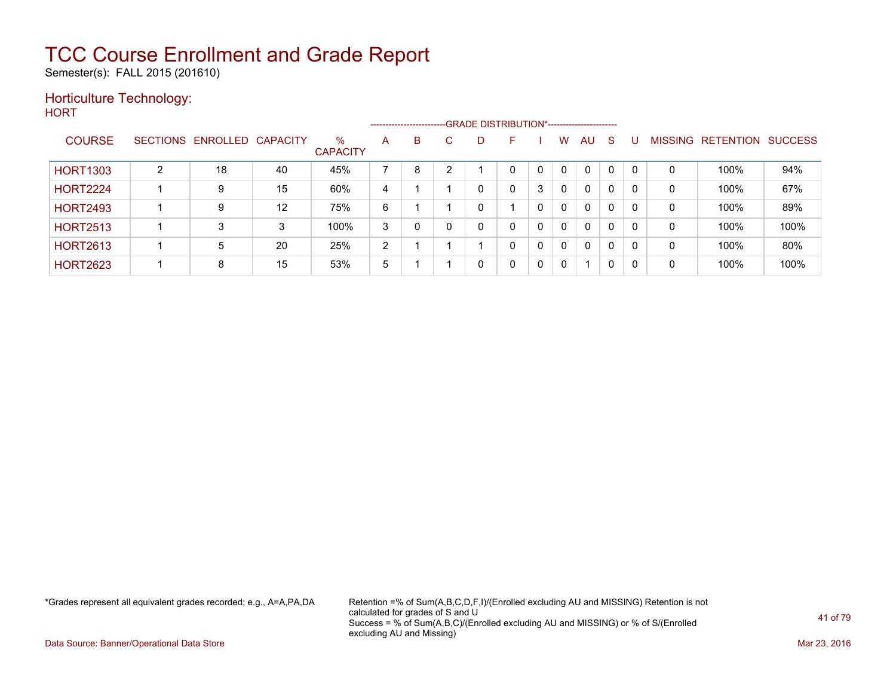# TCC Course Enrollment and Grade Report

Semester(s): FALL 2015 (201610)

## Horticulture Technology:

HORT

| COURSE | SECTIONS | ENROLLED | CAPACITY | % CAPACITY | A | B | C | D | F | I | W | AU | S | U | MISSING | RETENTION | SUCCESS |
|---|---|---|---|---|---|---|---|---|---|---|---|---|---|---|---|---|---|
| | | | | | GRADE DISTRIBUTION* | | | | | | | | | | | | |
| HORT1303 | 2 | 18 | 40 | 45% | 7 | 8 | 2 | 1 | 0 | 0 | 0 | 0 | 0 | 0 | 0 | 100% | 94% |
| HORT2224 | 1 | 9 | 15 | 60% | 4 | 1 | 1 | 0 | 0 | 3 | 0 | 0 | 0 | 0 | 0 | 100% | 67% |
| HORT2493 | 1 | 9 | 12 | 75% | 6 | 1 | 1 | 0 | 1 | 0 | 0 | 0 | 0 | 0 | 0 | 100% | 89% |
| HORT2513 | 1 | 3 | 3 | 100% | 3 | 0 | 0 | 0 | 0 | 0 | 0 | 0 | 0 | 0 | 0 | 100% | 100% |
| HORT2613 | 1 | 5 | 20 | 25% | 2 | 1 | 1 | 1 | 0 | 0 | 0 | 0 | 0 | 0 | 0 | 100% | 80% |
| HORT2623 | 1 | 8 | 15 | 53% | 5 | 1 | 1 | 0 | 0 | 0 | 0 | 1 | 0 | 0 | 0 | 100% | 100% |

*Grades represent all equivalent grades recorded; e.g., A=A,PA,DA

Retention =% of Sum(A,B,C,D,F,I)/(Enrolled excluding AU and MISSING) Retention is not calculated for grades of S and U
Success = % of Sum(A,B,C)/(Enrolled excluding AU and MISSING) or % of S/(Enrolled excluding AU and Missing)

Data Source: Banner/Operational Data Store

Mar 23, 2016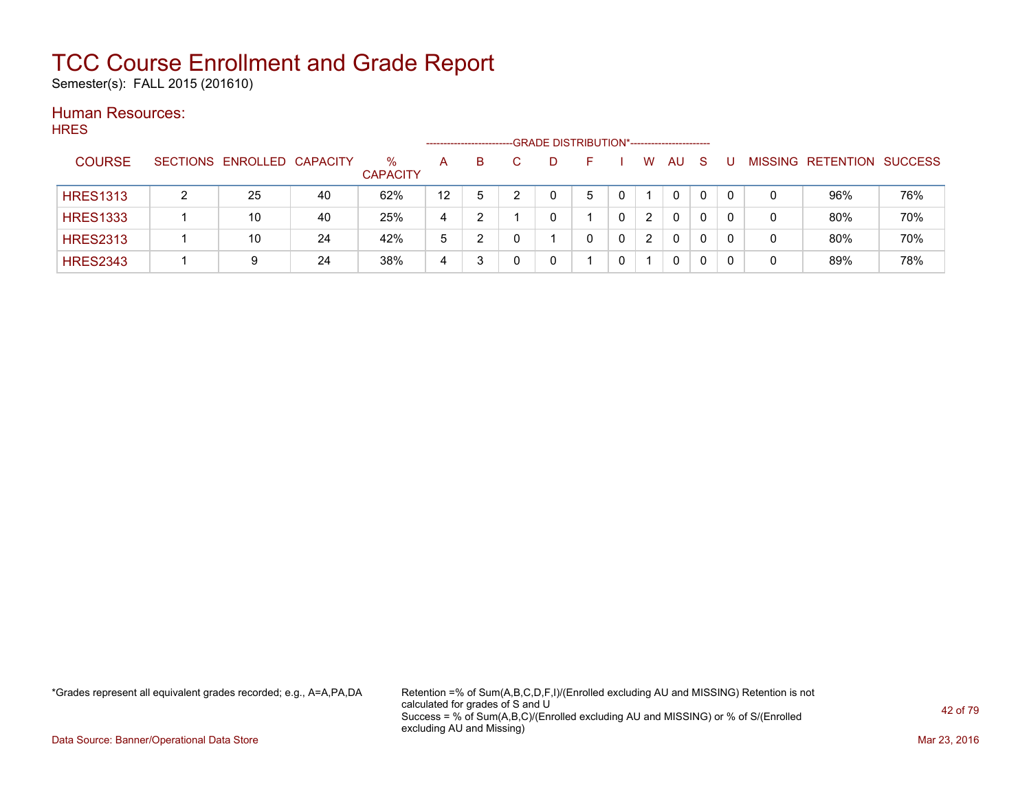# TCC Course Enrollment and Grade Report

Semester(s): FALL 2015 (201610)

## Human Resources:

### HRES

| COURSE | SECTIONS | ENROLLED | CAPACITY | % CAPACITY | A | B | C | D | F | I | W | AU | S | U | MISSING | RETENTION | SUCCESS |
|---|---|---|---|---|---|---|---|---|---|---|---|---|---|---|---|---|---|
| | | | | | GRADE DISTRIBUTION* | | | | | | | | | | | | |
| HRES1313 | 2 | 25 | 40 | 62% | 12 | 5 | 2 | 0 | 5 | 0 | 1 | 0 | 0 | 0 | 0 | 96% | 76% |
| HRES1333 | 1 | 10 | 40 | 25% | 4 | 2 | 1 | 0 | 1 | 0 | 2 | 0 | 0 | 0 | 0 | 80% | 70% |
| HRES2313 | 1 | 10 | 24 | 42% | 5 | 2 | 0 | 1 | 0 | 0 | 2 | 0 | 0 | 0 | 0 | 80% | 70% |
| HRES2343 | 1 | 9 | 24 | 38% | 4 | 3 | 0 | 0 | 1 | 0 | 1 | 0 | 0 | 0 | 0 | 89% | 78% |

*Grades represent all equivalent grades recorded; e.g., A=A,PA,DA

Retention =% of Sum(A,B,C,D,F,I)/(Enrolled excluding AU and MISSING) Retention is not calculated for grades of S and U
Success = % of Sum(A,B,C)/(Enrolled excluding AU and MISSING) or % of S/(Enrolled excluding AU and Missing)

Data Source: Banner/Operational Data Store

Mar 23, 2016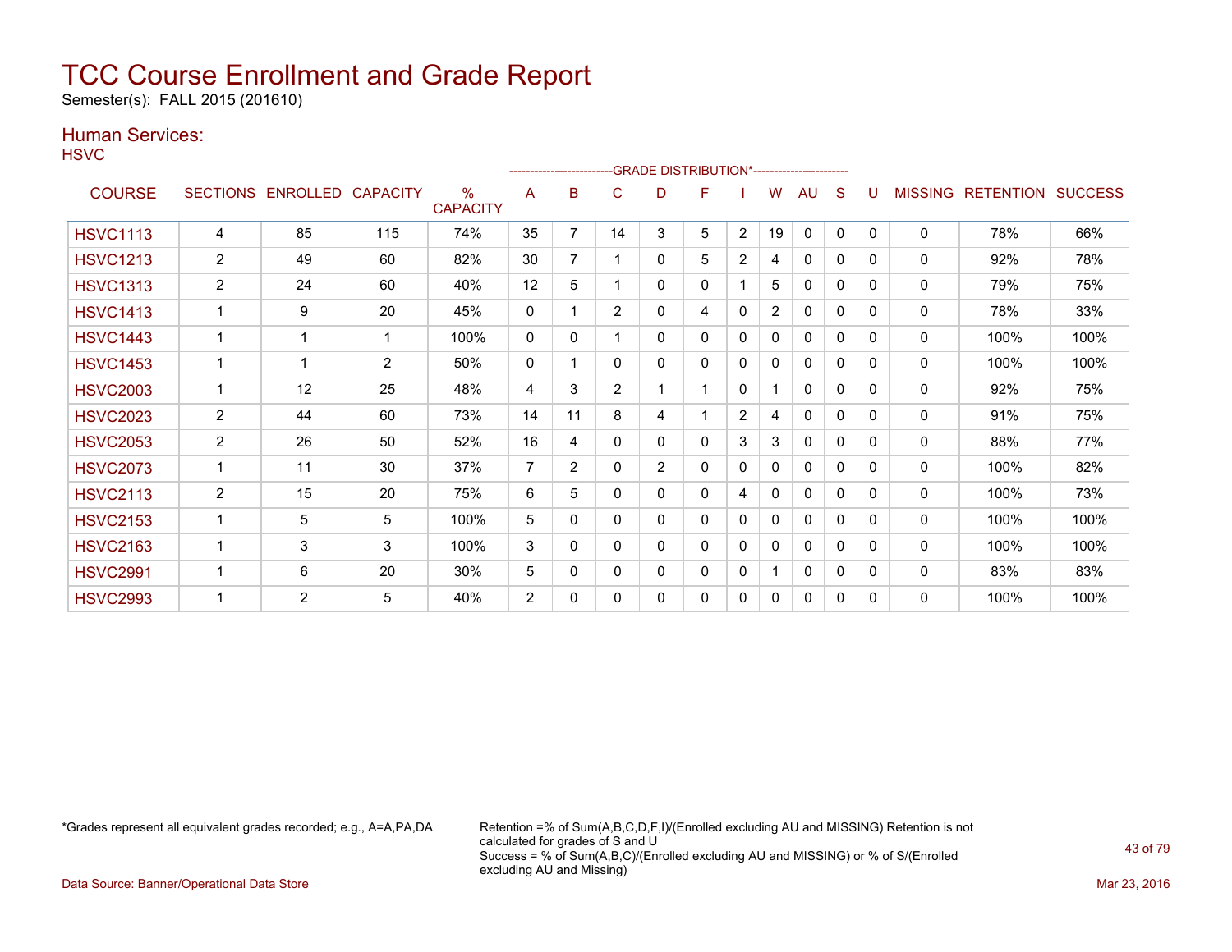# TCC Course Enrollment and Grade Report

Semester(s): FALL 2015 (201610)

## Human Services:

HSVC

| COURSE | SECTIONS | ENROLLED | CAPACITY | % CAPACITY | A | B | C | D | F | I | W | AU | S | U | MISSING | RETENTION | SUCCESS |
|---|---|---|---|---|---|---|---|---|---|---|---|---|---|---|---|---|---|
| | | | | | GRADE DISTRIBUTION* | | | | | | | | | | | | |
| HSVC1113 | 4 | 85 | 115 | 74% | 35 | 7 | 14 | 3 | 5 | 2 | 19 | 0 | 0 | 0 | 0 | 78% | 66% |
| HSVC1213 | 2 | 49 | 60 | 82% | 30 | 7 | 1 | 0 | 5 | 2 | 4 | 0 | 0 | 0 | 0 | 92% | 78% |
| HSVC1313 | 2 | 24 | 60 | 40% | 12 | 5 | 1 | 0 | 0 | 1 | 5 | 0 | 0 | 0 | 0 | 79% | 75% |
| HSVC1413 | 1 | 9 | 20 | 45% | 0 | 1 | 2 | 0 | 4 | 0 | 2 | 0 | 0 | 0 | 0 | 78% | 33% |
| HSVC1443 | 1 | 1 | 1 | 100% | 0 | 0 | 1 | 0 | 0 | 0 | 0 | 0 | 0 | 0 | 0 | 100% | 100% |
| HSVC1453 | 1 | 1 | 2 | 50% | 0 | 1 | 0 | 0 | 0 | 0 | 0 | 0 | 0 | 0 | 0 | 100% | 100% |
| HSVC2003 | 1 | 12 | 25 | 48% | 4 | 3 | 2 | 1 | 1 | 0 | 1 | 0 | 0 | 0 | 0 | 92% | 75% |
| HSVC2023 | 2 | 44 | 60 | 73% | 14 | 11 | 8 | 4 | 1 | 2 | 4 | 0 | 0 | 0 | 0 | 91% | 75% |
| HSVC2053 | 2 | 26 | 50 | 52% | 16 | 4 | 0 | 0 | 0 | 3 | 3 | 0 | 0 | 0 | 0 | 88% | 77% |
| HSVC2073 | 1 | 11 | 30 | 37% | 7 | 2 | 0 | 2 | 0 | 0 | 0 | 0 | 0 | 0 | 0 | 100% | 82% |
| HSVC2113 | 2 | 15 | 20 | 75% | 6 | 5 | 0 | 0 | 0 | 4 | 0 | 0 | 0 | 0 | 0 | 100% | 73% |
| HSVC2153 | 1 | 5 | 5 | 100% | 5 | 0 | 0 | 0 | 0 | 0 | 0 | 0 | 0 | 0 | 0 | 100% | 100% |
| HSVC2163 | 1 | 3 | 3 | 100% | 3 | 0 | 0 | 0 | 0 | 0 | 0 | 0 | 0 | 0 | 0 | 100% | 100% |
| HSVC2991 | 1 | 6 | 20 | 30% | 5 | 0 | 0 | 0 | 0 | 0 | 1 | 0 | 0 | 0 | 0 | 83% | 83% |
| HSVC2993 | 1 | 2 | 5 | 40% | 2 | 0 | 0 | 0 | 0 | 0 | 0 | 0 | 0 | 0 | 0 | 100% | 100% |

*Grades represent all equivalent grades recorded; e.g., A=A,PA,DA

Retention =% of Sum(A,B,C,D,F,I)/(Enrolled excluding AU and MISSING) Retention is not calculated for grades of S and U
Success = % of Sum(A,B,C)/(Enrolled excluding AU and MISSING) or % of S/(Enrolled excluding AU and Missing)

Data Source: Banner/Operational Data Store

Mar 23, 2016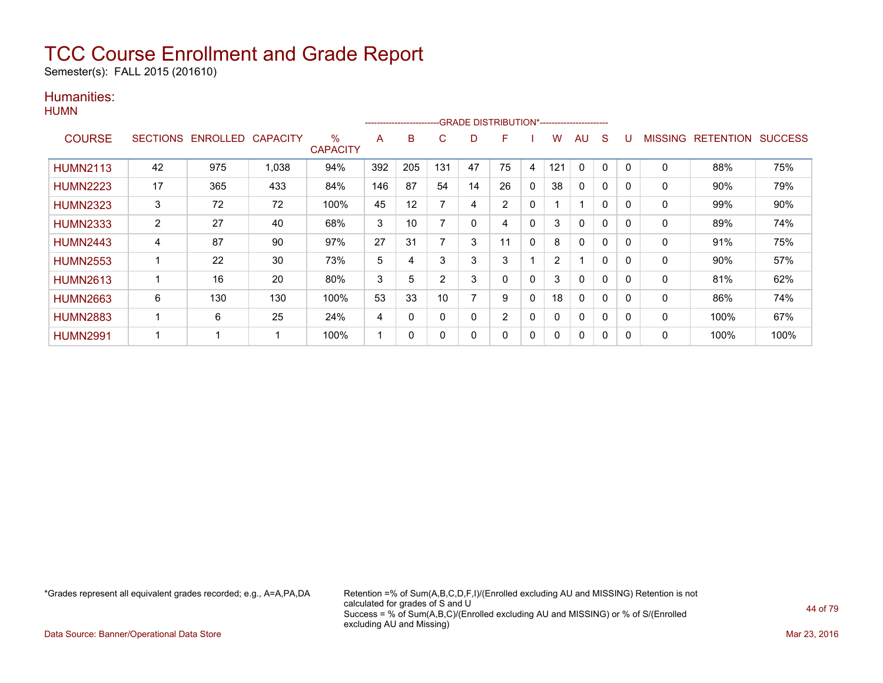# TCC Course Enrollment and Grade Report

Semester(s): FALL 2015 (201610)

## Humanities:

HUMN

| COURSE | SECTIONS | ENROLLED | CAPACITY | % CAPACITY | A | B | C | D | F | I | W | AU | S | U | MISSING | RETENTION | SUCCESS |
|---|---|---|---|---|---|---|---|---|---|---|---|---|---|---|---|---|---|
| | | | | | GRADE DISTRIBUTION* | | | | | | | | | | | | |
| HUMN2113 | 42 | 975 | 1,038 | 94% | 392 | 205 | 131 | 47 | 75 | 4 | 121 | 0 | 0 | 0 | 0 | 88% | 75% |
| HUMN2223 | 17 | 365 | 433 | 84% | 146 | 87 | 54 | 14 | 26 | 0 | 38 | 0 | 0 | 0 | 0 | 90% | 79% |
| HUMN2323 | 3 | 72 | 72 | 100% | 45 | 12 | 7 | 4 | 2 | 0 | 1 | 1 | 0 | 0 | 0 | 99% | 90% |
| HUMN2333 | 2 | 27 | 40 | 68% | 3 | 10 | 7 | 0 | 4 | 0 | 3 | 0 | 0 | 0 | 0 | 89% | 74% |
| HUMN2443 | 4 | 87 | 90 | 97% | 27 | 31 | 7 | 3 | 11 | 0 | 8 | 0 | 0 | 0 | 0 | 91% | 75% |
| HUMN2553 | 1 | 22 | 30 | 73% | 5 | 4 | 3 | 3 | 3 | 1 | 2 | 1 | 0 | 0 | 0 | 90% | 57% |
| HUMN2613 | 1 | 16 | 20 | 80% | 3 | 5 | 2 | 3 | 0 | 0 | 3 | 0 | 0 | 0 | 0 | 81% | 62% |
| HUMN2663 | 6 | 130 | 130 | 100% | 53 | 33 | 10 | 7 | 9 | 0 | 18 | 0 | 0 | 0 | 0 | 86% | 74% |
| HUMN2883 | 1 | 6 | 25 | 24% | 4 | 0 | 0 | 0 | 2 | 0 | 0 | 0 | 0 | 0 | 0 | 100% | 67% |
| HUMN2991 | 1 | 1 | 1 | 100% | 1 | 0 | 0 | 0 | 0 | 0 | 0 | 0 | 0 | 0 | 0 | 100% | 100% |

*Grades represent all equivalent grades recorded; e.g., A=A,PA,DA

Retention =% of Sum(A,B,C,D,F,I)/(Enrolled excluding AU and MISSING) Retention is not calculated for grades of S and U
Success = % of Sum(A,B,C)/(Enrolled excluding AU and MISSING) or % of S/(Enrolled excluding AU and Missing)

Data Source: Banner/Operational Data Store

Mar 23, 2016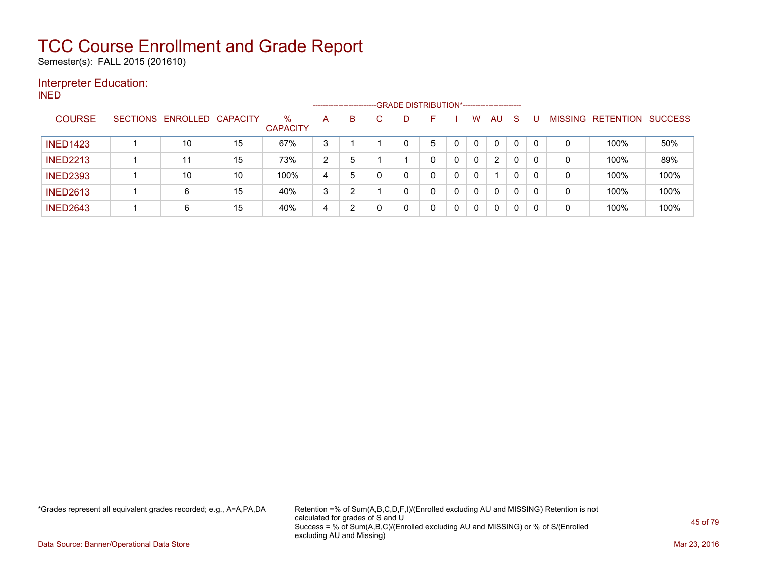# TCC Course Enrollment and Grade Report

Semester(s): FALL 2015 (201610)

## Interpreter Education:

INED

| COURSE | SECTIONS | ENROLLED | CAPACITY | % CAPACITY | A | B | C | D | F | I | W | AU | S | U | MISSING | RETENTION | SUCCESS |
|---|---|---|---|---|---|---|---|---|---|---|---|---|---|---|---|---|---|
| | | | | | -------------------------GRADE DISTRIBUTION*---------------------- | | | | | | | | | | | | |
| INED1423 | 1 | 10 | 15 | 67% | 3 | 1 | 1 | 0 | 5 | 0 | 0 | 0 | 0 | 0 | 0 | 100% | 50% |
| INED2213 | 1 | 11 | 15 | 73% | 2 | 5 | 1 | 1 | 0 | 0 | 0 | 2 | 0 | 0 | 0 | 100% | 89% |
| INED2393 | 1 | 10 | 10 | 100% | 4 | 5 | 0 | 0 | 0 | 0 | 0 | 1 | 0 | 0 | 0 | 100% | 100% |
| INED2613 | 1 | 6 | 15 | 40% | 3 | 2 | 1 | 0 | 0 | 0 | 0 | 0 | 0 | 0 | 0 | 100% | 100% |
| INED2643 | 1 | 6 | 15 | 40% | 4 | 2 | 0 | 0 | 0 | 0 | 0 | 0 | 0 | 0 | 0 | 100% | 100% |

*Grades represent all equivalent grades recorded; e.g., A=A,PA,DA

Retention =% of Sum(A,B,C,D,F,I)/(Enrolled excluding AU and MISSING) Retention is not calculated for grades of S and U
Success = % of Sum(A,B,C)/(Enrolled excluding AU and MISSING) or % of S/(Enrolled excluding AU and Missing)

Data Source: Banner/Operational Data Store

Mar 23, 2016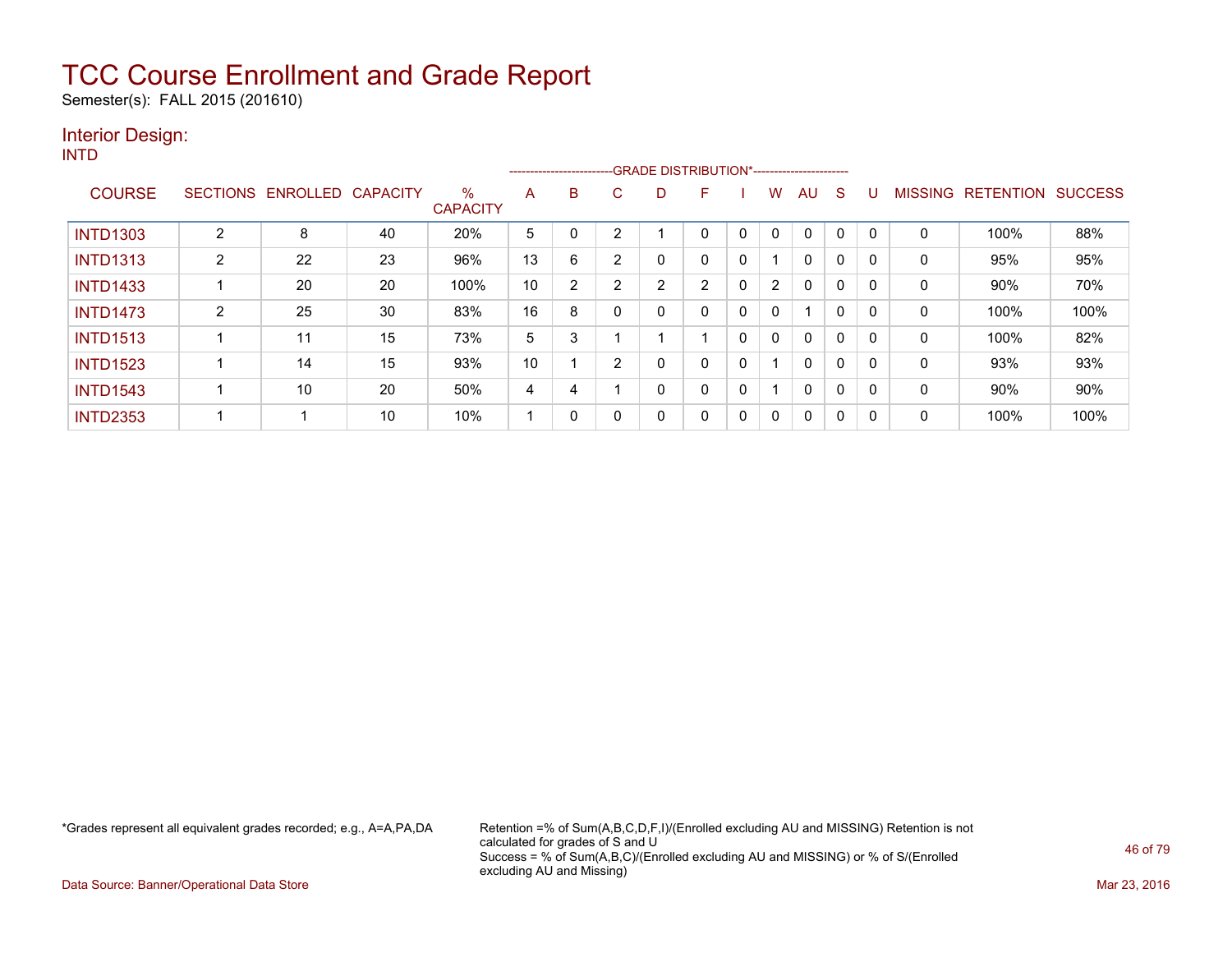# TCC Course Enrollment and Grade Report

Semester(s): FALL 2015 (201610)

## Interior Design:

### INTD

| COURSE | SECTIONS | ENROLLED | CAPACITY | % CAPACITY | GRADE DISTRIBUTION* A | B | C | D | F | I | W | AU | S | U | MISSING | RETENTION | SUCCESS |
|---|---|---|---|---|---|---|---|---|---|---|---|---|---|---|---|---|---|
| INTD1303 | 2 | 8 | 40 | 20% | 5 | 0 | 2 | 1 | 0 | 0 | 0 | 0 | 0 | 0 | 0 | 100% | 88% |
| INTD1313 | 2 | 22 | 23 | 96% | 13 | 6 | 2 | 0 | 0 | 0 | 1 | 0 | 0 | 0 | 0 | 95% | 95% |
| INTD1433 | 1 | 20 | 20 | 100% | 10 | 2 | 2 | 2 | 2 | 0 | 2 | 0 | 0 | 0 | 0 | 90% | 70% |
| INTD1473 | 2 | 25 | 30 | 83% | 16 | 8 | 0 | 0 | 0 | 0 | 0 | 1 | 0 | 0 | 0 | 100% | 100% |
| INTD1513 | 1 | 11 | 15 | 73% | 5 | 3 | 1 | 1 | 1 | 0 | 0 | 0 | 0 | 0 | 0 | 100% | 82% |
| INTD1523 | 1 | 14 | 15 | 93% | 10 | 1 | 2 | 0 | 0 | 0 | 1 | 0 | 0 | 0 | 0 | 93% | 93% |
| INTD1543 | 1 | 10 | 20 | 50% | 4 | 4 | 1 | 0 | 0 | 0 | 1 | 0 | 0 | 0 | 0 | 90% | 90% |
| INTD2353 | 1 | 1 | 10 | 10% | 1 | 0 | 0 | 0 | 0 | 0 | 0 | 0 | 0 | 0 | 0 | 100% | 100% |

*Grades represent all equivalent grades recorded; e.g., A=A,PA,DA

Retention =% of Sum(A,B,C,D,F,I)/(Enrolled excluding AU and MISSING) Retention is not calculated for grades of S and U
Success = % of Sum(A,B,C)/(Enrolled excluding AU and MISSING) or % of S/(Enrolled excluding AU and Missing)

Data Source: Banner/Operational Data Store

Mar 23, 2016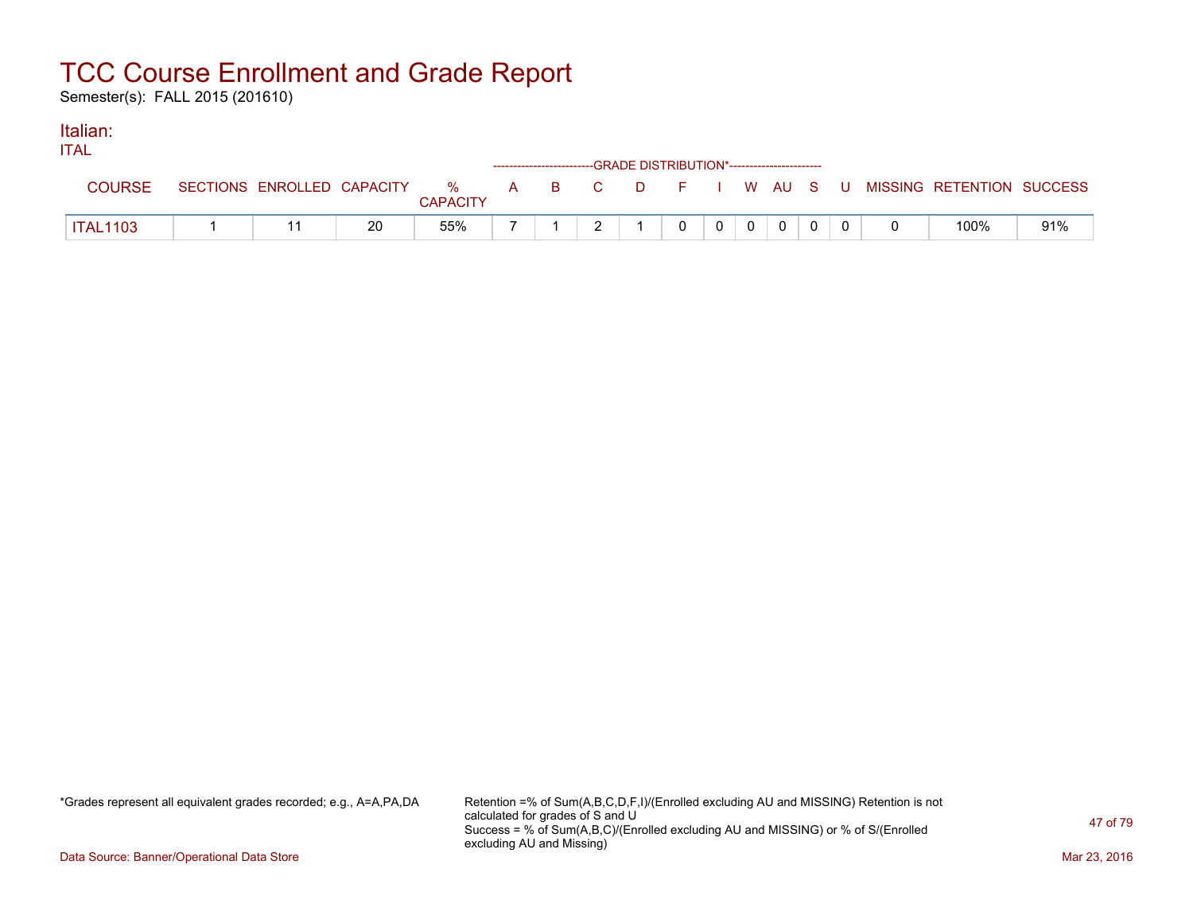# TCC Course Enrollment and Grade Report

Semester(s): FALL 2015 (201610)

## Italian:

ITAL

| COURSE | SECTIONS | ENROLLED | CAPACITY | % CAPACITY | A | B | C | D | F | I | W | AU | S | U | MISSING | RETENTION | SUCCESS |
|---|---|---|---|---|---|---|---|---|---|---|---|---|---|---|---|---|---|
| | | | | | -------------------------GRADE DISTRIBUTION*---------------------- | | | | | | | | | | | | |
| ITAL1103 | 1 | 11 | 20 | 55% | 7 | 1 | 2 | 1 | 0 | 0 | 0 | 0 | 0 | 0 | 0 | 100% | 91% |

*Grades represent all equivalent grades recorded; e.g., A=A,PA,DA

Retention =% of Sum(A,B,C,D,F,I)/(Enrolled excluding AU and MISSING) Retention is not calculated for grades of S and U
Success = % of Sum(A,B,C)/(Enrolled excluding AU and MISSING) or % of S/(Enrolled excluding AU and Missing)

Data Source: Banner/Operational Data Store

Mar 23, 2016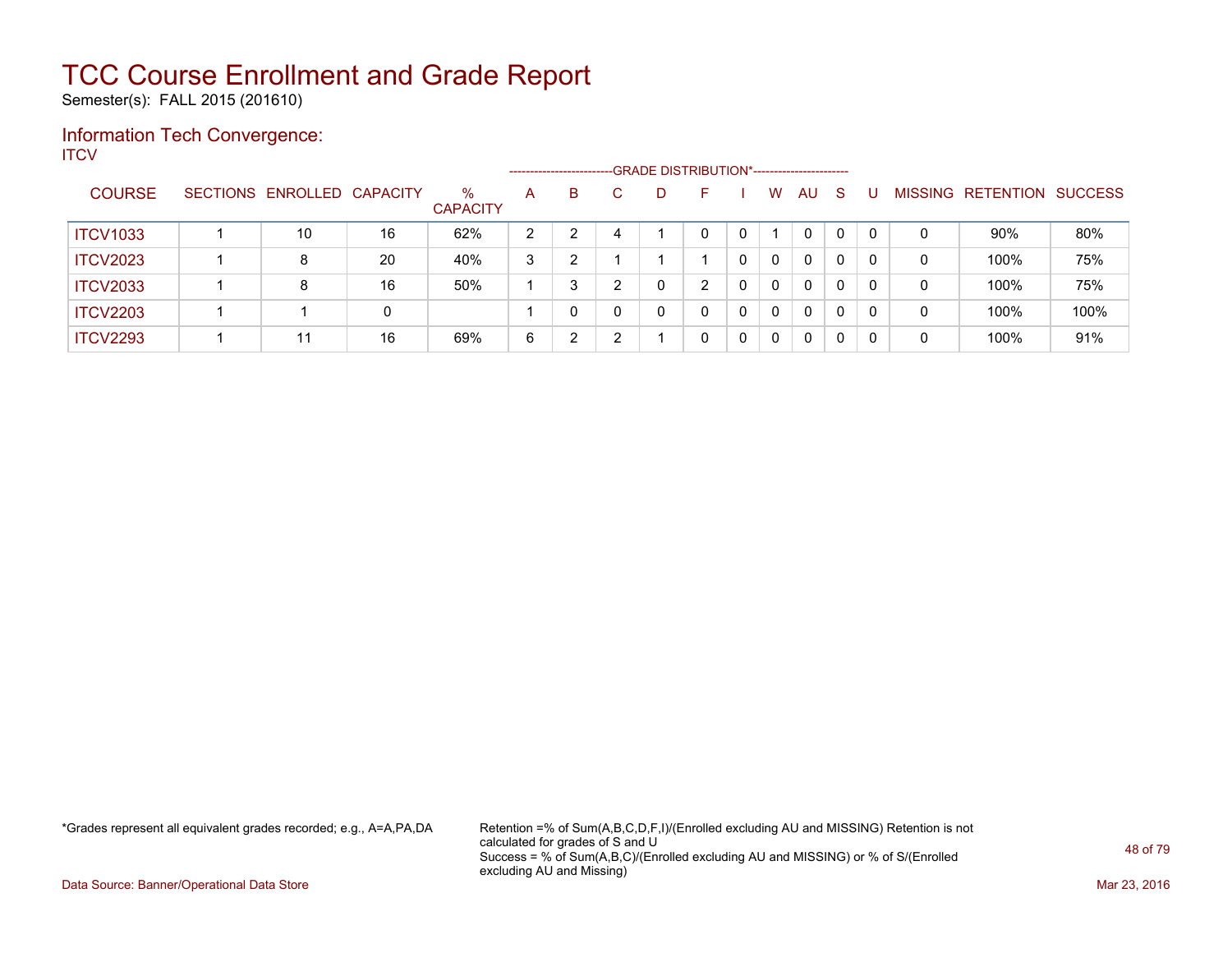# TCC Course Enrollment and Grade Report

Semester(s): FALL 2015 (201610)

## Information Tech Convergence:

ITCV

| COURSE | SECTIONS | ENROLLED | CAPACITY | % CAPACITY | A | B | C | D | F | I | W | AU | S | U | MISSING | RETENTION | SUCCESS |
|---|---|---|---|---|---|---|---|---|---|---|---|---|---|---|---|---|---|
| | | | | | GRADE DISTRIBUTION* | | | | | | | | | | | | |
| ITCV1033 | 1 | 10 | 16 | 62% | 2 | 2 | 4 | 1 | 0 | 0 | 1 | 0 | 0 | 0 | 0 | 90% | 80% |
| ITCV2023 | 1 | 8 | 20 | 40% | 3 | 2 | 1 | 1 | 1 | 0 | 0 | 0 | 0 | 0 | 0 | 100% | 75% |
| ITCV2033 | 1 | 8 | 16 | 50% | 1 | 3 | 2 | 0 | 2 | 0 | 0 | 0 | 0 | 0 | 0 | 100% | 75% |
| ITCV2203 | 1 | 1 | 0 | | 1 | 0 | 0 | 0 | 0 | 0 | 0 | 0 | 0 | 0 | 0 | 100% | 100% |
| ITCV2293 | 1 | 11 | 16 | 69% | 6 | 2 | 2 | 1 | 0 | 0 | 0 | 0 | 0 | 0 | 0 | 100% | 91% |

*Grades represent all equivalent grades recorded; e.g., A=A,PA,DA

Retention =% of Sum(A,B,C,D,F,I)/(Enrolled excluding AU and MISSING) Retention is not calculated for grades of S and U
Success = % of Sum(A,B,C)/(Enrolled excluding AU and MISSING) or % of S/(Enrolled excluding AU and Missing)

Data Source: Banner/Operational Data Store

Mar 23, 2016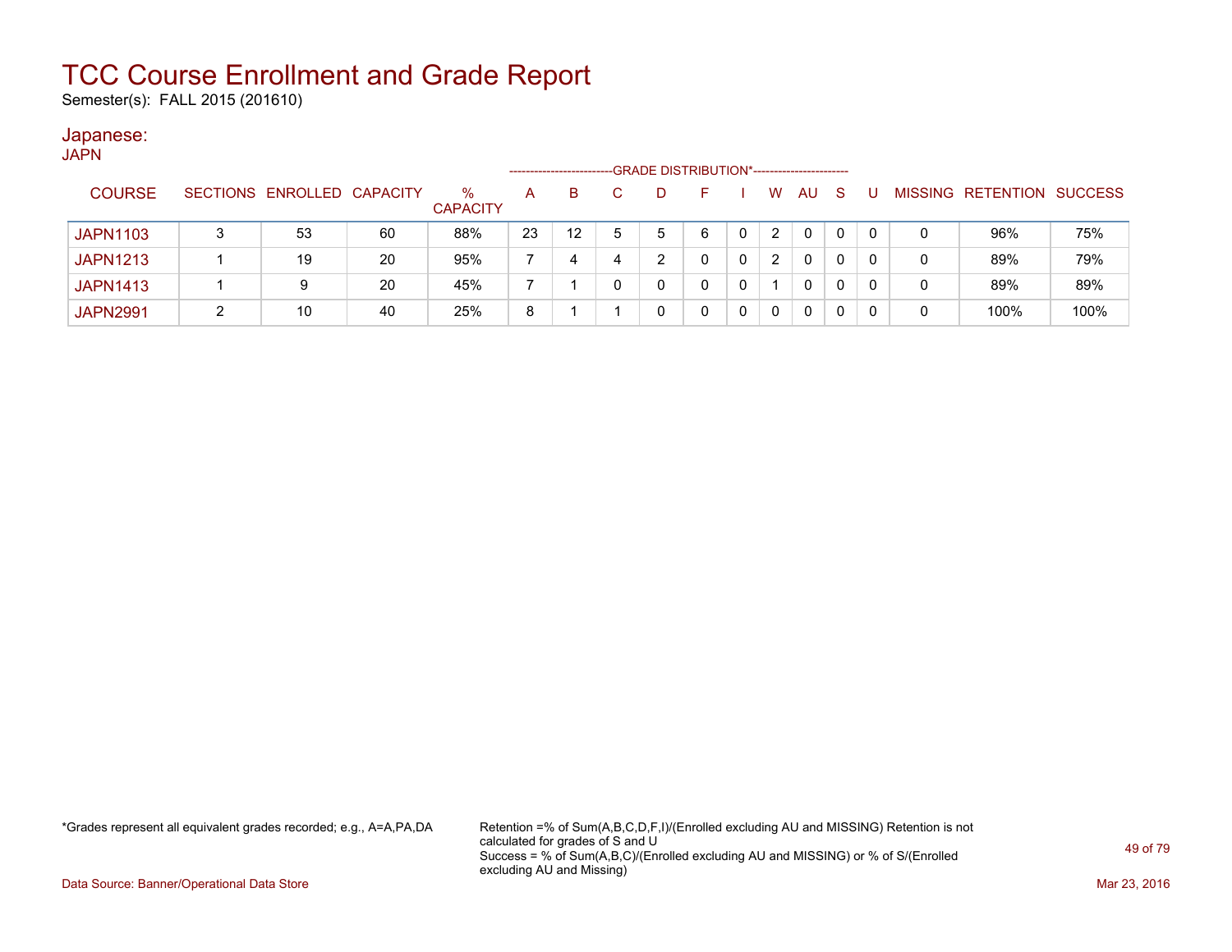# TCC Course Enrollment and Grade Report

Semester(s): FALL 2015 (201610)

## Japanese:

JAPN

| COURSE | SECTIONS | ENROLLED | CAPACITY | % CAPACITY | A | B | C | D | F | I | W | AU | S | U | MISSING | RETENTION | SUCCESS |
|---|---|---|---|---|---|---|---|---|---|---|---|---|---|---|---|---|---|
| | | | | | GRADE DISTRIBUTION* | | | | | | | | | | | | |
| JAPN1103 | 3 | 53 | 60 | 88% | 23 | 12 | 5 | 5 | 6 | 0 | 2 | 0 | 0 | 0 | 0 | 96% | 75% |
| JAPN1213 | 1 | 19 | 20 | 95% | 7 | 4 | 4 | 2 | 0 | 0 | 2 | 0 | 0 | 0 | 0 | 89% | 79% |
| JAPN1413 | 1 | 9 | 20 | 45% | 7 | 1 | 0 | 0 | 0 | 0 | 1 | 0 | 0 | 0 | 0 | 89% | 89% |
| JAPN2991 | 2 | 10 | 40 | 25% | 8 | 1 | 1 | 0 | 0 | 0 | 0 | 0 | 0 | 0 | 0 | 100% | 100% |

*Grades represent all equivalent grades recorded; e.g., A=A,PA,DA

Retention =% of Sum(A,B,C,D,F,I)/(Enrolled excluding AU and MISSING) Retention is not calculated for grades of S and U
Success = % of Sum(A,B,C)/(Enrolled excluding AU and MISSING) or % of S/(Enrolled excluding AU and Missing)

Data Source: Banner/Operational Data Store

Mar 23, 2016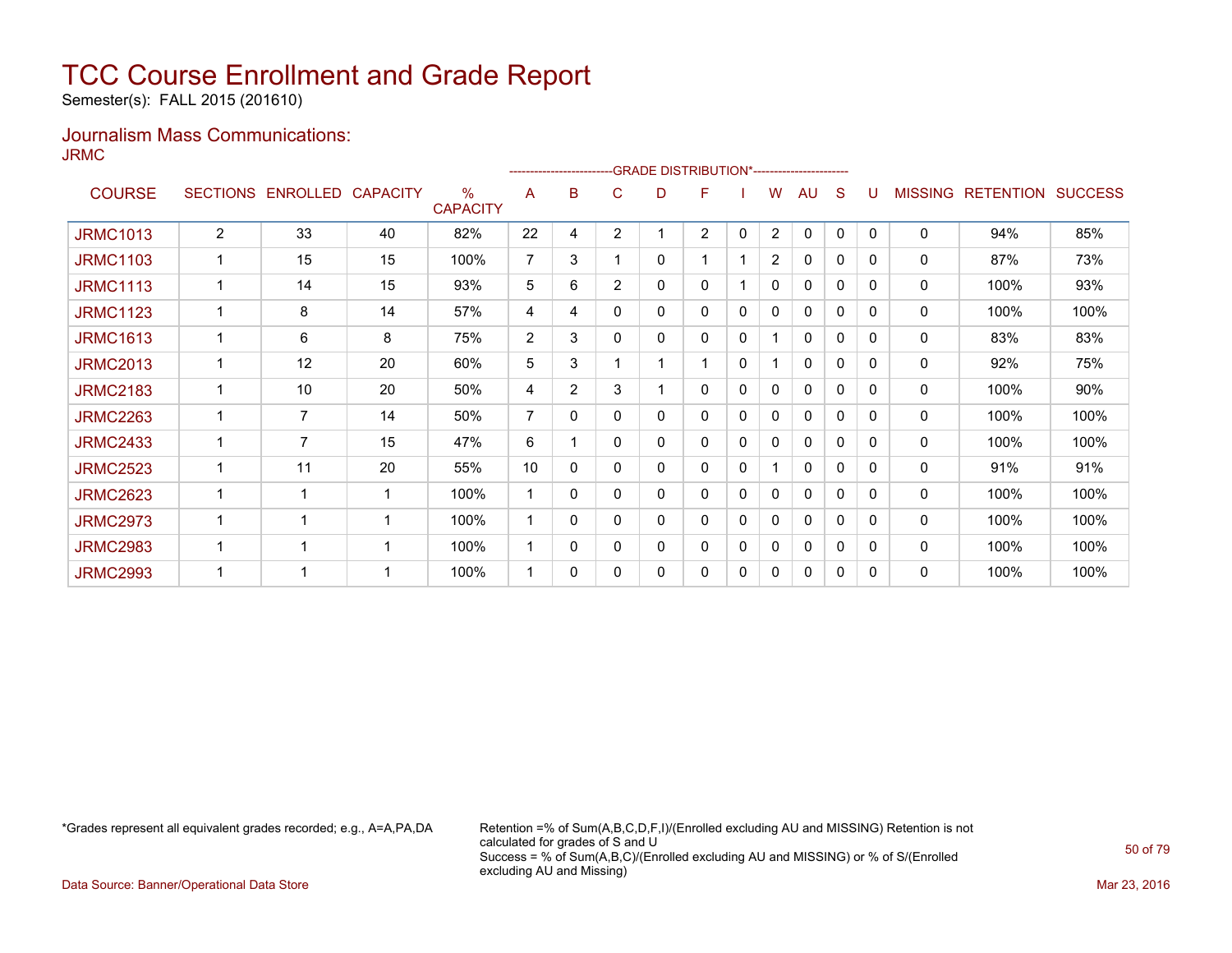# TCC Course Enrollment and Grade Report

Semester(s): FALL 2015 (201610)

## Journalism Mass Communications:

JRMC

| COURSE | SECTIONS | ENROLLED | CAPACITY | % CAPACITY | A | B | C | D | F | I | W | AU | S | U | MISSING | RETENTION | SUCCESS |
|---|---|---|---|---|---|---|---|---|---|---|---|---|---|---|---|---|---|
| | | | | | GRADE DISTRIBUTION* | | | | | | | | | | | | |
| JRMC1013 | 2 | 33 | 40 | 82% | 22 | 4 | 2 | 1 | 2 | 0 | 2 | 0 | 0 | 0 | 0 | 94% | 85% |
| JRMC1103 | 1 | 15 | 15 | 100% | 7 | 3 | 1 | 0 | 1 | 1 | 2 | 0 | 0 | 0 | 0 | 87% | 73% |
| JRMC1113 | 1 | 14 | 15 | 93% | 5 | 6 | 2 | 0 | 0 | 1 | 0 | 0 | 0 | 0 | 0 | 100% | 93% |
| JRMC1123 | 1 | 8 | 14 | 57% | 4 | 4 | 0 | 0 | 0 | 0 | 0 | 0 | 0 | 0 | 0 | 100% | 100% |
| JRMC1613 | 1 | 6 | 8 | 75% | 2 | 3 | 0 | 0 | 0 | 0 | 1 | 0 | 0 | 0 | 0 | 83% | 83% |
| JRMC2013 | 1 | 12 | 20 | 60% | 5 | 3 | 1 | 1 | 1 | 0 | 1 | 0 | 0 | 0 | 0 | 92% | 75% |
| JRMC2183 | 1 | 10 | 20 | 50% | 4 | 2 | 3 | 1 | 0 | 0 | 0 | 0 | 0 | 0 | 0 | 100% | 90% |
| JRMC2263 | 1 | 7 | 14 | 50% | 7 | 0 | 0 | 0 | 0 | 0 | 0 | 0 | 0 | 0 | 0 | 100% | 100% |
| JRMC2433 | 1 | 7 | 15 | 47% | 6 | 1 | 0 | 0 | 0 | 0 | 0 | 0 | 0 | 0 | 0 | 100% | 100% |
| JRMC2523 | 1 | 11 | 20 | 55% | 10 | 0 | 0 | 0 | 0 | 0 | 1 | 0 | 0 | 0 | 0 | 91% | 91% |
| JRMC2623 | 1 | 1 | 1 | 100% | 1 | 0 | 0 | 0 | 0 | 0 | 0 | 0 | 0 | 0 | 0 | 100% | 100% |
| JRMC2973 | 1 | 1 | 1 | 100% | 1 | 0 | 0 | 0 | 0 | 0 | 0 | 0 | 0 | 0 | 0 | 100% | 100% |
| JRMC2983 | 1 | 1 | 1 | 100% | 1 | 0 | 0 | 0 | 0 | 0 | 0 | 0 | 0 | 0 | 0 | 100% | 100% |
| JRMC2993 | 1 | 1 | 1 | 100% | 1 | 0 | 0 | 0 | 0 | 0 | 0 | 0 | 0 | 0 | 0 | 100% | 100% |

*Grades represent all equivalent grades recorded; e.g., A=A,PA,DA

Retention =% of Sum(A,B,C,D,F,I)/(Enrolled excluding AU and MISSING) Retention is not calculated for grades of S and U
Success = % of Sum(A,B,C)/(Enrolled excluding AU and MISSING) or % of S/(Enrolled excluding AU and Missing)

Data Source: Banner/Operational Data Store

Mar 23, 2016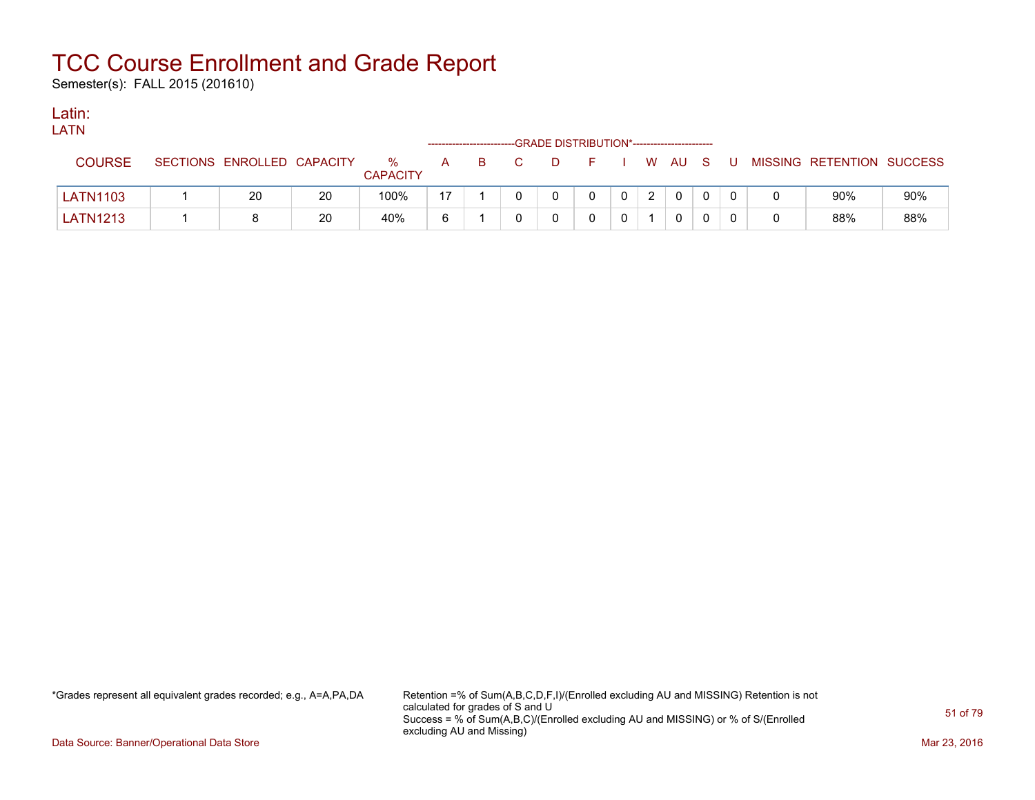# TCC Course Enrollment and Grade Report

Semester(s): FALL 2015 (201610)

## Latin:

LATN

| COURSE | SECTIONS | ENROLLED | CAPACITY | % CAPACITY | A | B | C | D | F | I | W | AU | S | U | MISSING | RETENTION | SUCCESS |
|---|---|---|---|---|---|---|---|---|---|---|---|---|---|---|---|---|---|
| | | | | | GRADE DISTRIBUTION* | | | | | | | | | | | | |
| LATN1103 | 1 | 20 | 20 | 100% | 17 | 1 | 0 | 0 | 0 | 0 | 2 | 0 | 0 | 0 | 0 | 90% | 90% |
| LATN1213 | 1 | 8 | 20 | 40% | 6 | 1 | 0 | 0 | 0 | 0 | 1 | 0 | 0 | 0 | 0 | 88% | 88% |

*Grades represent all equivalent grades recorded; e.g., A=A,PA,DA

Retention =% of Sum(A,B,C,D,F,I)/(Enrolled excluding AU and MISSING) Retention is not calculated for grades of S and U
Success = % of Sum(A,B,C)/(Enrolled excluding AU and MISSING) or % of S/(Enrolled excluding AU and Missing)

Data Source: Banner/Operational Data Store

Mar 23, 2016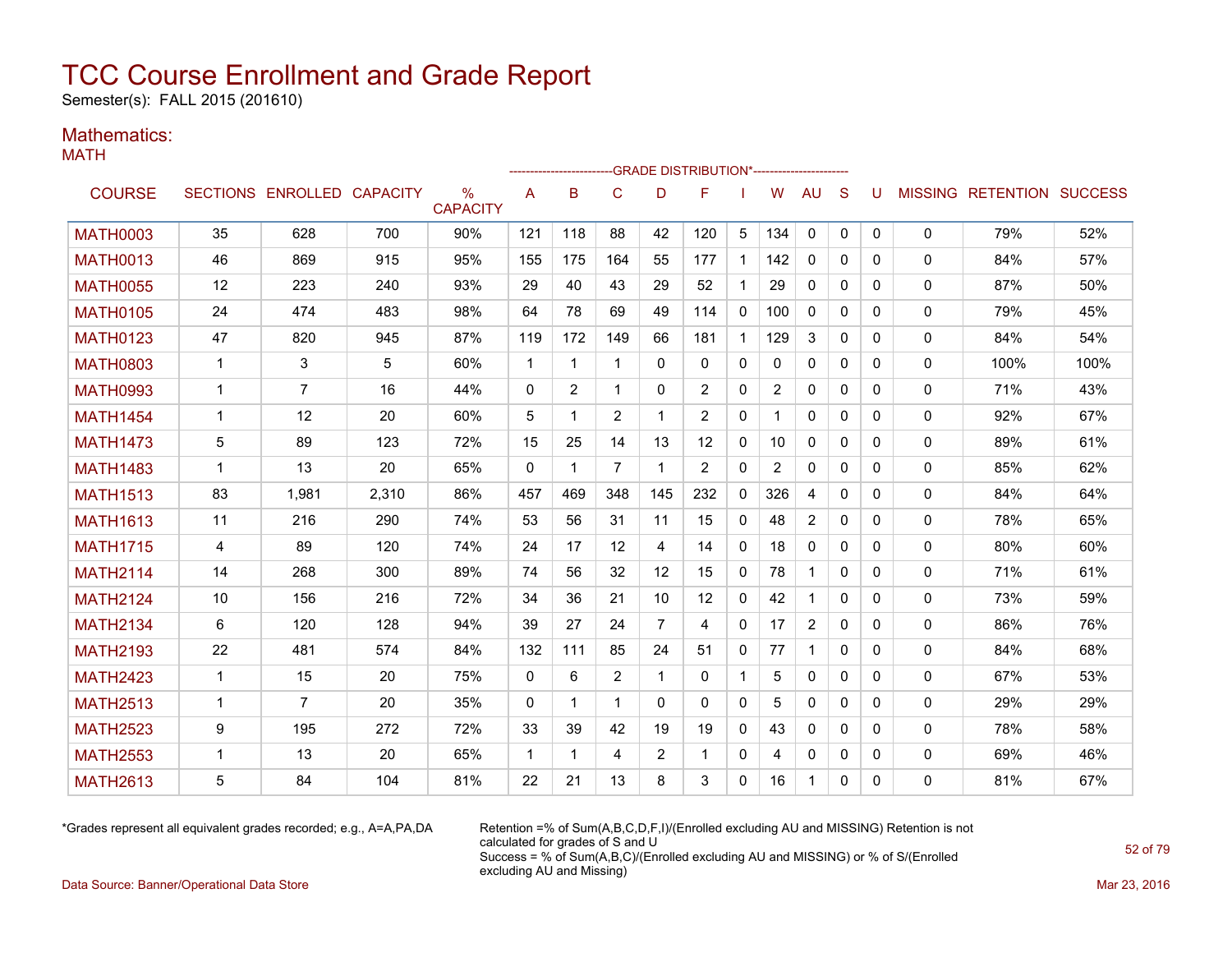# TCC Course Enrollment and Grade Report

Semester(s): FALL 2015 (201610)

## Mathematics:

MATH

| COURSE | SECTIONS | ENROLLED | CAPACITY | % CAPACITY | A | B | C | D | F | I | W | AU | S | U | MISSING | RETENTION | SUCCESS |
|---|---|---|---|---|---|---|---|---|---|---|---|---|---|---|---|---|---|
| | | | | | GRADE DISTRIBUTION* | | | | | | | | | | | | |
| MATH0003 | 35 | 628 | 700 | 90% | 121 | 118 | 88 | 42 | 120 | 5 | 134 | 0 | 0 | 0 | 0 | 79% | 52% |
| MATH0013 | 46 | 869 | 915 | 95% | 155 | 175 | 164 | 55 | 177 | 1 | 142 | 0 | 0 | 0 | 0 | 84% | 57% |
| MATH0055 | 12 | 223 | 240 | 93% | 29 | 40 | 43 | 29 | 52 | 1 | 29 | 0 | 0 | 0 | 0 | 87% | 50% |
| MATH0105 | 24 | 474 | 483 | 98% | 64 | 78 | 69 | 49 | 114 | 0 | 100 | 0 | 0 | 0 | 0 | 79% | 45% |
| MATH0123 | 47 | 820 | 945 | 87% | 119 | 172 | 149 | 66 | 181 | 1 | 129 | 3 | 0 | 0 | 0 | 84% | 54% |
| MATH0803 | 1 | 3 | 5 | 60% | 1 | 1 | 1 | 0 | 0 | 0 | 0 | 0 | 0 | 0 | 0 | 100% | 100% |
| MATH0993 | 1 | 7 | 16 | 44% | 0 | 2 | 1 | 0 | 2 | 0 | 2 | 0 | 0 | 0 | 0 | 71% | 43% |
| MATH1454 | 1 | 12 | 20 | 60% | 5 | 1 | 2 | 1 | 2 | 0 | 1 | 0 | 0 | 0 | 0 | 92% | 67% |
| MATH1473 | 5 | 89 | 123 | 72% | 15 | 25 | 14 | 13 | 12 | 0 | 10 | 0 | 0 | 0 | 0 | 89% | 61% |
| MATH1483 | 1 | 13 | 20 | 65% | 0 | 1 | 7 | 1 | 2 | 0 | 2 | 0 | 0 | 0 | 0 | 85% | 62% |
| MATH1513 | 83 | 1,981 | 2,310 | 86% | 457 | 469 | 348 | 145 | 232 | 0 | 326 | 4 | 0 | 0 | 0 | 84% | 64% |
| MATH1613 | 11 | 216 | 290 | 74% | 53 | 56 | 31 | 11 | 15 | 0 | 48 | 2 | 0 | 0 | 0 | 78% | 65% |
| MATH1715 | 4 | 89 | 120 | 74% | 24 | 17 | 12 | 4 | 14 | 0 | 18 | 0 | 0 | 0 | 0 | 80% | 60% |
| MATH2114 | 14 | 268 | 300 | 89% | 74 | 56 | 32 | 12 | 15 | 0 | 78 | 1 | 0 | 0 | 0 | 71% | 61% |
| MATH2124 | 10 | 156 | 216 | 72% | 34 | 36 | 21 | 10 | 12 | 0 | 42 | 1 | 0 | 0 | 0 | 73% | 59% |
| MATH2134 | 6 | 120 | 128 | 94% | 39 | 27 | 24 | 7 | 4 | 0 | 17 | 2 | 0 | 0 | 0 | 86% | 76% |
| MATH2193 | 22 | 481 | 574 | 84% | 132 | 111 | 85 | 24 | 51 | 0 | 77 | 1 | 0 | 0 | 0 | 84% | 68% |
| MATH2423 | 1 | 15 | 20 | 75% | 0 | 6 | 2 | 1 | 0 | 1 | 5 | 0 | 0 | 0 | 0 | 67% | 53% |
| MATH2513 | 1 | 7 | 20 | 35% | 0 | 1 | 1 | 0 | 0 | 0 | 5 | 0 | 0 | 0 | 0 | 29% | 29% |
| MATH2523 | 9 | 195 | 272 | 72% | 33 | 39 | 42 | 19 | 19 | 0 | 43 | 0 | 0 | 0 | 0 | 78% | 58% |
| MATH2553 | 1 | 13 | 20 | 65% | 1 | 1 | 4 | 2 | 1 | 0 | 4 | 0 | 0 | 0 | 0 | 69% | 46% |
| MATH2613 | 5 | 84 | 104 | 81% | 22 | 21 | 13 | 8 | 3 | 0 | 16 | 1 | 0 | 0 | 0 | 81% | 67% |

*Grades represent all equivalent grades recorded; e.g., A=A,PA,DA

Retention =% of Sum(A,B,C,D,F,I)/(Enrolled excluding AU and MISSING) Retention is not calculated for grades of S and U
Success = % of Sum(A,B,C)/(Enrolled excluding AU and MISSING) or % of S/(Enrolled excluding AU and Missing)

Data Source: Banner/Operational Data Store

Mar 23, 2016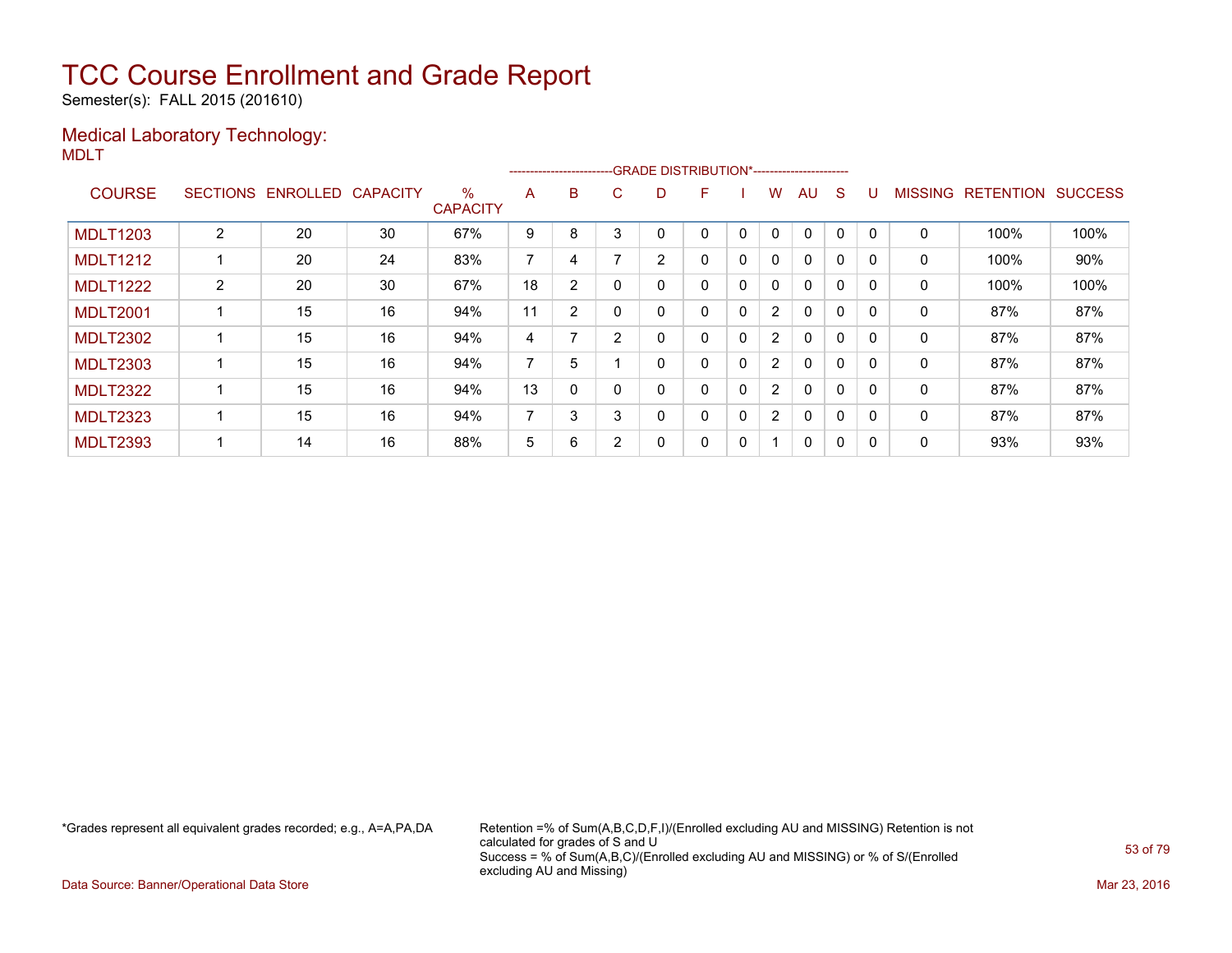# TCC Course Enrollment and Grade Report

Semester(s): FALL 2015 (201610)

## Medical Laboratory Technology:

MDLT

| COURSE | SECTIONS | ENROLLED | CAPACITY | % CAPACITY | A | B | C | D | F | I | W | AU | S | U | MISSING | RETENTION | SUCCESS |
|---|---|---|---|---|---|---|---|---|---|---|---|---|---|---|---|---|---|
| | | | | | GRADE DISTRIBUTION* | | | | | | | | | | | | |
| MDLT1203 | 2 | 20 | 30 | 67% | 9 | 8 | 3 | 0 | 0 | 0 | 0 | 0 | 0 | 0 | 0 | 100% | 100% |
| MDLT1212 | 1 | 20 | 24 | 83% | 7 | 4 | 7 | 2 | 0 | 0 | 0 | 0 | 0 | 0 | 0 | 100% | 90% |
| MDLT1222 | 2 | 20 | 30 | 67% | 18 | 2 | 0 | 0 | 0 | 0 | 0 | 0 | 0 | 0 | 0 | 100% | 100% |
| MDLT2001 | 1 | 15 | 16 | 94% | 11 | 2 | 0 | 0 | 0 | 0 | 2 | 0 | 0 | 0 | 0 | 87% | 87% |
| MDLT2302 | 1 | 15 | 16 | 94% | 4 | 7 | 2 | 0 | 0 | 0 | 2 | 0 | 0 | 0 | 0 | 87% | 87% |
| MDLT2303 | 1 | 15 | 16 | 94% | 7 | 5 | 1 | 0 | 0 | 0 | 2 | 0 | 0 | 0 | 0 | 87% | 87% |
| MDLT2322 | 1 | 15 | 16 | 94% | 13 | 0 | 0 | 0 | 0 | 0 | 2 | 0 | 0 | 0 | 0 | 87% | 87% |
| MDLT2323 | 1 | 15 | 16 | 94% | 7 | 3 | 3 | 0 | 0 | 0 | 2 | 0 | 0 | 0 | 0 | 87% | 87% |
| MDLT2393 | 1 | 14 | 16 | 88% | 5 | 6 | 2 | 0 | 0 | 0 | 1 | 0 | 0 | 0 | 0 | 93% | 93% |

*Grades represent all equivalent grades recorded; e.g., A=A,PA,DA

Retention =% of Sum(A,B,C,D,F,I)/(Enrolled excluding AU and MISSING) Retention is not calculated for grades of S and U
Success = % of Sum(A,B,C)/(Enrolled excluding AU and MISSING) or % of S/(Enrolled excluding AU and Missing)

Data Source: Banner/Operational Data Store

Mar 23, 2016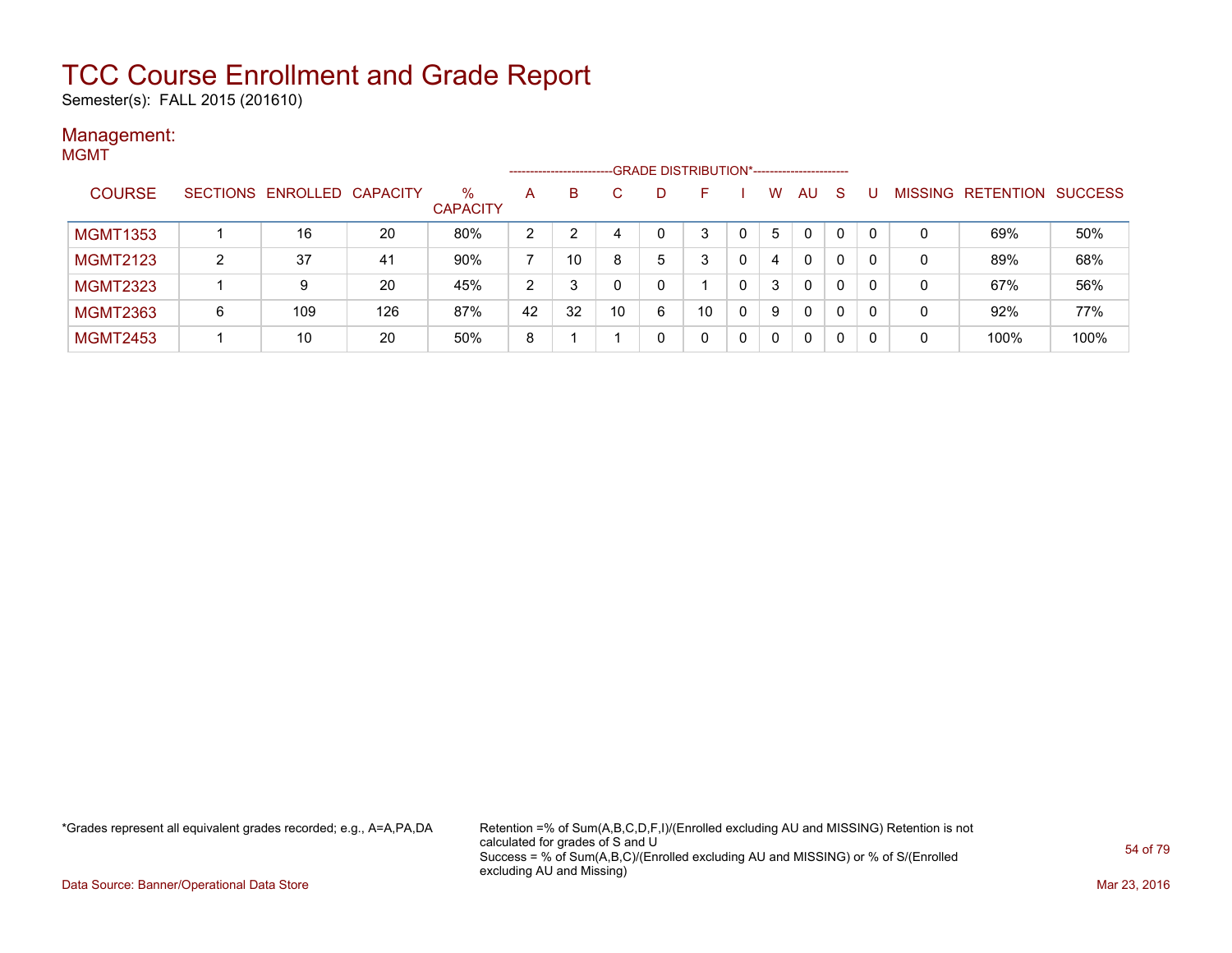# TCC Course Enrollment and Grade Report

Semester(s): FALL 2015 (201610)

## Management:

MGMT

| COURSE | SECTIONS | ENROLLED | CAPACITY | % CAPACITY | A | B | C | D | F | I | W | AU | S | U | MISSING | RETENTION | SUCCESS |
|---|---|---|---|---|---|---|---|---|---|---|---|---|---|---|---|---|---|
| | | | | | GRADE DISTRIBUTION* | | | | | | | | | | | | |
| MGMT1353 | 1 | 16 | 20 | 80% | 2 | 2 | 4 | 0 | 3 | 0 | 5 | 0 | 0 | 0 | 0 | 69% | 50% |
| MGMT2123 | 2 | 37 | 41 | 90% | 7 | 10 | 8 | 5 | 3 | 0 | 4 | 0 | 0 | 0 | 0 | 89% | 68% |
| MGMT2323 | 1 | 9 | 20 | 45% | 2 | 3 | 0 | 0 | 1 | 0 | 3 | 0 | 0 | 0 | 0 | 67% | 56% |
| MGMT2363 | 6 | 109 | 126 | 87% | 42 | 32 | 10 | 6 | 10 | 0 | 9 | 0 | 0 | 0 | 0 | 92% | 77% |
| MGMT2453 | 1 | 10 | 20 | 50% | 8 | 1 | 1 | 0 | 0 | 0 | 0 | 0 | 0 | 0 | 0 | 100% | 100% |

*Grades represent all equivalent grades recorded; e.g., A=A,PA,DA

Retention =% of Sum(A,B,C,D,F,I)/(Enrolled excluding AU and MISSING) Retention is not calculated for grades of S and U

Success = % of Sum(A,B,C)/(Enrolled excluding AU and MISSING) or % of S/(Enrolled excluding AU and Missing)

Data Source: Banner/Operational Data Store

Mar 23, 2016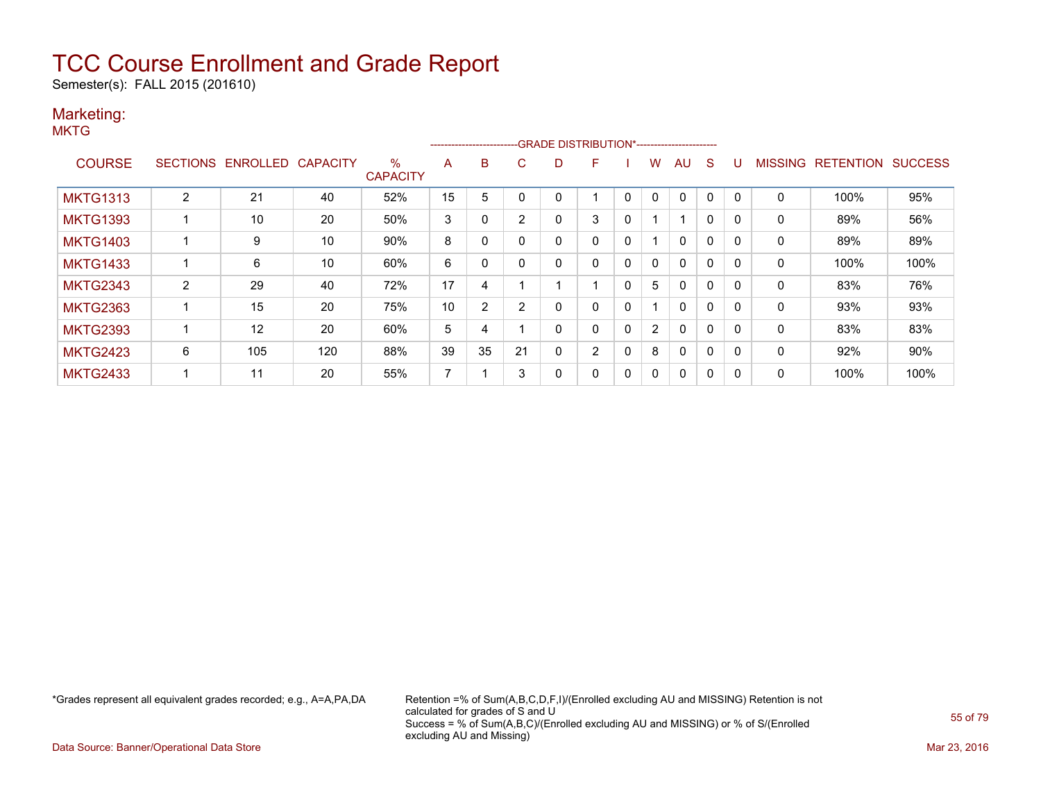# TCC Course Enrollment and Grade Report

Semester(s): FALL 2015 (201610)

## Marketing:

MKTG

| COURSE | SECTIONS | ENROLLED | CAPACITY | % CAPACITY | A | B | C | D | F | I | W | AU | S | U | MISSING | RETENTION | SUCCESS |
|---|---|---|---|---|---|---|---|---|---|---|---|---|---|---|---|---|---|
| | | | | | GRADE DISTRIBUTION* | | | | | | | | | | | | |
| MKTG1313 | 2 | 21 | 40 | 52% | 15 | 5 | 0 | 0 | 1 | 0 | 0 | 0 | 0 | 0 | 0 | 100% | 95% |
| MKTG1393 | 1 | 10 | 20 | 50% | 3 | 0 | 2 | 0 | 3 | 0 | 1 | 1 | 0 | 0 | 0 | 89% | 56% |
| MKTG1403 | 1 | 9 | 10 | 90% | 8 | 0 | 0 | 0 | 0 | 0 | 1 | 0 | 0 | 0 | 0 | 89% | 89% |
| MKTG1433 | 1 | 6 | 10 | 60% | 6 | 0 | 0 | 0 | 0 | 0 | 0 | 0 | 0 | 0 | 0 | 100% | 100% |
| MKTG2343 | 2 | 29 | 40 | 72% | 17 | 4 | 1 | 1 | 1 | 0 | 5 | 0 | 0 | 0 | 0 | 83% | 76% |
| MKTG2363 | 1 | 15 | 20 | 75% | 10 | 2 | 2 | 0 | 0 | 0 | 1 | 0 | 0 | 0 | 0 | 93% | 93% |
| MKTG2393 | 1 | 12 | 20 | 60% | 5 | 4 | 1 | 0 | 0 | 0 | 2 | 0 | 0 | 0 | 0 | 83% | 83% |
| MKTG2423 | 6 | 105 | 120 | 88% | 39 | 35 | 21 | 0 | 2 | 0 | 8 | 0 | 0 | 0 | 0 | 92% | 90% |
| MKTG2433 | 1 | 11 | 20 | 55% | 7 | 1 | 3 | 0 | 0 | 0 | 0 | 0 | 0 | 0 | 0 | 100% | 100% |

*Grades represent all equivalent grades recorded; e.g., A=A,PA,DA

Retention =% of Sum(A,B,C,D,F,I)/(Enrolled excluding AU and MISSING) Retention is not calculated for grades of S and U
Success = % of Sum(A,B,C)/(Enrolled excluding AU and MISSING) or % of S/(Enrolled excluding AU and Missing)

Data Source: Banner/Operational Data Store

Mar 23, 2016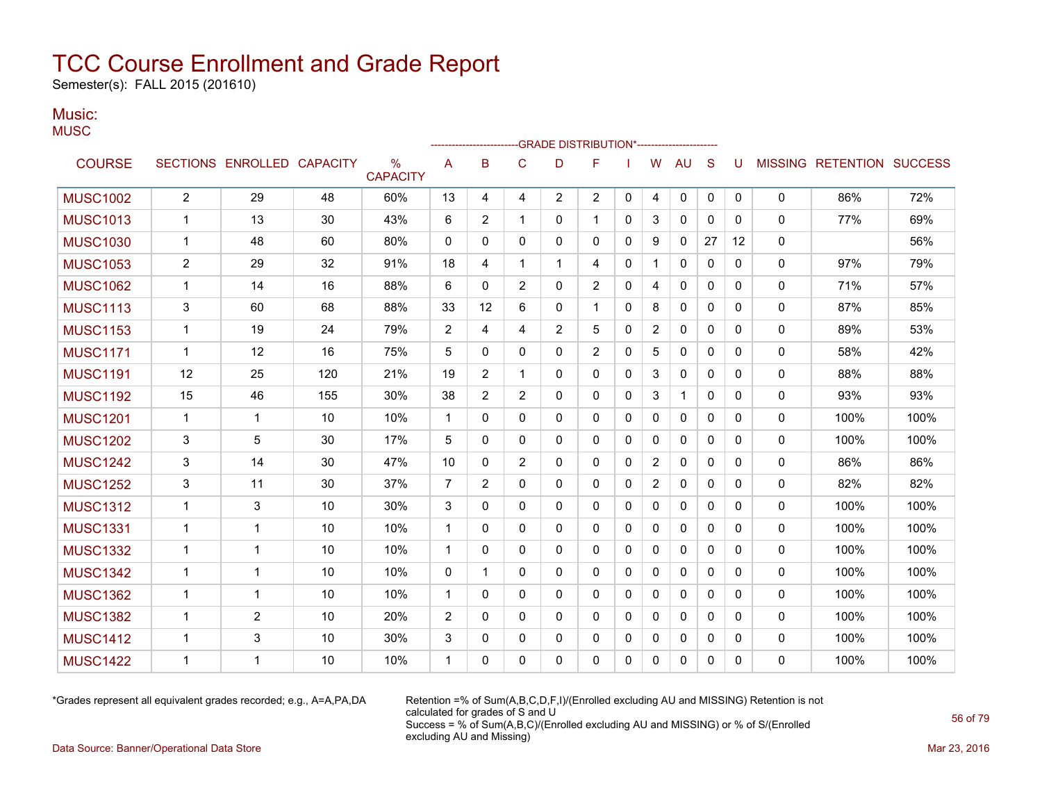# TCC Course Enrollment and Grade Report

Semester(s): FALL 2015 (201610)

## Music:

MUSC

| COURSE | SECTIONS | ENROLLED | CAPACITY | % CAPACITY | A | B | C | D | F | I | W | AU | S | U | MISSING | RETENTION | SUCCESS |
|---|---|---|---|---|---|---|---|---|---|---|---|---|---|---|---|---|---|
| | | | | | GRADE DISTRIBUTION* | | | | | | | | | | | | |
| MUSC1002 | 2 | 29 | 48 | 60% | 13 | 4 | 4 | 2 | 2 | 0 | 4 | 0 | 0 | 0 | 0 | 86% | 72% |
| MUSC1013 | 1 | 13 | 30 | 43% | 6 | 2 | 1 | 0 | 1 | 0 | 3 | 0 | 0 | 0 | 0 | 77% | 69% |
| MUSC1030 | 1 | 48 | 60 | 80% | 0 | 0 | 0 | 0 | 0 | 0 | 9 | 0 | 27 | 12 | 0 | | 56% |
| MUSC1053 | 2 | 29 | 32 | 91% | 18 | 4 | 1 | 1 | 4 | 0 | 1 | 0 | 0 | 0 | 0 | 97% | 79% |
| MUSC1062 | 1 | 14 | 16 | 88% | 6 | 0 | 2 | 0 | 2 | 0 | 4 | 0 | 0 | 0 | 0 | 71% | 57% |
| MUSC1113 | 3 | 60 | 68 | 88% | 33 | 12 | 6 | 0 | 1 | 0 | 8 | 0 | 0 | 0 | 0 | 87% | 85% |
| MUSC1153 | 1 | 19 | 24 | 79% | 2 | 4 | 4 | 2 | 5 | 0 | 2 | 0 | 0 | 0 | 0 | 89% | 53% |
| MUSC1171 | 1 | 12 | 16 | 75% | 5 | 0 | 0 | 0 | 2 | 0 | 5 | 0 | 0 | 0 | 0 | 58% | 42% |
| MUSC1191 | 12 | 25 | 120 | 21% | 19 | 2 | 1 | 0 | 0 | 0 | 3 | 0 | 0 | 0 | 0 | 88% | 88% |
| MUSC1192 | 15 | 46 | 155 | 30% | 38 | 2 | 2 | 0 | 0 | 0 | 3 | 1 | 0 | 0 | 0 | 93% | 93% |
| MUSC1201 | 1 | 1 | 10 | 10% | 1 | 0 | 0 | 0 | 0 | 0 | 0 | 0 | 0 | 0 | 0 | 100% | 100% |
| MUSC1202 | 3 | 5 | 30 | 17% | 5 | 0 | 0 | 0 | 0 | 0 | 0 | 0 | 0 | 0 | 0 | 100% | 100% |
| MUSC1242 | 3 | 14 | 30 | 47% | 10 | 0 | 2 | 0 | 0 | 0 | 2 | 0 | 0 | 0 | 0 | 86% | 86% |
| MUSC1252 | 3 | 11 | 30 | 37% | 7 | 2 | 0 | 0 | 0 | 0 | 2 | 0 | 0 | 0 | 0 | 82% | 82% |
| MUSC1312 | 1 | 3 | 10 | 30% | 3 | 0 | 0 | 0 | 0 | 0 | 0 | 0 | 0 | 0 | 0 | 100% | 100% |
| MUSC1331 | 1 | 1 | 10 | 10% | 1 | 0 | 0 | 0 | 0 | 0 | 0 | 0 | 0 | 0 | 0 | 100% | 100% |
| MUSC1332 | 1 | 1 | 10 | 10% | 1 | 0 | 0 | 0 | 0 | 0 | 0 | 0 | 0 | 0 | 0 | 100% | 100% |
| MUSC1342 | 1 | 1 | 10 | 10% | 0 | 1 | 0 | 0 | 0 | 0 | 0 | 0 | 0 | 0 | 0 | 100% | 100% |
| MUSC1362 | 1 | 1 | 10 | 10% | 1 | 0 | 0 | 0 | 0 | 0 | 0 | 0 | 0 | 0 | 0 | 100% | 100% |
| MUSC1382 | 1 | 2 | 10 | 20% | 2 | 0 | 0 | 0 | 0 | 0 | 0 | 0 | 0 | 0 | 0 | 100% | 100% |
| MUSC1412 | 1 | 3 | 10 | 30% | 3 | 0 | 0 | 0 | 0 | 0 | 0 | 0 | 0 | 0 | 0 | 100% | 100% |
| MUSC1422 | 1 | 1 | 10 | 10% | 1 | 0 | 0 | 0 | 0 | 0 | 0 | 0 | 0 | 0 | 0 | 100% | 100% |

*Grades represent all equivalent grades recorded; e.g., A=A,PA,DA

Retention =% of Sum(A,B,C,D,F,I)/(Enrolled excluding AU and MISSING) Retention is not calculated for grades of S and U
Success = % of Sum(A,B,C)/(Enrolled excluding AU and MISSING) or % of S/(Enrolled excluding AU and Missing)

Data Source: Banner/Operational Data Store

Mar 23, 2016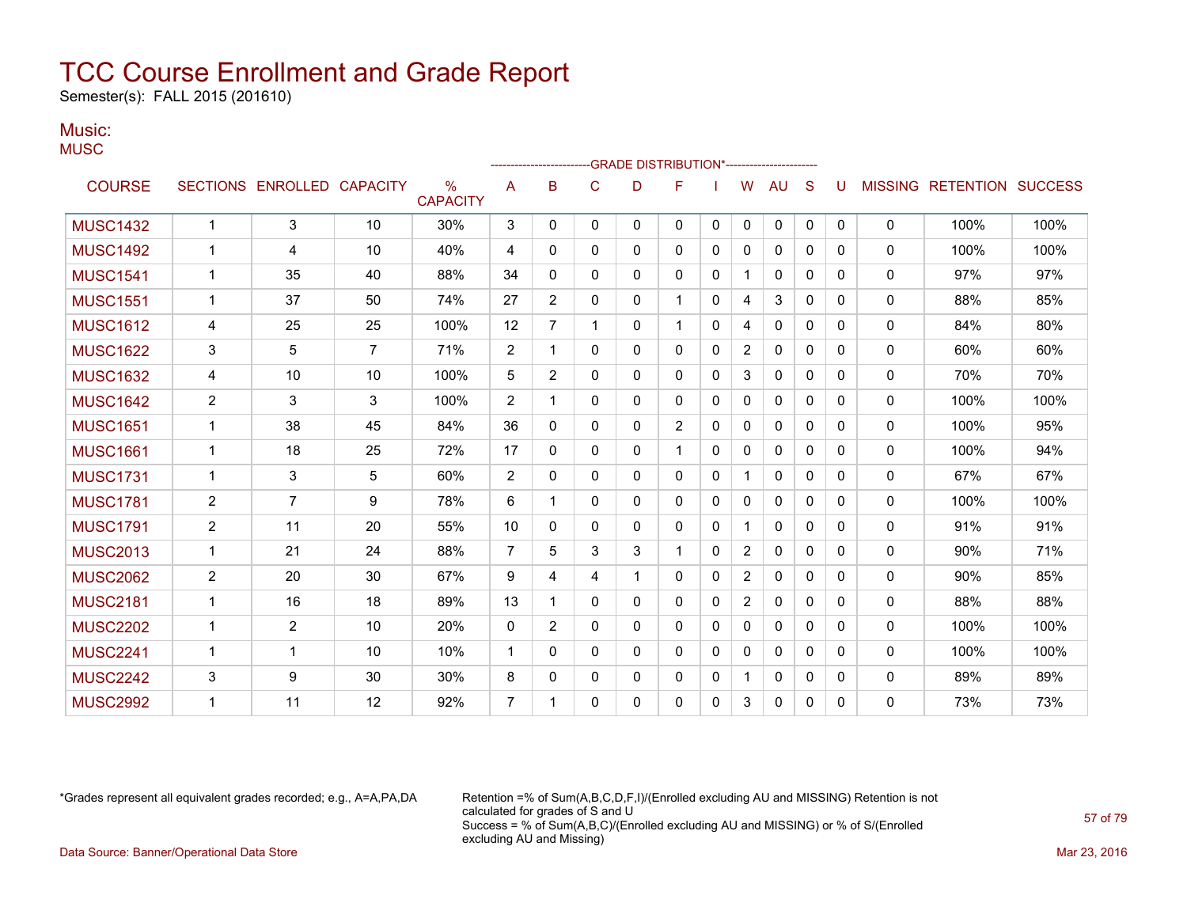# TCC Course Enrollment and Grade Report

Semester(s): FALL 2015 (201610)

## Music:

MUSC

| COURSE | SECTIONS | ENROLLED | CAPACITY | % CAPACITY | A | B | C | D | F | I | W | AU | S | U | MISSING | RETENTION | SUCCESS |
|---|---|---|---|---|---|---|---|---|---|---|---|---|---|---|---|---|---|
| | | | | | GRADE DISTRIBUTION* | | | | | | | | | | | | |
| MUSC1432 | 1 | 3 | 10 | 30% | 3 | 0 | 0 | 0 | 0 | 0 | 0 | 0 | 0 | 0 | 0 | 100% | 100% |
| MUSC1492 | 1 | 4 | 10 | 40% | 4 | 0 | 0 | 0 | 0 | 0 | 0 | 0 | 0 | 0 | 0 | 100% | 100% |
| MUSC1541 | 1 | 35 | 40 | 88% | 34 | 0 | 0 | 0 | 0 | 0 | 1 | 0 | 0 | 0 | 0 | 97% | 97% |
| MUSC1551 | 1 | 37 | 50 | 74% | 27 | 2 | 0 | 0 | 1 | 0 | 4 | 3 | 0 | 0 | 0 | 88% | 85% |
| MUSC1612 | 4 | 25 | 25 | 100% | 12 | 7 | 1 | 0 | 1 | 0 | 4 | 0 | 0 | 0 | 0 | 84% | 80% |
| MUSC1622 | 3 | 5 | 7 | 71% | 2 | 1 | 0 | 0 | 0 | 0 | 2 | 0 | 0 | 0 | 0 | 60% | 60% |
| MUSC1632 | 4 | 10 | 10 | 100% | 5 | 2 | 0 | 0 | 0 | 0 | 3 | 0 | 0 | 0 | 0 | 70% | 70% |
| MUSC1642 | 2 | 3 | 3 | 100% | 2 | 1 | 0 | 0 | 0 | 0 | 0 | 0 | 0 | 0 | 0 | 100% | 100% |
| MUSC1651 | 1 | 38 | 45 | 84% | 36 | 0 | 0 | 0 | 2 | 0 | 0 | 0 | 0 | 0 | 0 | 100% | 95% |
| MUSC1661 | 1 | 18 | 25 | 72% | 17 | 0 | 0 | 0 | 1 | 0 | 0 | 0 | 0 | 0 | 0 | 100% | 94% |
| MUSC1731 | 1 | 3 | 5 | 60% | 2 | 0 | 0 | 0 | 0 | 0 | 1 | 0 | 0 | 0 | 0 | 67% | 67% |
| MUSC1781 | 2 | 7 | 9 | 78% | 6 | 1 | 0 | 0 | 0 | 0 | 0 | 0 | 0 | 0 | 0 | 100% | 100% |
| MUSC1791 | 2 | 11 | 20 | 55% | 10 | 0 | 0 | 0 | 0 | 0 | 1 | 0 | 0 | 0 | 0 | 91% | 91% |
| MUSC2013 | 1 | 21 | 24 | 88% | 7 | 5 | 3 | 3 | 1 | 0 | 2 | 0 | 0 | 0 | 0 | 90% | 71% |
| MUSC2062 | 2 | 20 | 30 | 67% | 9 | 4 | 4 | 1 | 0 | 0 | 2 | 0 | 0 | 0 | 0 | 90% | 85% |
| MUSC2181 | 1 | 16 | 18 | 89% | 13 | 1 | 0 | 0 | 0 | 0 | 2 | 0 | 0 | 0 | 0 | 88% | 88% |
| MUSC2202 | 1 | 2 | 10 | 20% | 0 | 2 | 0 | 0 | 0 | 0 | 0 | 0 | 0 | 0 | 0 | 100% | 100% |
| MUSC2241 | 1 | 1 | 10 | 10% | 1 | 0 | 0 | 0 | 0 | 0 | 0 | 0 | 0 | 0 | 0 | 100% | 100% |
| MUSC2242 | 3 | 9 | 30 | 30% | 8 | 0 | 0 | 0 | 0 | 0 | 1 | 0 | 0 | 0 | 0 | 89% | 89% |
| MUSC2992 | 1 | 11 | 12 | 92% | 7 | 1 | 0 | 0 | 0 | 0 | 3 | 0 | 0 | 0 | 0 | 73% | 73% |

*Grades represent all equivalent grades recorded; e.g., A=A,PA,DA

Retention =% of Sum(A,B,C,D,F,I)/(Enrolled excluding AU and MISSING) Retention is not calculated for grades of S and U
Success = % of Sum(A,B,C)/(Enrolled excluding AU and MISSING) or % of S/(Enrolled excluding AU and Missing)

Data Source: Banner/Operational Data Store

Mar 23, 2016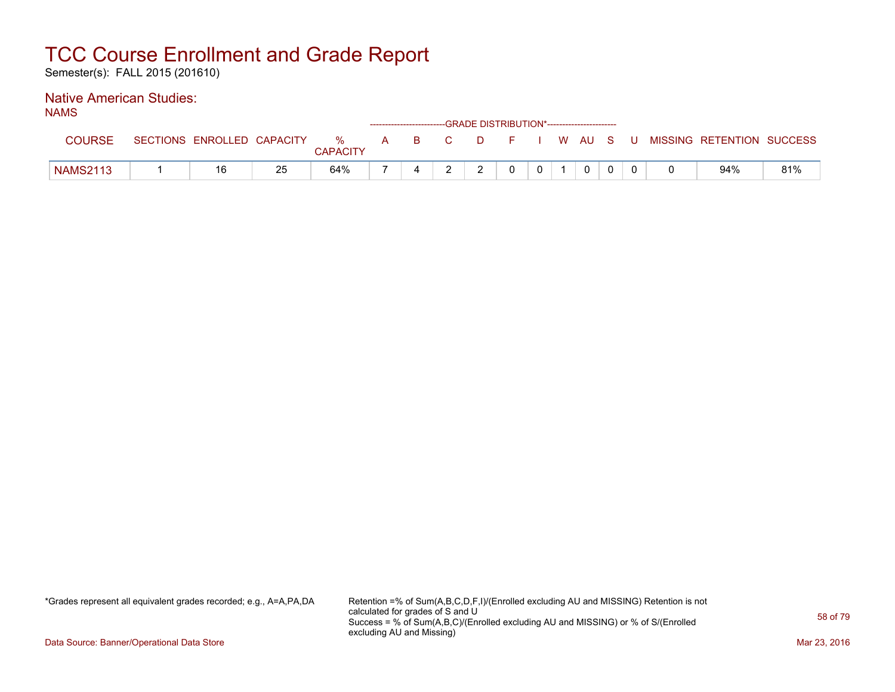# TCC Course Enrollment and Grade Report

Semester(s): FALL 2015 (201610)

## Native American Studies:

NAMS

| COURSE | SECTIONS | ENROLLED | CAPACITY | % CAPACITY | GRADE DISTRIBUTION* A | B | C | D | F | I | W | AU | S | U | MISSING | RETENTION | SUCCESS |
|---|---|---|---|---|---|---|---|---|---|---|---|---|---|---|---|---|---|
| NAMS2113 | 1 | 16 | 25 | 64% | 7 | 4 | 2 | 2 | 0 | 0 | 1 | 0 | 0 | 0 | 0 | 94% | 81% |

*Grades represent all equivalent grades recorded; e.g., A=A,PA,DA

Retention =% of Sum(A,B,C,D,F,I)/(Enrolled excluding AU and MISSING) Retention is not calculated for grades of S and U

Success = % of Sum(A,B,C)/(Enrolled excluding AU and MISSING) or % of S/(Enrolled excluding AU and Missing)

Data Source: Banner/Operational Data Store

Mar 23, 2016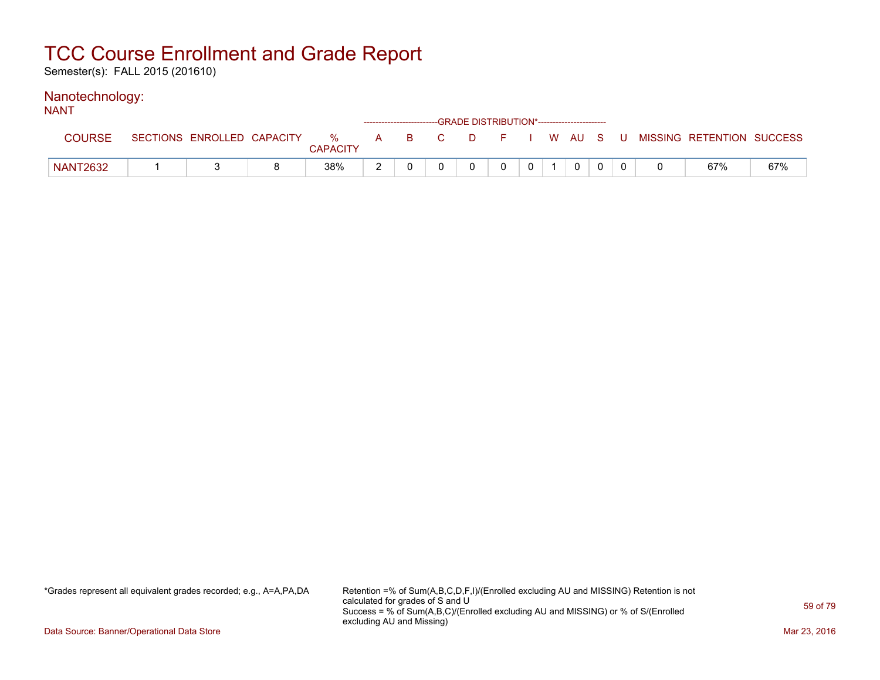# TCC Course Enrollment and Grade Report

Semester(s): FALL 2015 (201610)

## Nanotechnology:

NANT

| COURSE | SECTIONS | ENROLLED | CAPACITY | % CAPACITY | A | B | C | D | F | I | W | AU | S | U | MISSING | RETENTION | SUCCESS |
|---|---|---|---|---|---|---|---|---|---|---|---|---|---|---|---|---|---|
| NANT2632 | 1 | 3 | 8 | 38% | 2 | 0 | 0 | 0 | 0 | 0 | 1 | 0 | 0 | 0 | 0 | 67% | 67% |

*Grades represent all equivalent grades recorded; e.g., A=A,PA,DA

Retention =% of Sum(A,B,C,D,F,I)/(Enrolled excluding AU and MISSING) Retention is not calculated for grades of S and U
Success = % of Sum(A,B,C)/(Enrolled excluding AU and MISSING) or % of S/(Enrolled excluding AU and Missing)

Data Source: Banner/Operational Data Store

Mar 23, 2016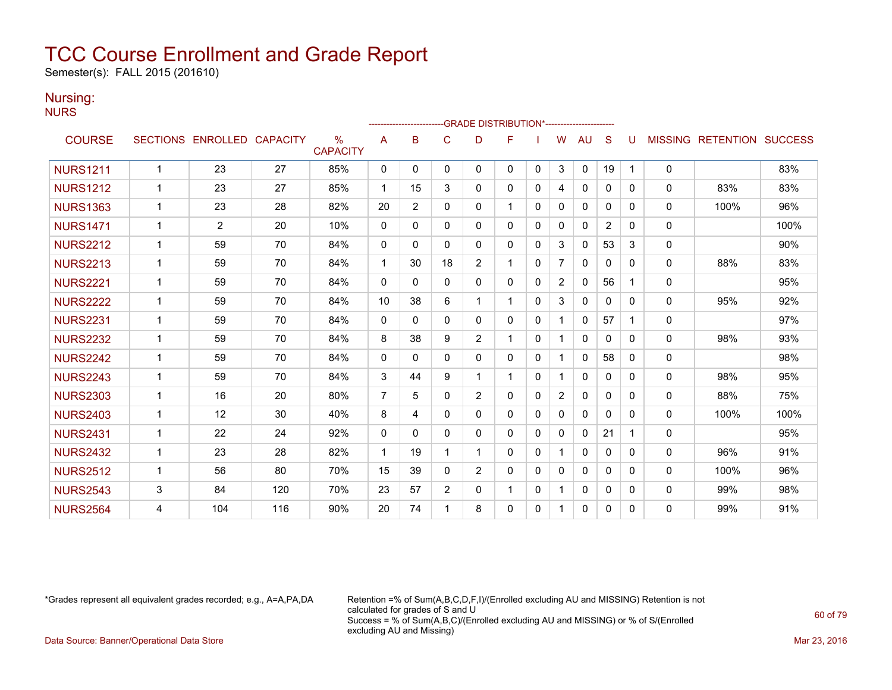# TCC Course Enrollment and Grade Report

Semester(s): FALL 2015 (201610)

## Nursing:

NURS

| COURSE | SECTIONS | ENROLLED | CAPACITY | % CAPACITY | A | B | C | D | F | I | W | AU | S | U | MISSING | RETENTION | SUCCESS |
|---|---|---|---|---|---|---|---|---|---|---|---|---|---|---|---|---|---|
| | | | | | GRADE DISTRIBUTION* | | | | | | | | | | | | |
| NURS1211 | 1 | 23 | 27 | 85% | 0 | 0 | 0 | 0 | 0 | 0 | 3 | 0 | 19 | 1 | 0 | | 83% |
| NURS1212 | 1 | 23 | 27 | 85% | 1 | 15 | 3 | 0 | 0 | 0 | 4 | 0 | 0 | 0 | 0 | 83% | 83% |
| NURS1363 | 1 | 23 | 28 | 82% | 20 | 2 | 0 | 0 | 1 | 0 | 0 | 0 | 0 | 0 | 0 | 100% | 96% |
| NURS1471 | 1 | 2 | 20 | 10% | 0 | 0 | 0 | 0 | 0 | 0 | 0 | 0 | 2 | 0 | 0 | | 100% |
| NURS2212 | 1 | 59 | 70 | 84% | 0 | 0 | 0 | 0 | 0 | 0 | 3 | 0 | 53 | 3 | 0 | | 90% |
| NURS2213 | 1 | 59 | 70 | 84% | 1 | 30 | 18 | 2 | 1 | 0 | 7 | 0 | 0 | 0 | 0 | 88% | 83% |
| NURS2221 | 1 | 59 | 70 | 84% | 0 | 0 | 0 | 0 | 0 | 0 | 2 | 0 | 56 | 1 | 0 | | 95% |
| NURS2222 | 1 | 59 | 70 | 84% | 10 | 38 | 6 | 1 | 1 | 0 | 3 | 0 | 0 | 0 | 0 | 95% | 92% |
| NURS2231 | 1 | 59 | 70 | 84% | 0 | 0 | 0 | 0 | 0 | 0 | 1 | 0 | 57 | 1 | 0 | | 97% |
| NURS2232 | 1 | 59 | 70 | 84% | 8 | 38 | 9 | 2 | 1 | 0 | 1 | 0 | 0 | 0 | 0 | 98% | 93% |
| NURS2242 | 1 | 59 | 70 | 84% | 0 | 0 | 0 | 0 | 0 | 0 | 1 | 0 | 58 | 0 | 0 | | 98% |
| NURS2243 | 1 | 59 | 70 | 84% | 3 | 44 | 9 | 1 | 1 | 0 | 1 | 0 | 0 | 0 | 0 | 98% | 95% |
| NURS2303 | 1 | 16 | 20 | 80% | 7 | 5 | 0 | 2 | 0 | 0 | 2 | 0 | 0 | 0 | 0 | 88% | 75% |
| NURS2403 | 1 | 12 | 30 | 40% | 8 | 4 | 0 | 0 | 0 | 0 | 0 | 0 | 0 | 0 | 0 | 100% | 100% |
| NURS2431 | 1 | 22 | 24 | 92% | 0 | 0 | 0 | 0 | 0 | 0 | 0 | 0 | 21 | 1 | 0 | | 95% |
| NURS2432 | 1 | 23 | 28 | 82% | 1 | 19 | 1 | 1 | 0 | 0 | 1 | 0 | 0 | 0 | 0 | 96% | 91% |
| NURS2512 | 1 | 56 | 80 | 70% | 15 | 39 | 0 | 2 | 0 | 0 | 0 | 0 | 0 | 0 | 0 | 100% | 96% |
| NURS2543 | 3 | 84 | 120 | 70% | 23 | 57 | 2 | 0 | 1 | 0 | 1 | 0 | 0 | 0 | 0 | 99% | 98% |
| NURS2564 | 4 | 104 | 116 | 90% | 20 | 74 | 1 | 8 | 0 | 0 | 1 | 0 | 0 | 0 | 0 | 99% | 91% |

*Grades represent all equivalent grades recorded; e.g., A=A,PA,DA

Retention =% of Sum(A,B,C,D,F,I)/(Enrolled excluding AU and MISSING) Retention is not calculated for grades of S and U
Success = % of Sum(A,B,C)/(Enrolled excluding AU and MISSING) or % of S/(Enrolled excluding AU and Missing)

Data Source: Banner/Operational Data Store

Mar 23, 2016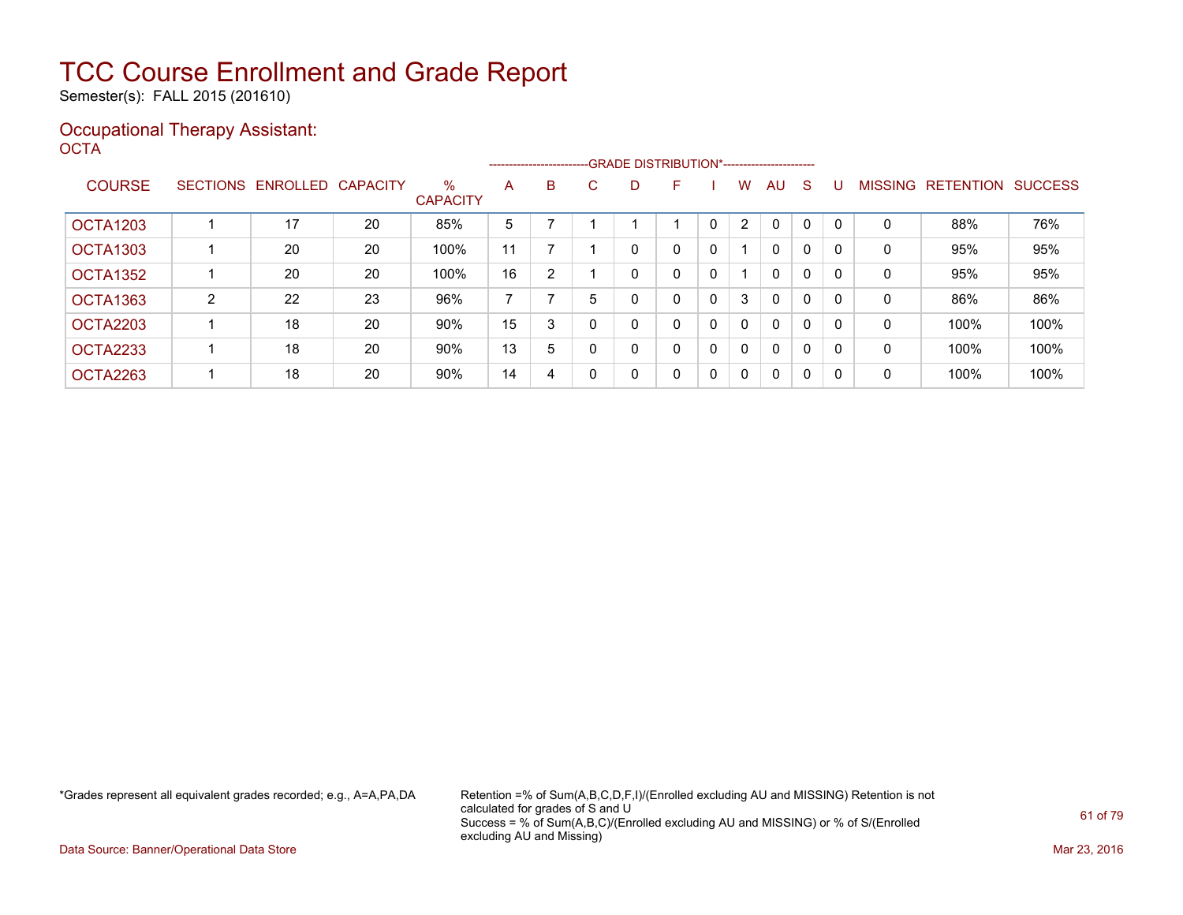# TCC Course Enrollment and Grade Report

Semester(s): FALL 2015 (201610)

## Occupational Therapy Assistant:

OCTA

| COURSE | SECTIONS | ENROLLED | CAPACITY | % CAPACITY | A | B | C | D | F | I | W | AU | S | U | MISSING | RETENTION | SUCCESS |
|---|---|---|---|---|---|---|---|---|---|---|---|---|---|---|---|---|---|
| | | | | | GRADE DISTRIBUTION* | | | | | | | | | | | | |
| OCTA1203 | 1 | 17 | 20 | 85% | 5 | 7 | 1 | 1 | 1 | 0 | 2 | 0 | 0 | 0 | 0 | 88% | 76% |
| OCTA1303 | 1 | 20 | 20 | 100% | 11 | 7 | 1 | 0 | 0 | 0 | 1 | 0 | 0 | 0 | 0 | 95% | 95% |
| OCTA1352 | 1 | 20 | 20 | 100% | 16 | 2 | 1 | 0 | 0 | 0 | 1 | 0 | 0 | 0 | 0 | 95% | 95% |
| OCTA1363 | 2 | 22 | 23 | 96% | 7 | 7 | 5 | 0 | 0 | 0 | 3 | 0 | 0 | 0 | 0 | 86% | 86% |
| OCTA2203 | 1 | 18 | 20 | 90% | 15 | 3 | 0 | 0 | 0 | 0 | 0 | 0 | 0 | 0 | 0 | 100% | 100% |
| OCTA2233 | 1 | 18 | 20 | 90% | 13 | 5 | 0 | 0 | 0 | 0 | 0 | 0 | 0 | 0 | 0 | 100% | 100% |
| OCTA2263 | 1 | 18 | 20 | 90% | 14 | 4 | 0 | 0 | 0 | 0 | 0 | 0 | 0 | 0 | 0 | 100% | 100% |

*Grades represent all equivalent grades recorded; e.g., A=A,PA,DA

Retention =% of Sum(A,B,C,D,F,I)/(Enrolled excluding AU and MISSING) Retention is not calculated for grades of S and U
Success = % of Sum(A,B,C)/(Enrolled excluding AU and MISSING) or % of S/(Enrolled excluding AU and Missing)

Data Source: Banner/Operational Data Store

Mar 23, 2016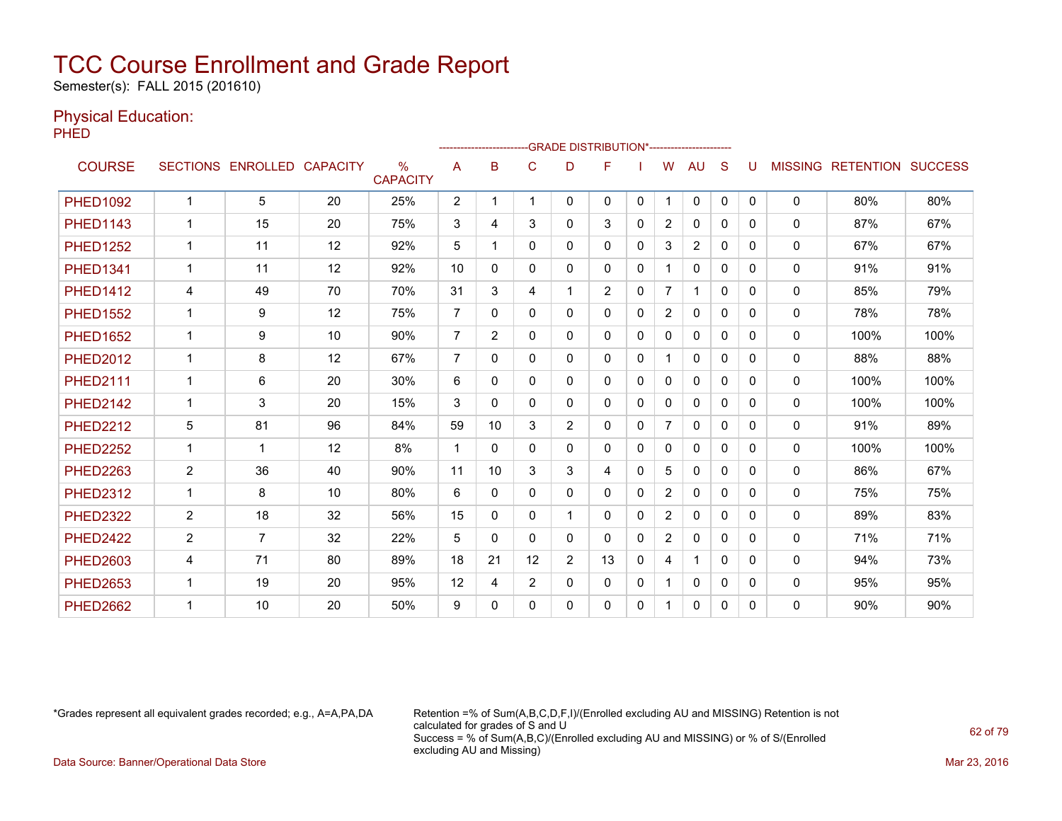# TCC Course Enrollment and Grade Report

Semester(s): FALL 2015 (201610)

## Physical Education:

PHED

| COURSE | SECTIONS | ENROLLED | CAPACITY | % CAPACITY | A | B | C | D | F | I | W | AU | S | U | MISSING | RETENTION | SUCCESS |
|---|---|---|---|---|---|---|---|---|---|---|---|---|---|---|---|---|---|
| | | | | | GRADE DISTRIBUTION* | | | | | | | | | | | | |
| PHED1092 | 1 | 5 | 20 | 25% | 2 | 1 | 1 | 0 | 0 | 0 | 1 | 0 | 0 | 0 | 0 | 80% | 80% |
| PHED1143 | 1 | 15 | 20 | 75% | 3 | 4 | 3 | 0 | 3 | 0 | 2 | 0 | 0 | 0 | 0 | 87% | 67% |
| PHED1252 | 1 | 11 | 12 | 92% | 5 | 1 | 0 | 0 | 0 | 0 | 3 | 2 | 0 | 0 | 0 | 67% | 67% |
| PHED1341 | 1 | 11 | 12 | 92% | 10 | 0 | 0 | 0 | 0 | 0 | 1 | 0 | 0 | 0 | 0 | 91% | 91% |
| PHED1412 | 4 | 49 | 70 | 70% | 31 | 3 | 4 | 1 | 2 | 0 | 7 | 1 | 0 | 0 | 0 | 85% | 79% |
| PHED1552 | 1 | 9 | 12 | 75% | 7 | 0 | 0 | 0 | 0 | 0 | 2 | 0 | 0 | 0 | 0 | 78% | 78% |
| PHED1652 | 1 | 9 | 10 | 90% | 7 | 2 | 0 | 0 | 0 | 0 | 0 | 0 | 0 | 0 | 0 | 100% | 100% |
| PHED2012 | 1 | 8 | 12 | 67% | 7 | 0 | 0 | 0 | 0 | 0 | 1 | 0 | 0 | 0 | 0 | 88% | 88% |
| PHED2111 | 1 | 6 | 20 | 30% | 6 | 0 | 0 | 0 | 0 | 0 | 0 | 0 | 0 | 0 | 0 | 100% | 100% |
| PHED2142 | 1 | 3 | 20 | 15% | 3 | 0 | 0 | 0 | 0 | 0 | 0 | 0 | 0 | 0 | 0 | 100% | 100% |
| PHED2212 | 5 | 81 | 96 | 84% | 59 | 10 | 3 | 2 | 0 | 0 | 7 | 0 | 0 | 0 | 0 | 91% | 89% |
| PHED2252 | 1 | 1 | 12 | 8% | 1 | 0 | 0 | 0 | 0 | 0 | 0 | 0 | 0 | 0 | 0 | 100% | 100% |
| PHED2263 | 2 | 36 | 40 | 90% | 11 | 10 | 3 | 3 | 4 | 0 | 5 | 0 | 0 | 0 | 0 | 86% | 67% |
| PHED2312 | 1 | 8 | 10 | 80% | 6 | 0 | 0 | 0 | 0 | 0 | 2 | 0 | 0 | 0 | 0 | 75% | 75% |
| PHED2322 | 2 | 18 | 32 | 56% | 15 | 0 | 0 | 1 | 0 | 0 | 2 | 0 | 0 | 0 | 0 | 89% | 83% |
| PHED2422 | 2 | 7 | 32 | 22% | 5 | 0 | 0 | 0 | 0 | 0 | 2 | 0 | 0 | 0 | 0 | 71% | 71% |
| PHED2603 | 4 | 71 | 80 | 89% | 18 | 21 | 12 | 2 | 13 | 0 | 4 | 1 | 0 | 0 | 0 | 94% | 73% |
| PHED2653 | 1 | 19 | 20 | 95% | 12 | 4 | 2 | 0 | 0 | 0 | 1 | 0 | 0 | 0 | 0 | 95% | 95% |
| PHED2662 | 1 | 10 | 20 | 50% | 9 | 0 | 0 | 0 | 0 | 0 | 1 | 0 | 0 | 0 | 0 | 90% | 90% |

*Grades represent all equivalent grades recorded; e.g., A=A,PA,DA

Retention =% of Sum(A,B,C,D,F,I)/(Enrolled excluding AU and MISSING) Retention is not calculated for grades of S and U
Success = % of Sum(A,B,C)/(Enrolled excluding AU and MISSING) or % of S/(Enrolled excluding AU and Missing)

Data Source: Banner/Operational Data Store

Mar 23, 2016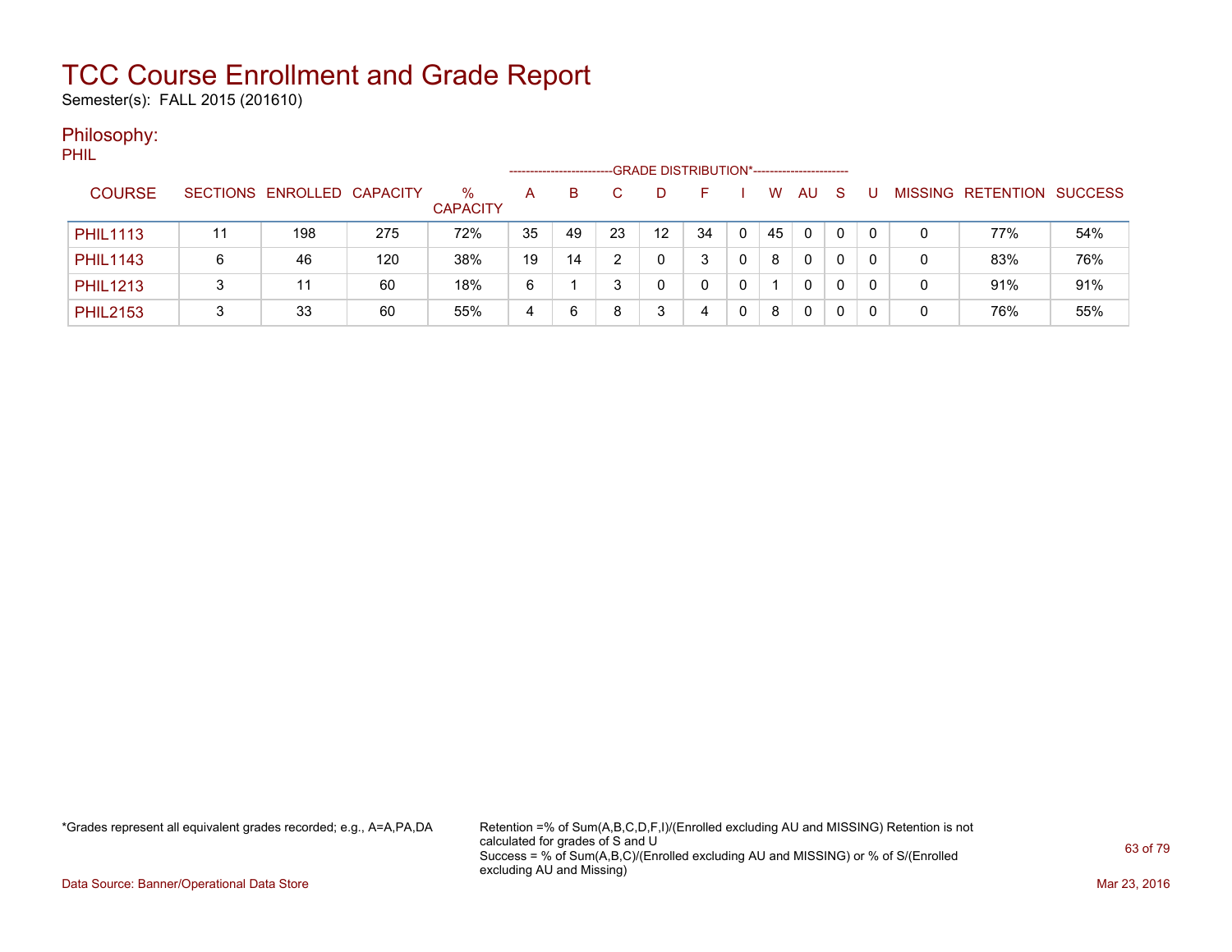# TCC Course Enrollment and Grade Report

Semester(s): FALL 2015 (201610)

## Philosophy:

PHIL

| COURSE | SECTIONS | ENROLLED | CAPACITY | % CAPACITY | GRADE DISTRIBUTION* A | B | C | D | F | I | W | AU | S | U | MISSING | RETENTION | SUCCESS |
|---|---|---|---|---|---|---|---|---|---|---|---|---|---|---|---|---|---|
| PHIL1113 | 11 | 198 | 275 | 72% | 35 | 49 | 23 | 12 | 34 | 0 | 45 | 0 | 0 | 0 | 0 | 77% | 54% |
| PHIL1143 | 6 | 46 | 120 | 38% | 19 | 14 | 2 | 0 | 3 | 0 | 8 | 0 | 0 | 0 | 0 | 83% | 76% |
| PHIL1213 | 3 | 11 | 60 | 18% | 6 | 1 | 3 | 0 | 0 | 0 | 1 | 0 | 0 | 0 | 0 | 91% | 91% |
| PHIL2153 | 3 | 33 | 60 | 55% | 4 | 6 | 8 | 3 | 4 | 0 | 8 | 0 | 0 | 0 | 0 | 76% | 55% |

*Grades represent all equivalent grades recorded; e.g., A=A,PA,DA

Retention =% of Sum(A,B,C,D,F,I)/(Enrolled excluding AU and MISSING) Retention is not calculated for grades of S and U

Success = % of Sum(A,B,C)/(Enrolled excluding AU and MISSING) or % of S/(Enrolled excluding AU and Missing)

Data Source: Banner/Operational Data Store

Mar 23, 2016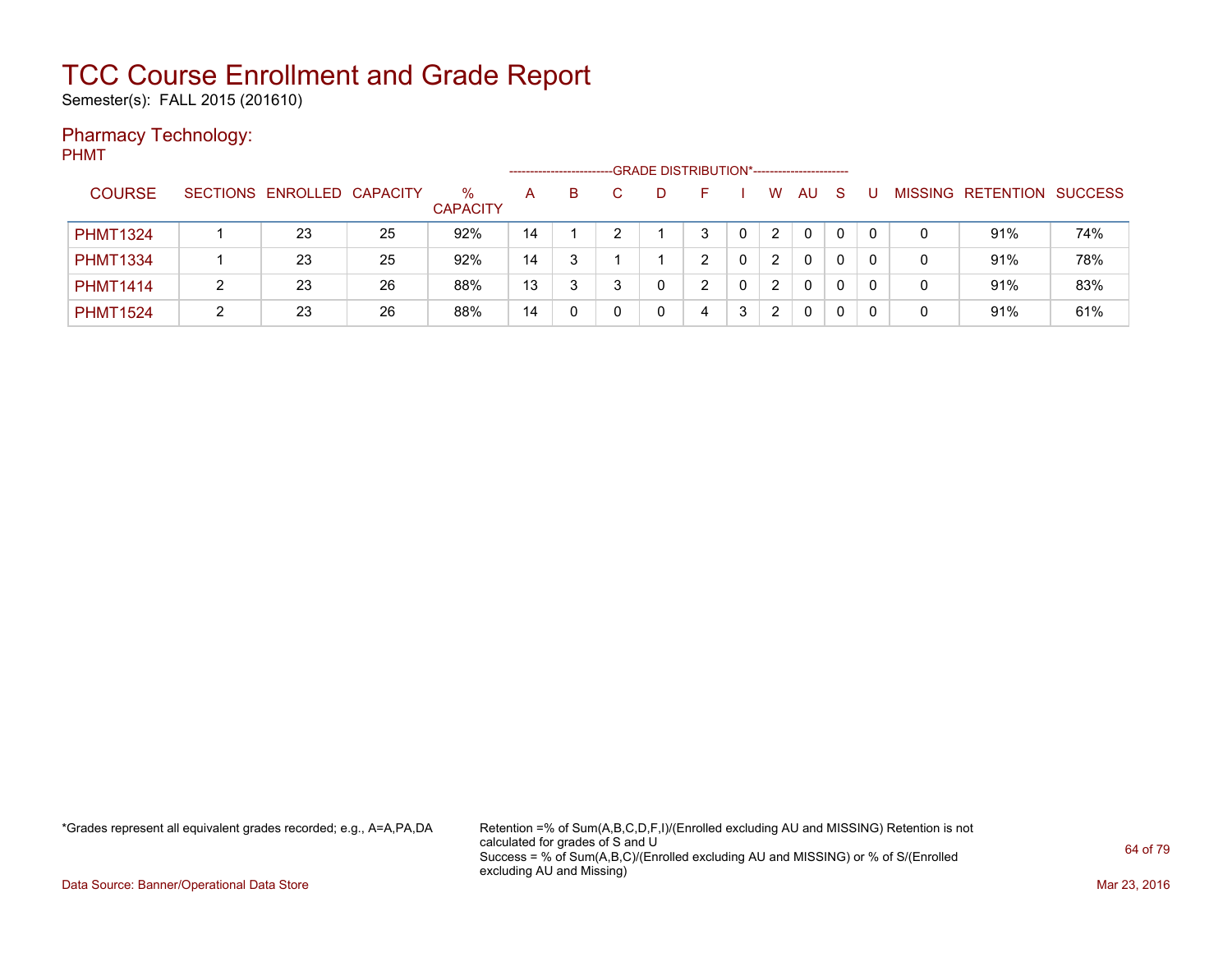# TCC Course Enrollment and Grade Report

Semester(s): FALL 2015 (201610)

## Pharmacy Technology:

PHMT

| COURSE | SECTIONS | ENROLLED | CAPACITY | % CAPACITY | GRADE DISTRIBUTION* A | B | C | D | F | I | W | AU | S | U | MISSING | RETENTION | SUCCESS |
|---|---|---|---|---|---|---|---|---|---|---|---|---|---|---|---|---|---|
| PHMT1324 | 1 | 23 | 25 | 92% | 14 | 1 | 2 | 1 | 3 | 0 | 2 | 0 | 0 | 0 | 0 | 91% | 74% |
| PHMT1334 | 1 | 23 | 25 | 92% | 14 | 3 | 1 | 1 | 2 | 0 | 2 | 0 | 0 | 0 | 0 | 91% | 78% |
| PHMT1414 | 2 | 23 | 26 | 88% | 13 | 3 | 3 | 0 | 2 | 0 | 2 | 0 | 0 | 0 | 0 | 91% | 83% |
| PHMT1524 | 2 | 23 | 26 | 88% | 14 | 0 | 0 | 0 | 4 | 3 | 2 | 0 | 0 | 0 | 0 | 91% | 61% |

*Grades represent all equivalent grades recorded; e.g., A=A,PA,DA

Retention =% of Sum(A,B,C,D,F,I)/(Enrolled excluding AU and MISSING) Retention is not calculated for grades of S and U
Success = % of Sum(A,B,C)/(Enrolled excluding AU and MISSING) or % of S/(Enrolled excluding AU and Missing)

Data Source: Banner/Operational Data Store

Mar 23, 2016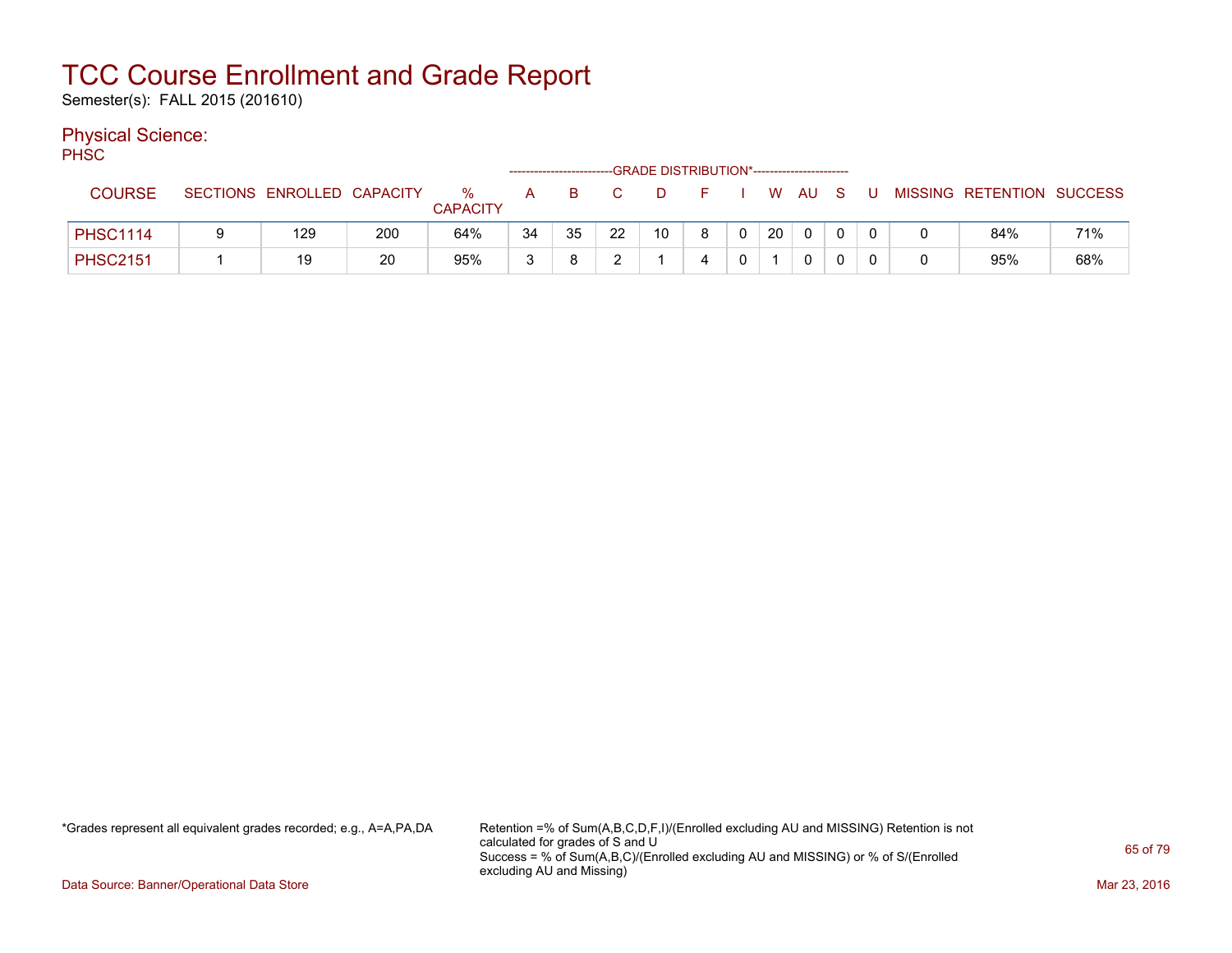# TCC Course Enrollment and Grade Report

Semester(s): FALL 2015 (201610)

## Physical Science:

PHSC

| COURSE | SECTIONS | ENROLLED | CAPACITY | % CAPACITY | A | B | C | D | F | I | W | AU | S | U | MISSING | RETENTION | SUCCESS |
|---|---|---|---|---|---|---|---|---|---|---|---|---|---|---|---|---|---|
| | | | | | GRADE DISTRIBUTION* | | | | | | | | | | | | |
| PHSC1114 | 9 | 129 | 200 | 64% | 34 | 35 | 22 | 10 | 8 | 0 | 20 | 0 | 0 | 0 | 0 | 84% | 71% |
| PHSC2151 | 1 | 19 | 20 | 95% | 3 | 8 | 2 | 1 | 4 | 0 | 1 | 0 | 0 | 0 | 0 | 95% | 68% |

*Grades represent all equivalent grades recorded; e.g., A=A,PA,DA

Retention =% of Sum(A,B,C,D,F,I)/(Enrolled excluding AU and MISSING) Retention is not calculated for grades of S and U
Success = % of Sum(A,B,C)/(Enrolled excluding AU and MISSING) or % of S/(Enrolled excluding AU and Missing)

Data Source: Banner/Operational Data Store

Mar 23, 2016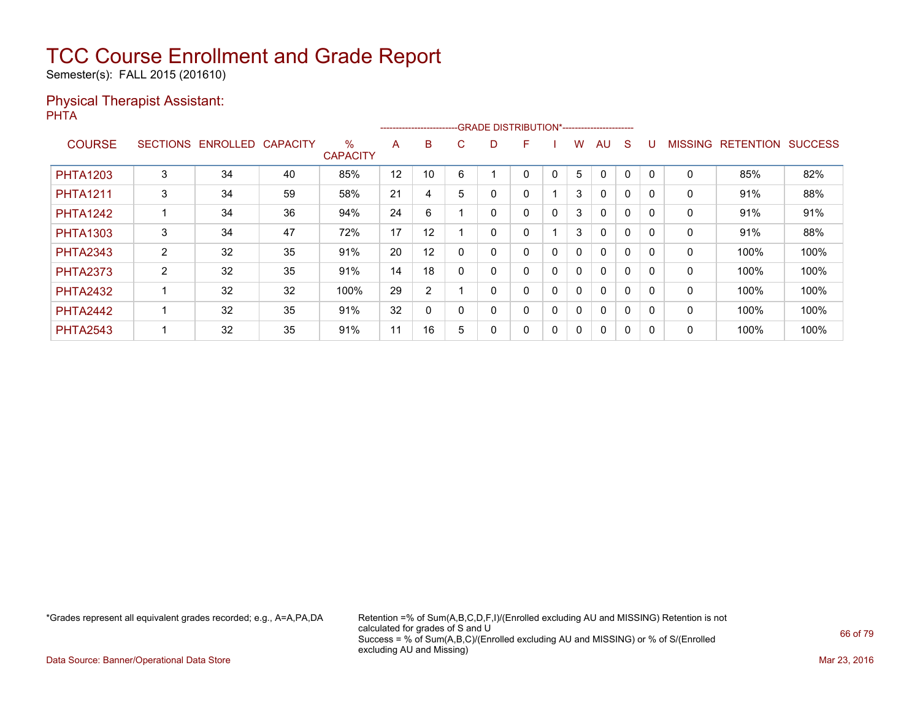# TCC Course Enrollment and Grade Report

Semester(s): FALL 2015 (201610)

## Physical Therapist Assistant:

PHTA

| COURSE | SECTIONS | ENROLLED | CAPACITY | % CAPACITY | A | B | C | D | F | I | W | AU | S | U | MISSING | RETENTION | SUCCESS |
|---|---|---|---|---|---|---|---|---|---|---|---|---|---|---|---|---|---|
| | | | | | GRADE DISTRIBUTION* | | | | | | | | | | | | |
| PHTA1203 | 3 | 34 | 40 | 85% | 12 | 10 | 6 | 1 | 0 | 0 | 5 | 0 | 0 | 0 | 0 | 85% | 82% |
| PHTA1211 | 3 | 34 | 59 | 58% | 21 | 4 | 5 | 0 | 0 | 1 | 3 | 0 | 0 | 0 | 0 | 91% | 88% |
| PHTA1242 | 1 | 34 | 36 | 94% | 24 | 6 | 1 | 0 | 0 | 0 | 3 | 0 | 0 | 0 | 0 | 91% | 91% |
| PHTA1303 | 3 | 34 | 47 | 72% | 17 | 12 | 1 | 0 | 0 | 1 | 3 | 0 | 0 | 0 | 0 | 91% | 88% |
| PHTA2343 | 2 | 32 | 35 | 91% | 20 | 12 | 0 | 0 | 0 | 0 | 0 | 0 | 0 | 0 | 0 | 100% | 100% |
| PHTA2373 | 2 | 32 | 35 | 91% | 14 | 18 | 0 | 0 | 0 | 0 | 0 | 0 | 0 | 0 | 0 | 100% | 100% |
| PHTA2432 | 1 | 32 | 32 | 100% | 29 | 2 | 1 | 0 | 0 | 0 | 0 | 0 | 0 | 0 | 0 | 100% | 100% |
| PHTA2442 | 1 | 32 | 35 | 91% | 32 | 0 | 0 | 0 | 0 | 0 | 0 | 0 | 0 | 0 | 0 | 100% | 100% |
| PHTA2543 | 1 | 32 | 35 | 91% | 11 | 16 | 5 | 0 | 0 | 0 | 0 | 0 | 0 | 0 | 0 | 100% | 100% |

*Grades represent all equivalent grades recorded; e.g., A=A,PA,DA

Retention =% of Sum(A,B,C,D,F,I)/(Enrolled excluding AU and MISSING) Retention is not calculated for grades of S and U
Success = % of Sum(A,B,C)/(Enrolled excluding AU and MISSING) or % of S/(Enrolled excluding AU and Missing)

Data Source: Banner/Operational Data Store

Mar 23, 2016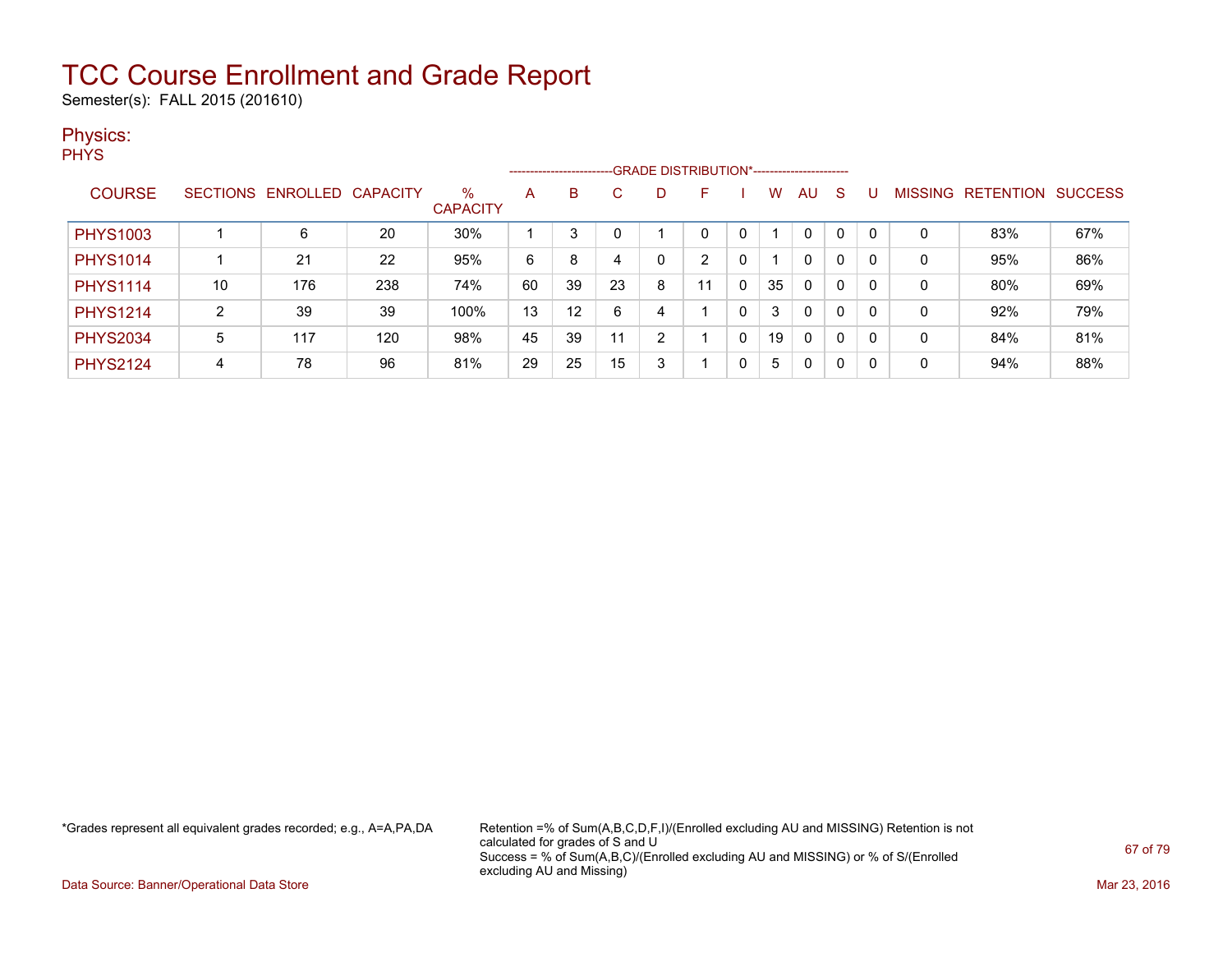# TCC Course Enrollment and Grade Report

Semester(s): FALL 2015 (201610)

## Physics:

PHYS

| COURSE | SECTIONS | ENROLLED | CAPACITY | % CAPACITY | A | B | C | D | F | I | W | AU | S | U | MISSING | RETENTION | SUCCESS |
|---|---|---|---|---|---|---|---|---|---|---|---|---|---|---|---|---|---|
| | | | | | GRADE DISTRIBUTION* | | | | | | | | | | | | |
| PHYS1003 | 1 | 6 | 20 | 30% | 1 | 3 | 0 | 1 | 0 | 0 | 1 | 0 | 0 | 0 | 0 | 83% | 67% |
| PHYS1014 | 1 | 21 | 22 | 95% | 6 | 8 | 4 | 0 | 2 | 0 | 1 | 0 | 0 | 0 | 0 | 95% | 86% |
| PHYS1114 | 10 | 176 | 238 | 74% | 60 | 39 | 23 | 8 | 11 | 0 | 35 | 0 | 0 | 0 | 0 | 80% | 69% |
| PHYS1214 | 2 | 39 | 39 | 100% | 13 | 12 | 6 | 4 | 1 | 0 | 3 | 0 | 0 | 0 | 0 | 92% | 79% |
| PHYS2034 | 5 | 117 | 120 | 98% | 45 | 39 | 11 | 2 | 1 | 0 | 19 | 0 | 0 | 0 | 0 | 84% | 81% |
| PHYS2124 | 4 | 78 | 96 | 81% | 29 | 25 | 15 | 3 | 1 | 0 | 5 | 0 | 0 | 0 | 0 | 94% | 88% |

*Grades represent all equivalent grades recorded; e.g., A=A,PA,DA

Retention =% of Sum(A,B,C,D,F,I)/(Enrolled excluding AU and MISSING) Retention is not calculated for grades of S and U
Success = % of Sum(A,B,C)/(Enrolled excluding AU and MISSING) or % of S/(Enrolled excluding AU and Missing)

Data Source: Banner/Operational Data Store

Mar 23, 2016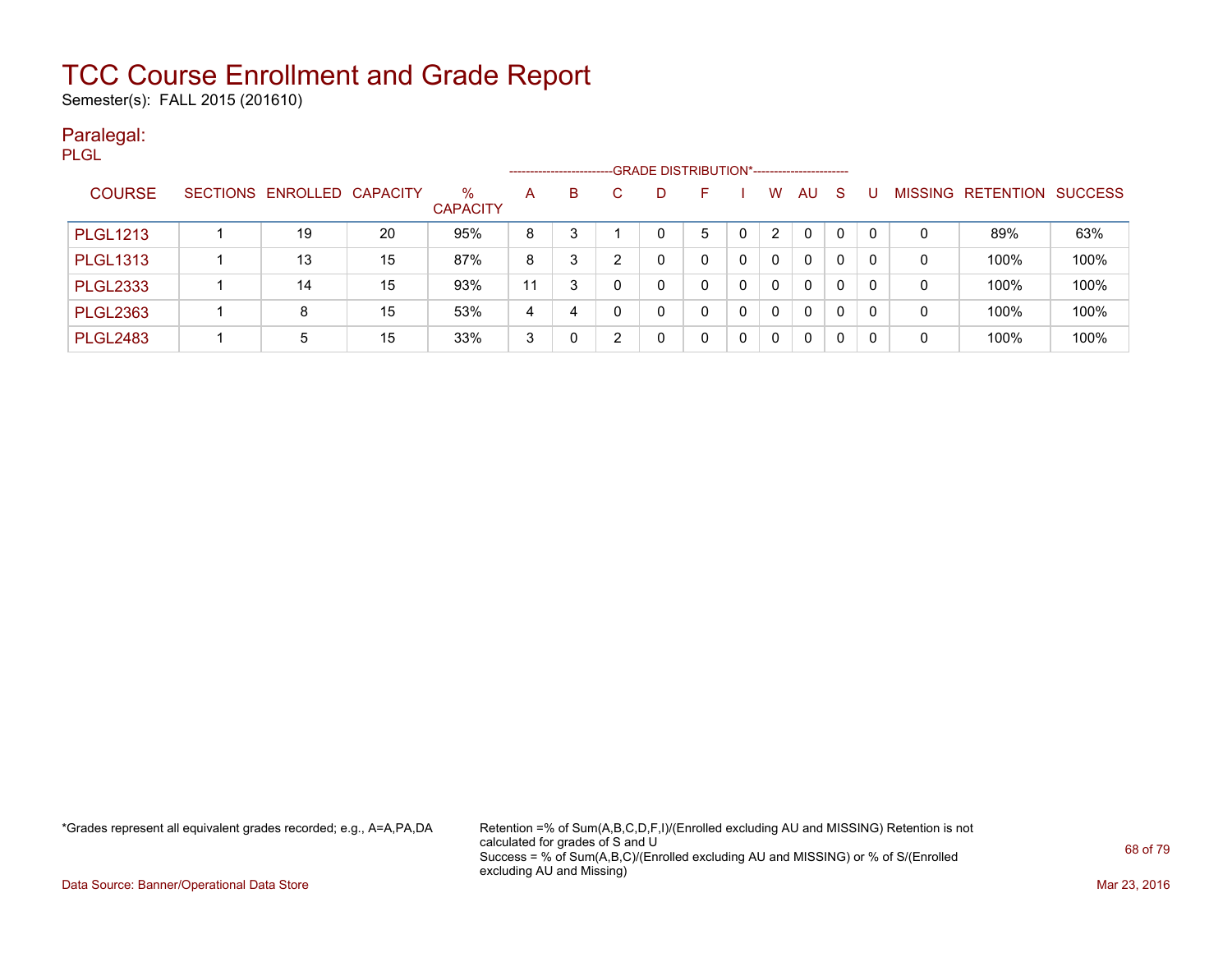# TCC Course Enrollment and Grade Report

Semester(s): FALL 2015 (201610)

## Paralegal:

PLGL

| COURSE | SECTIONS | ENROLLED | CAPACITY | % CAPACITY | A | B | C | D | F | I | W | AU | S | U | MISSING | RETENTION | SUCCESS |
|---|---|---|---|---|---|---|---|---|---|---|---|---|---|---|---|---|---|
| | | | | | GRADE DISTRIBUTION* | | | | | | | | | | | | |
| PLGL1213 | 1 | 19 | 20 | 95% | 8 | 3 | 1 | 0 | 5 | 0 | 2 | 0 | 0 | 0 | 0 | 89% | 63% |
| PLGL1313 | 1 | 13 | 15 | 87% | 8 | 3 | 2 | 0 | 0 | 0 | 0 | 0 | 0 | 0 | 0 | 100% | 100% |
| PLGL2333 | 1 | 14 | 15 | 93% | 11 | 3 | 0 | 0 | 0 | 0 | 0 | 0 | 0 | 0 | 0 | 100% | 100% |
| PLGL2363 | 1 | 8 | 15 | 53% | 4 | 4 | 0 | 0 | 0 | 0 | 0 | 0 | 0 | 0 | 0 | 100% | 100% |
| PLGL2483 | 1 | 5 | 15 | 33% | 3 | 0 | 2 | 0 | 0 | 0 | 0 | 0 | 0 | 0 | 0 | 100% | 100% |

*Grades represent all equivalent grades recorded; e.g., A=A,PA,DA

Retention =% of Sum(A,B,C,D,F,I)/(Enrolled excluding AU and MISSING) Retention is not calculated for grades of S and U
Success = % of Sum(A,B,C)/(Enrolled excluding AU and MISSING) or % of S/(Enrolled excluding AU and Missing)

Data Source: Banner/Operational Data Store

Mar 23, 2016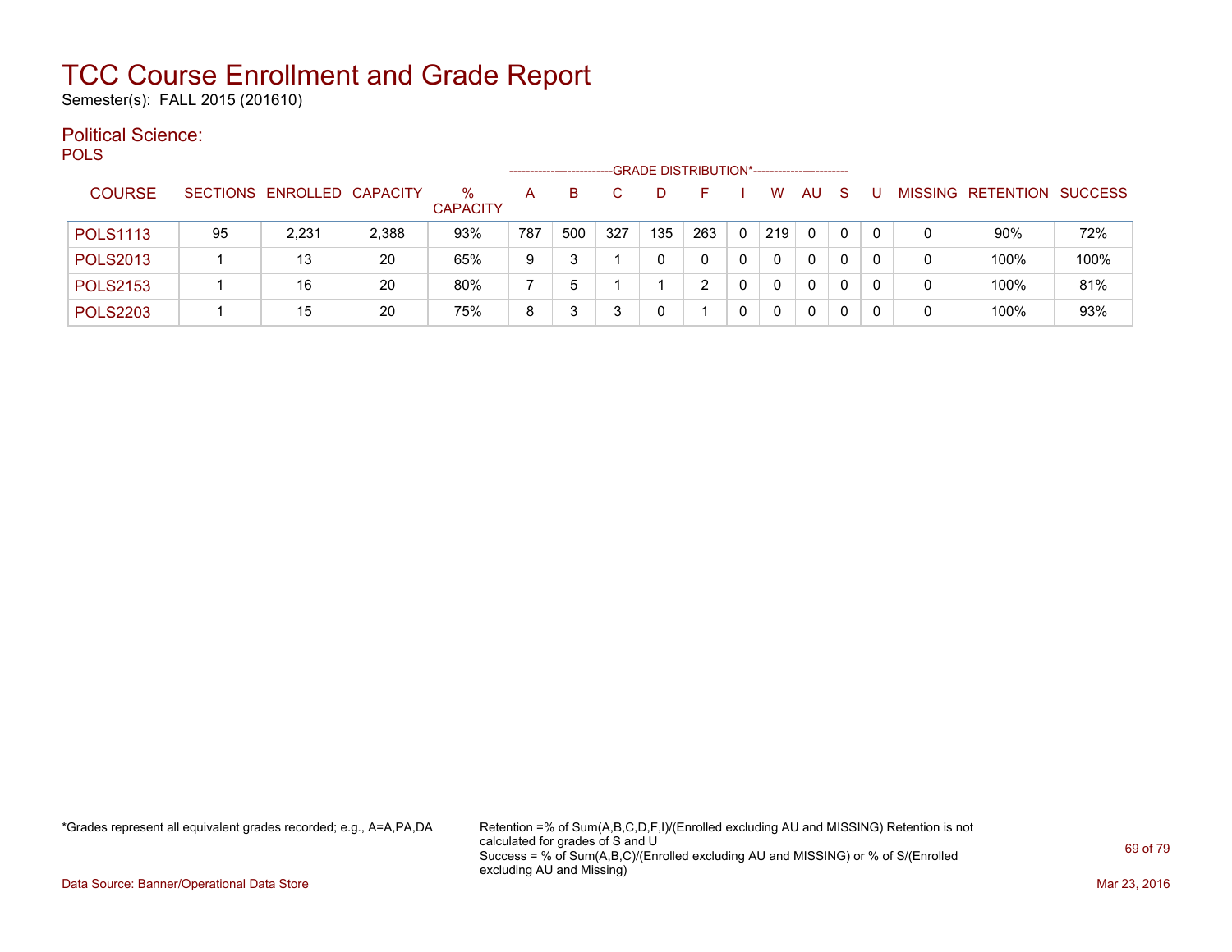# TCC Course Enrollment and Grade Report

Semester(s): FALL 2015 (201610)

## Political Science:

POLS

| COURSE | SECTIONS | ENROLLED | CAPACITY | % CAPACITY | A | B | C | D | F | I | W | AU | S | U | MISSING | RETENTION | SUCCESS |
|---|---|---|---|---|---|---|---|---|---|---|---|---|---|---|---|---|---|
| | | | | | GRADE DISTRIBUTION* | | | | | | | | | | | | |
| POLS1113 | 95 | 2,231 | 2,388 | 93% | 787 | 500 | 327 | 135 | 263 | 0 | 219 | 0 | 0 | 0 | 0 | 90% | 72% |
| POLS2013 | 1 | 13 | 20 | 65% | 9 | 3 | 1 | 0 | 0 | 0 | 0 | 0 | 0 | 0 | 0 | 100% | 100% |
| POLS2153 | 1 | 16 | 20 | 80% | 7 | 5 | 1 | 1 | 2 | 0 | 0 | 0 | 0 | 0 | 0 | 100% | 81% |
| POLS2203 | 1 | 15 | 20 | 75% | 8 | 3 | 3 | 0 | 1 | 0 | 0 | 0 | 0 | 0 | 0 | 100% | 93% |

*Grades represent all equivalent grades recorded; e.g., A=A,PA,DA

Retention =% of Sum(A,B,C,D,F,I)/(Enrolled excluding AU and MISSING) Retention is not calculated for grades of S and U
Success = % of Sum(A,B,C)/(Enrolled excluding AU and MISSING) or % of S/(Enrolled excluding AU and Missing)

Data Source: Banner/Operational Data Store

Mar 23, 2016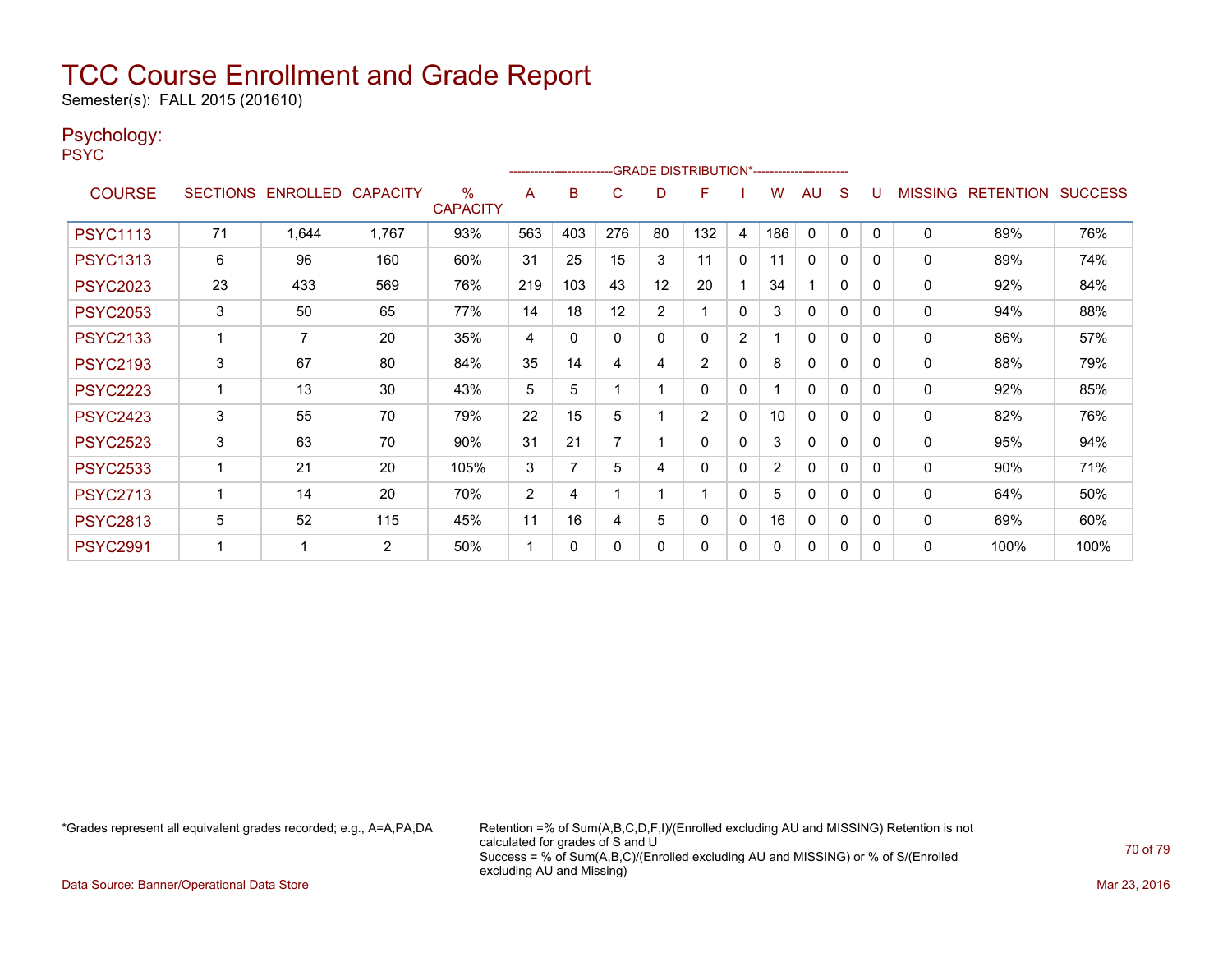# TCC Course Enrollment and Grade Report

Semester(s): FALL 2015 (201610)

## Psychology:

PSYC

| COURSE | SECTIONS | ENROLLED | CAPACITY | % CAPACITY | A | B | C | D | F | I | W | AU | S | U | MISSING | RETENTION | SUCCESS |
|---|---|---|---|---|---|---|---|---|---|---|---|---|---|---|---|---|---|
| PSYC1113 | 71 | 1,644 | 1,767 | 93% | 563 | 403 | 276 | 80 | 132 | 4 | 186 | 0 | 0 | 0 | 0 | 89% | 76% |
| PSYC1313 | 6 | 96 | 160 | 60% | 31 | 25 | 15 | 3 | 11 | 0 | 11 | 0 | 0 | 0 | 0 | 89% | 74% |
| PSYC2023 | 23 | 433 | 569 | 76% | 219 | 103 | 43 | 12 | 20 | 1 | 34 | 1 | 0 | 0 | 0 | 92% | 84% |
| PSYC2053 | 3 | 50 | 65 | 77% | 14 | 18 | 12 | 2 | 1 | 0 | 3 | 0 | 0 | 0 | 0 | 94% | 88% |
| PSYC2133 | 1 | 7 | 20 | 35% | 4 | 0 | 0 | 0 | 0 | 2 | 1 | 0 | 0 | 0 | 0 | 86% | 57% |
| PSYC2193 | 3 | 67 | 80 | 84% | 35 | 14 | 4 | 4 | 2 | 0 | 8 | 0 | 0 | 0 | 0 | 88% | 79% |
| PSYC2223 | 1 | 13 | 30 | 43% | 5 | 5 | 1 | 1 | 0 | 0 | 1 | 0 | 0 | 0 | 0 | 92% | 85% |
| PSYC2423 | 3 | 55 | 70 | 79% | 22 | 15 | 5 | 1 | 2 | 0 | 10 | 0 | 0 | 0 | 0 | 82% | 76% |
| PSYC2523 | 3 | 63 | 70 | 90% | 31 | 21 | 7 | 1 | 0 | 0 | 3 | 0 | 0 | 0 | 0 | 95% | 94% |
| PSYC2533 | 1 | 21 | 20 | 105% | 3 | 7 | 5 | 4 | 0 | 0 | 2 | 0 | 0 | 0 | 0 | 90% | 71% |
| PSYC2713 | 1 | 14 | 20 | 70% | 2 | 4 | 1 | 1 | 1 | 0 | 5 | 0 | 0 | 0 | 0 | 64% | 50% |
| PSYC2813 | 5 | 52 | 115 | 45% | 11 | 16 | 4 | 5 | 0 | 0 | 16 | 0 | 0 | 0 | 0 | 69% | 60% |
| PSYC2991 | 1 | 1 | 2 | 50% | 1 | 0 | 0 | 0 | 0 | 0 | 0 | 0 | 0 | 0 | 0 | 100% | 100% |

*Grades represent all equivalent grades recorded; e.g., A=A,PA,DA

Retention =% of Sum(A,B,C,D,F,I)/(Enrolled excluding AU and MISSING) Retention is not calculated for grades of S and U
Success = % of Sum(A,B,C)/(Enrolled excluding AU and MISSING) or % of S/(Enrolled excluding AU and Missing)

Data Source: Banner/Operational Data Store

Mar 23, 2016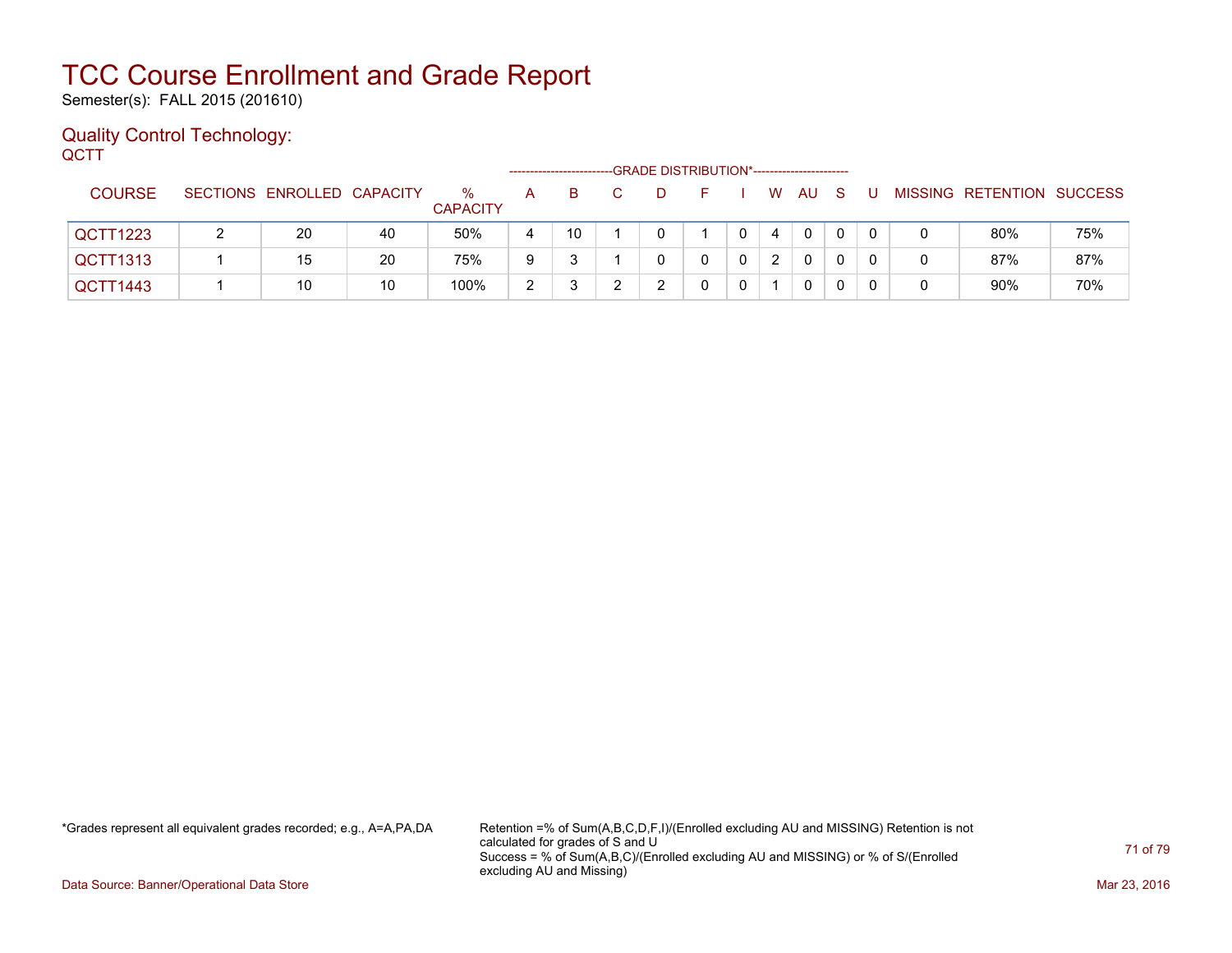# TCC Course Enrollment and Grade Report

Semester(s): FALL 2015 (201610)

## Quality Control Technology:

QCTT

| COURSE | SECTIONS | ENROLLED | CAPACITY | % CAPACITY | A | B | C | D | F | I | W | AU | S | U | MISSING | RETENTION | SUCCESS |
|---|---|---|---|---|---|---|---|---|---|---|---|---|---|---|---|---|---|
| | | | | | GRADE DISTRIBUTION* | | | | | | | | | | | | |
| QCTT1223 | 2 | 20 | 40 | 50% | 4 | 10 | 1 | 0 | 1 | 0 | 4 | 0 | 0 | 0 | 0 | 80% | 75% |
| QCTT1313 | 1 | 15 | 20 | 75% | 9 | 3 | 1 | 0 | 0 | 0 | 2 | 0 | 0 | 0 | 0 | 87% | 87% |
| QCTT1443 | 1 | 10 | 10 | 100% | 2 | 3 | 2 | 2 | 0 | 0 | 1 | 0 | 0 | 0 | 0 | 90% | 70% |

*Grades represent all equivalent grades recorded; e.g., A=A,PA,DA

Retention =% of Sum(A,B,C,D,F,I)/(Enrolled excluding AU and MISSING) Retention is not calculated for grades of S and U
Success = % of Sum(A,B,C)/(Enrolled excluding AU and MISSING) or % of S/(Enrolled excluding AU and Missing)

Data Source: Banner/Operational Data Store

Mar 23, 2016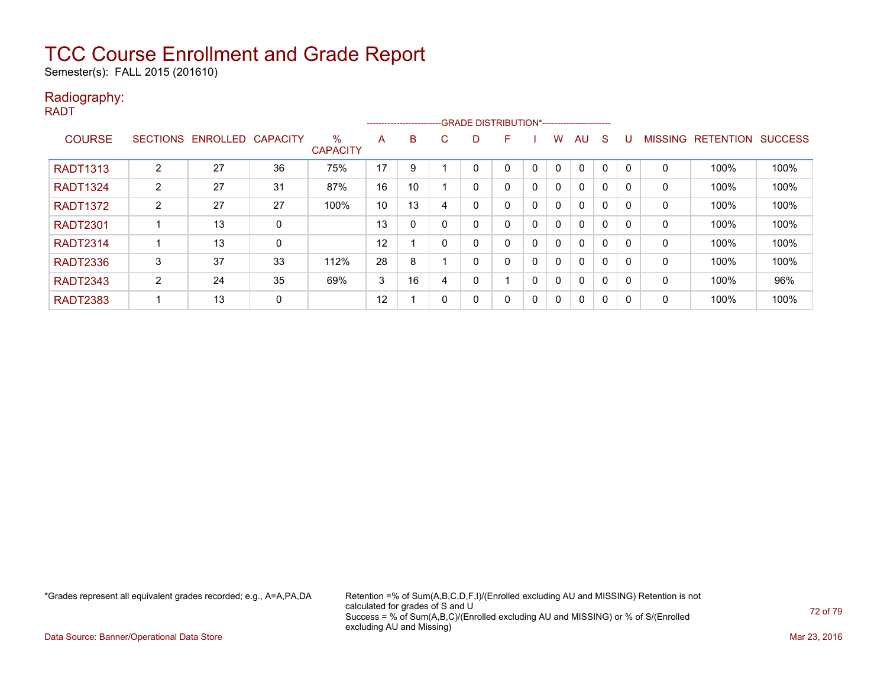# TCC Course Enrollment and Grade Report

Semester(s): FALL 2015 (201610)

## Radiography:

RADT

| | | | | | GRADE DISTRIBUTION* | | | | | | | | | | | | | |
|---|---|---|---|---|---|---|---|---|---|---|---|---|---|---|---|---|---|---|
| COURSE | SECTIONS | ENROLLED | CAPACITY | % CAPACITY | A | B | C | D | F | I | W | AU | S | U | MISSING | RETENTION | SUCCESS |
| RADT1313 | 2 | 27 | 36 | 75% | 17 | 9 | 1 | 0 | 0 | 0 | 0 | 0 | 0 | 0 | 0 | 100% | 100% |
| RADT1324 | 2 | 27 | 31 | 87% | 16 | 10 | 1 | 0 | 0 | 0 | 0 | 0 | 0 | 0 | 0 | 100% | 100% |
| RADT1372 | 2 | 27 | 27 | 100% | 10 | 13 | 4 | 0 | 0 | 0 | 0 | 0 | 0 | 0 | 0 | 100% | 100% |
| RADT2301 | 1 | 13 | 0 | | 13 | 0 | 0 | 0 | 0 | 0 | 0 | 0 | 0 | 0 | 0 | 100% | 100% |
| RADT2314 | 1 | 13 | 0 | | 12 | 1 | 0 | 0 | 0 | 0 | 0 | 0 | 0 | 0 | 0 | 100% | 100% |
| RADT2336 | 3 | 37 | 33 | 112% | 28 | 8 | 1 | 0 | 0 | 0 | 0 | 0 | 0 | 0 | 0 | 100% | 100% |
| RADT2343 | 2 | 24 | 35 | 69% | 3 | 16 | 4 | 0 | 1 | 0 | 0 | 0 | 0 | 0 | 0 | 100% | 96% |
| RADT2383 | 1 | 13 | 0 | | 12 | 1 | 0 | 0 | 0 | 0 | 0 | 0 | 0 | 0 | 0 | 100% | 100% |

*Grades represent all equivalent grades recorded; e.g., A=A,PA,DA

Retention =% of Sum(A,B,C,D,F,I)/(Enrolled excluding AU and MISSING) Retention is not calculated for grades of S and U
Success = % of Sum(A,B,C)/(Enrolled excluding AU and MISSING) or % of S/(Enrolled excluding AU and Missing)

Data Source: Banner/Operational Data Store

Mar 23, 2016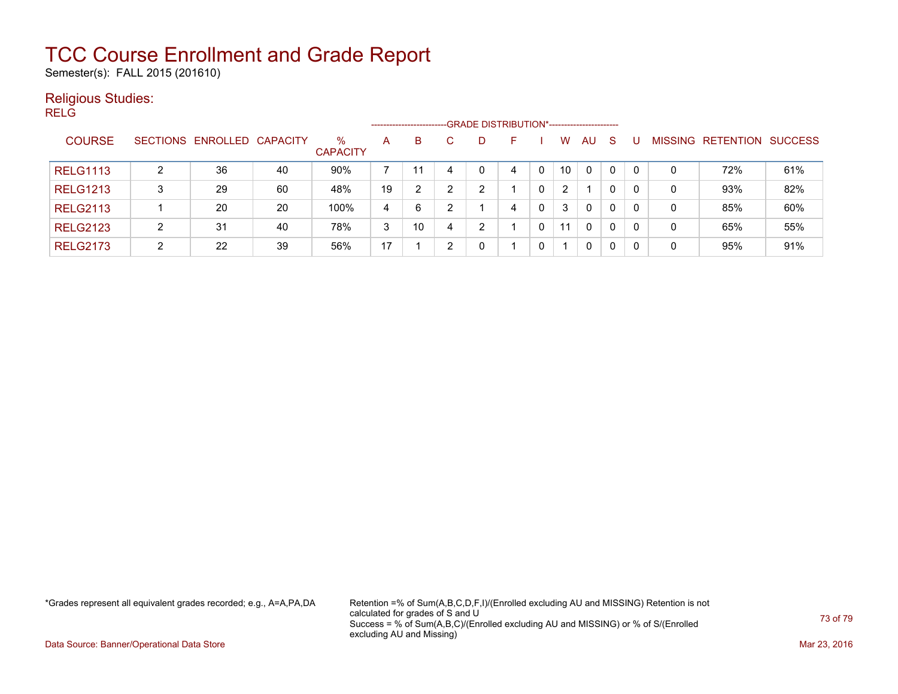# TCC Course Enrollment and Grade Report

Semester(s): FALL 2015 (201610)

## Religious Studies:

RELG

| COURSE | SECTIONS | ENROLLED | CAPACITY | % CAPACITY | A | B | C | D | F | I | W | AU | S | U | MISSING | RETENTION | SUCCESS |
|---|---|---|---|---|---|---|---|---|---|---|---|---|---|---|---|---|---|
| | | | | | GRADE DISTRIBUTION* | | | | | | | | | | | | |
| RELG1113 | 2 | 36 | 40 | 90% | 7 | 11 | 4 | 0 | 4 | 0 | 10 | 0 | 0 | 0 | 0 | 72% | 61% |
| RELG1213 | 3 | 29 | 60 | 48% | 19 | 2 | 2 | 2 | 1 | 0 | 2 | 1 | 0 | 0 | 0 | 93% | 82% |
| RELG2113 | 1 | 20 | 20 | 100% | 4 | 6 | 2 | 1 | 4 | 0 | 3 | 0 | 0 | 0 | 0 | 85% | 60% |
| RELG2123 | 2 | 31 | 40 | 78% | 3 | 10 | 4 | 2 | 1 | 0 | 11 | 0 | 0 | 0 | 0 | 65% | 55% |
| RELG2173 | 2 | 22 | 39 | 56% | 17 | 1 | 2 | 0 | 1 | 0 | 1 | 0 | 0 | 0 | 0 | 95% | 91% |

*Grades represent all equivalent grades recorded; e.g., A=A,PA,DA

Retention =% of Sum(A,B,C,D,F,I)/(Enrolled excluding AU and MISSING) Retention is not calculated for grades of S and U
Success = % of Sum(A,B,C)/(Enrolled excluding AU and MISSING) or % of S/(Enrolled excluding AU and Missing)

Data Source: Banner/Operational Data Store

Mar 23, 2016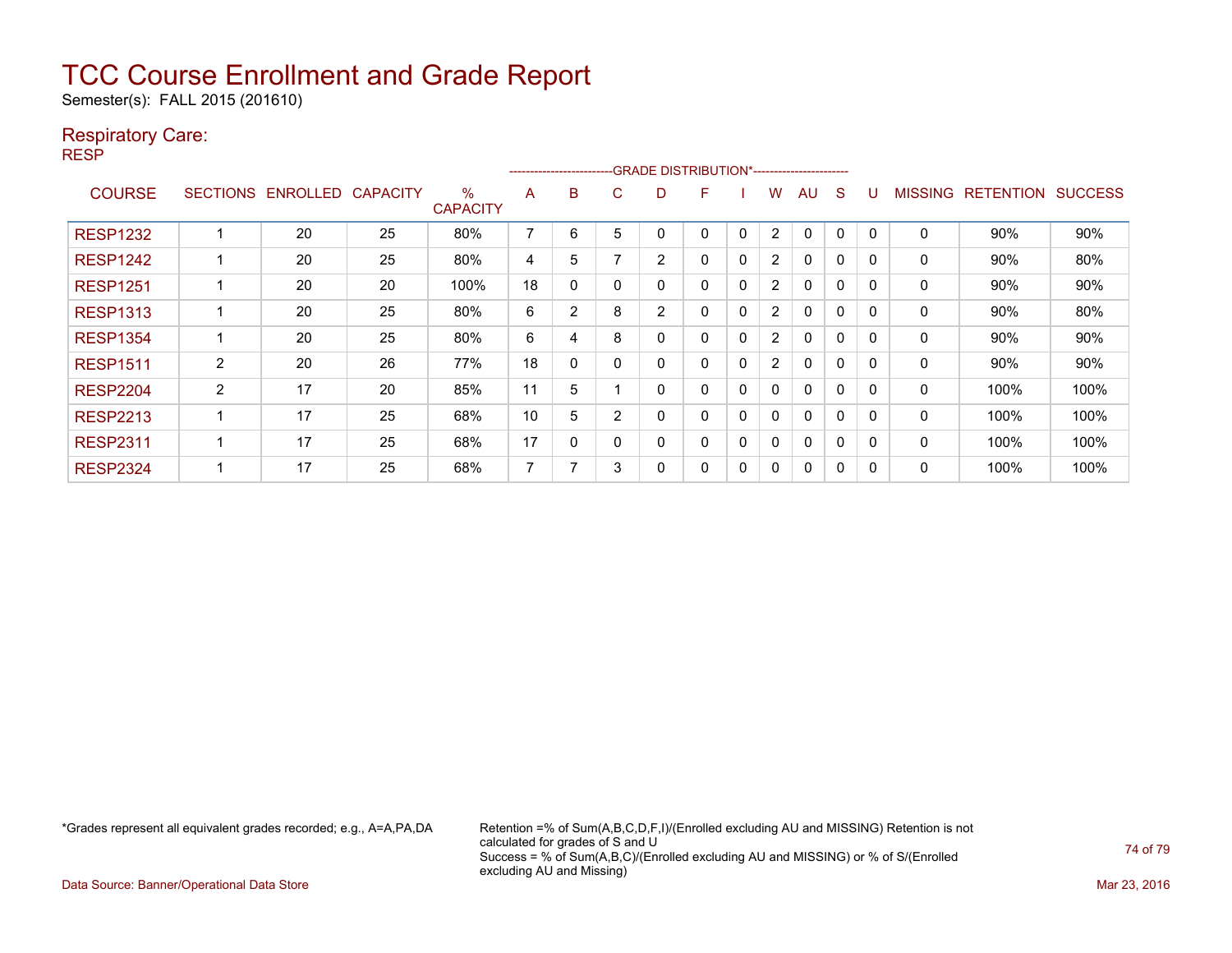# TCC Course Enrollment and Grade Report

Semester(s): FALL 2015 (201610)

## Respiratory Care:

RESP

| COURSE | SECTIONS | ENROLLED | CAPACITY | % CAPACITY | A | B | C | D | F | I | W | AU | S | U | MISSING | RETENTION | SUCCESS |
|---|---|---|---|---|---|---|---|---|---|---|---|---|---|---|---|---|---|
| | | | | | GRADE DISTRIBUTION* | | | | | | | | | | | | |
| RESP1232 | 1 | 20 | 25 | 80% | 7 | 6 | 5 | 0 | 0 | 0 | 2 | 0 | 0 | 0 | 0 | 90% | 90% |
| RESP1242 | 1 | 20 | 25 | 80% | 4 | 5 | 7 | 2 | 0 | 0 | 2 | 0 | 0 | 0 | 0 | 90% | 80% |
| RESP1251 | 1 | 20 | 20 | 100% | 18 | 0 | 0 | 0 | 0 | 0 | 2 | 0 | 0 | 0 | 0 | 90% | 90% |
| RESP1313 | 1 | 20 | 25 | 80% | 6 | 2 | 8 | 2 | 0 | 0 | 2 | 0 | 0 | 0 | 0 | 90% | 80% |
| RESP1354 | 1 | 20 | 25 | 80% | 6 | 4 | 8 | 0 | 0 | 0 | 2 | 0 | 0 | 0 | 0 | 90% | 90% |
| RESP1511 | 2 | 20 | 26 | 77% | 18 | 0 | 0 | 0 | 0 | 0 | 2 | 0 | 0 | 0 | 0 | 90% | 90% |
| RESP2204 | 2 | 17 | 20 | 85% | 11 | 5 | 1 | 0 | 0 | 0 | 0 | 0 | 0 | 0 | 0 | 100% | 100% |
| RESP2213 | 1 | 17 | 25 | 68% | 10 | 5 | 2 | 0 | 0 | 0 | 0 | 0 | 0 | 0 | 0 | 100% | 100% |
| RESP2311 | 1 | 17 | 25 | 68% | 17 | 0 | 0 | 0 | 0 | 0 | 0 | 0 | 0 | 0 | 0 | 100% | 100% |
| RESP2324 | 1 | 17 | 25 | 68% | 7 | 7 | 3 | 0 | 0 | 0 | 0 | 0 | 0 | 0 | 0 | 100% | 100% |

*Grades represent all equivalent grades recorded; e.g., A=A,PA,DA

Retention =% of Sum(A,B,C,D,F,I)/(Enrolled excluding AU and MISSING) Retention is not calculated for grades of S and U
Success = % of Sum(A,B,C)/(Enrolled excluding AU and MISSING) or % of S/(Enrolled excluding AU and Missing)

Data Source: Banner/Operational Data Store

Mar 23, 2016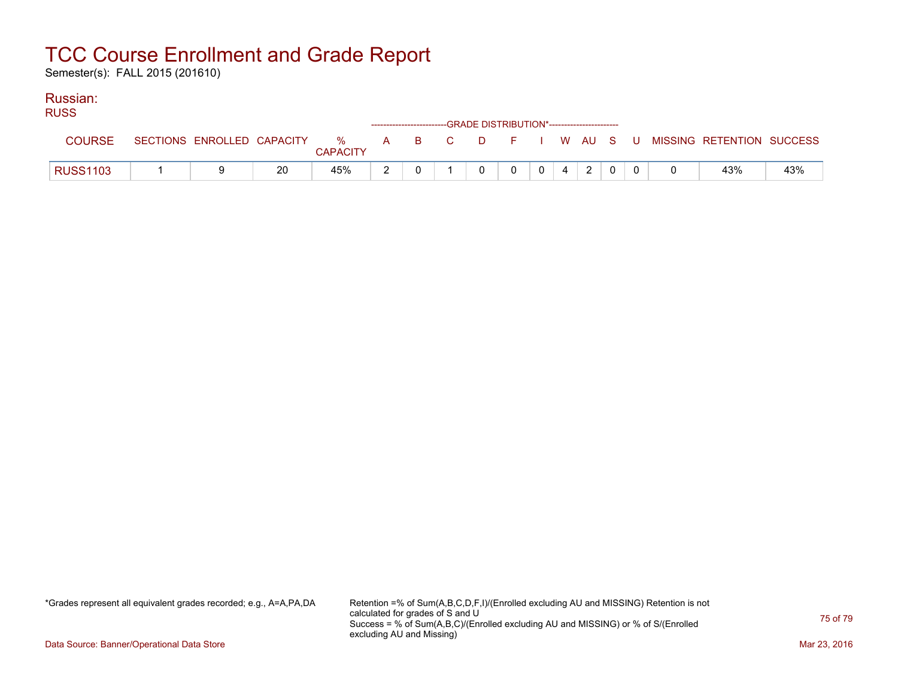# TCC Course Enrollment and Grade Report

Semester(s): FALL 2015 (201610)

## Russian:

RUSS

| COURSE | SECTIONS | ENROLLED | CAPACITY | % CAPACITY | A | B | C | D | F | I | W | AU | S | U | MISSING | RETENTION | SUCCESS |
|---|---|---|---|---|---|---|---|---|---|---|---|---|---|---|---|---|---|
| | | | | | GRADE DISTRIBUTION* | | | | | | | | | | | | |
| RUSS1103 | 1 | 9 | 20 | 45% | 2 | 0 | 1 | 0 | 0 | 0 | 4 | 2 | 0 | 0 | 0 | 43% | 43% |

*Grades represent all equivalent grades recorded; e.g., A=A,PA,DA

Retention =% of Sum(A,B,C,D,F,I)/(Enrolled excluding AU and MISSING) Retention is not calculated for grades of S and U
Success = % of Sum(A,B,C)/(Enrolled excluding AU and MISSING) or % of S/(Enrolled excluding AU and Missing)

Data Source: Banner/Operational Data Store

Mar 23, 2016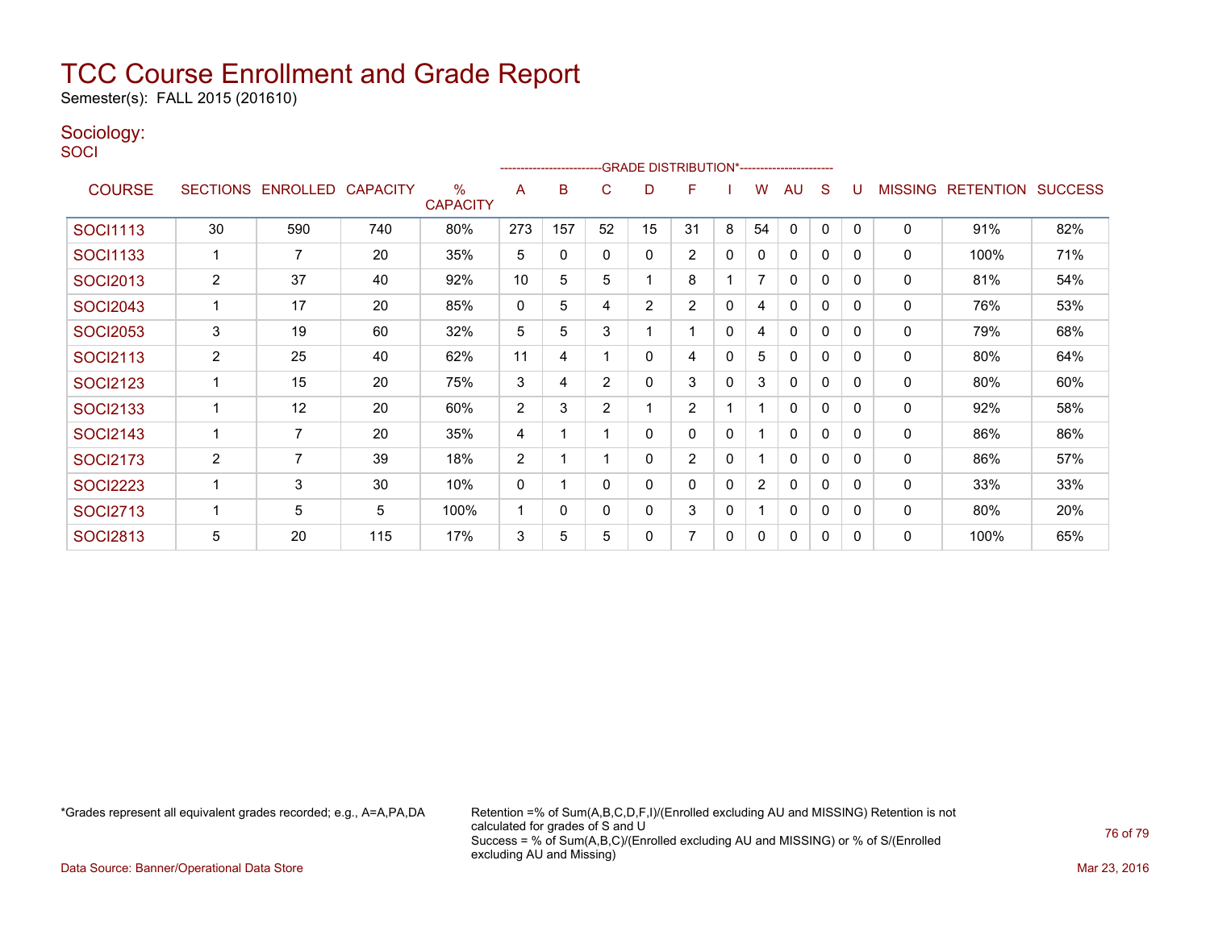# TCC Course Enrollment and Grade Report

Semester(s): FALL 2015 (201610)

## Sociology:

### SOCI

| COURSE | SECTIONS | ENROLLED | CAPACITY | % CAPACITY | A | B | C | D | F | I | W | AU | S | U | MISSING | RETENTION | SUCCESS |
|---|---|---|---|---|---|---|---|---|---|---|---|---|---|---|---|---|---|
| | | | | | GRADE DISTRIBUTION* | | | | | | | | | | | | |
| SOCI1113 | 30 | 590 | 740 | 80% | 273 | 157 | 52 | 15 | 31 | 8 | 54 | 0 | 0 | 0 | 0 | 91% | 82% |
| SOCI1133 | 1 | 7 | 20 | 35% | 5 | 0 | 0 | 0 | 2 | 0 | 0 | 0 | 0 | 0 | 0 | 100% | 71% |
| SOCI2013 | 2 | 37 | 40 | 92% | 10 | 5 | 5 | 1 | 8 | 1 | 7 | 0 | 0 | 0 | 0 | 81% | 54% |
| SOCI2043 | 1 | 17 | 20 | 85% | 0 | 5 | 4 | 2 | 2 | 0 | 4 | 0 | 0 | 0 | 0 | 76% | 53% |
| SOCI2053 | 3 | 19 | 60 | 32% | 5 | 5 | 3 | 1 | 1 | 0 | 4 | 0 | 0 | 0 | 0 | 79% | 68% |
| SOCI2113 | 2 | 25 | 40 | 62% | 11 | 4 | 1 | 0 | 4 | 0 | 5 | 0 | 0 | 0 | 0 | 80% | 64% |
| SOCI2123 | 1 | 15 | 20 | 75% | 3 | 4 | 2 | 0 | 3 | 0 | 3 | 0 | 0 | 0 | 0 | 80% | 60% |
| SOCI2133 | 1 | 12 | 20 | 60% | 2 | 3 | 2 | 1 | 2 | 1 | 1 | 0 | 0 | 0 | 0 | 92% | 58% |
| SOCI2143 | 1 | 7 | 20 | 35% | 4 | 1 | 1 | 0 | 0 | 0 | 1 | 0 | 0 | 0 | 0 | 86% | 86% |
| SOCI2173 | 2 | 7 | 39 | 18% | 2 | 1 | 1 | 0 | 2 | 0 | 1 | 0 | 0 | 0 | 0 | 86% | 57% |
| SOCI2223 | 1 | 3 | 30 | 10% | 0 | 1 | 0 | 0 | 0 | 0 | 2 | 0 | 0 | 0 | 0 | 33% | 33% |
| SOCI2713 | 1 | 5 | 5 | 100% | 1 | 0 | 0 | 0 | 3 | 0 | 1 | 0 | 0 | 0 | 0 | 80% | 20% |
| SOCI2813 | 5 | 20 | 115 | 17% | 3 | 5 | 5 | 0 | 7 | 0 | 0 | 0 | 0 | 0 | 0 | 100% | 65% |

*Grades represent all equivalent grades recorded; e.g., A=A,PA,DA

Retention =% of Sum(A,B,C,D,F,I)/(Enrolled excluding AU and MISSING) Retention is not calculated for grades of S and U
Success = % of Sum(A,B,C)/(Enrolled excluding AU and MISSING) or % of S/(Enrolled excluding AU and Missing)

Data Source: Banner/Operational Data Store

Mar 23, 2016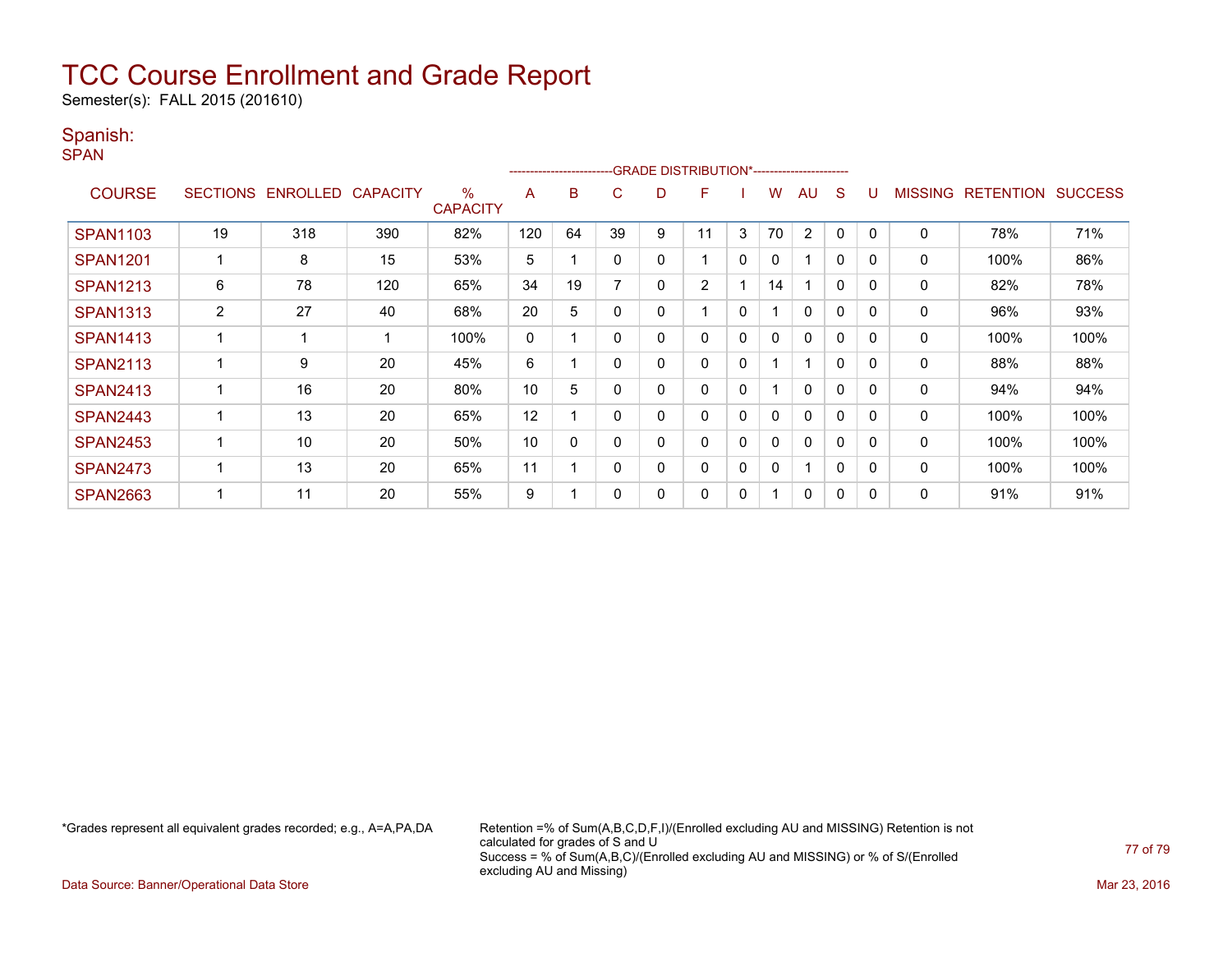# TCC Course Enrollment and Grade Report

Semester(s): FALL 2015 (201610)

## Spanish:

SPAN

| COURSE | SECTIONS | ENROLLED | CAPACITY | % CAPACITY | A | B | C | D | F | I | W | AU | S | U | MISSING | RETENTION | SUCCESS |
|---|---|---|---|---|---|---|---|---|---|---|---|---|---|---|---|---|---|
| | | | | | GRADE DISTRIBUTION* | | | | | | | | | | | | |
| SPAN1103 | 19 | 318 | 390 | 82% | 120 | 64 | 39 | 9 | 11 | 3 | 70 | 2 | 0 | 0 | 0 | 78% | 71% |
| SPAN1201 | 1 | 8 | 15 | 53% | 5 | 1 | 0 | 0 | 1 | 0 | 0 | 1 | 0 | 0 | 0 | 100% | 86% |
| SPAN1213 | 6 | 78 | 120 | 65% | 34 | 19 | 7 | 0 | 2 | 1 | 14 | 1 | 0 | 0 | 0 | 82% | 78% |
| SPAN1313 | 2 | 27 | 40 | 68% | 20 | 5 | 0 | 0 | 1 | 0 | 1 | 0 | 0 | 0 | 0 | 96% | 93% |
| SPAN1413 | 1 | 1 | 1 | 100% | 0 | 1 | 0 | 0 | 0 | 0 | 0 | 0 | 0 | 0 | 0 | 100% | 100% |
| SPAN2113 | 1 | 9 | 20 | 45% | 6 | 1 | 0 | 0 | 0 | 0 | 1 | 1 | 0 | 0 | 0 | 88% | 88% |
| SPAN2413 | 1 | 16 | 20 | 80% | 10 | 5 | 0 | 0 | 0 | 0 | 1 | 0 | 0 | 0 | 0 | 94% | 94% |
| SPAN2443 | 1 | 13 | 20 | 65% | 12 | 1 | 0 | 0 | 0 | 0 | 0 | 0 | 0 | 0 | 0 | 100% | 100% |
| SPAN2453 | 1 | 10 | 20 | 50% | 10 | 0 | 0 | 0 | 0 | 0 | 0 | 0 | 0 | 0 | 0 | 100% | 100% |
| SPAN2473 | 1 | 13 | 20 | 65% | 11 | 1 | 0 | 0 | 0 | 0 | 0 | 1 | 0 | 0 | 0 | 100% | 100% |
| SPAN2663 | 1 | 11 | 20 | 55% | 9 | 1 | 0 | 0 | 0 | 0 | 1 | 0 | 0 | 0 | 0 | 91% | 91% |

*Grades represent all equivalent grades recorded; e.g., A=A,PA,DA

Retention =% of Sum(A,B,C,D,F,I)/(Enrolled excluding AU and MISSING) Retention is not calculated for grades of S and U
Success = % of Sum(A,B,C)/(Enrolled excluding AU and MISSING) or % of S/(Enrolled excluding AU and Missing)

Data Source: Banner/Operational Data Store

Mar 23, 2016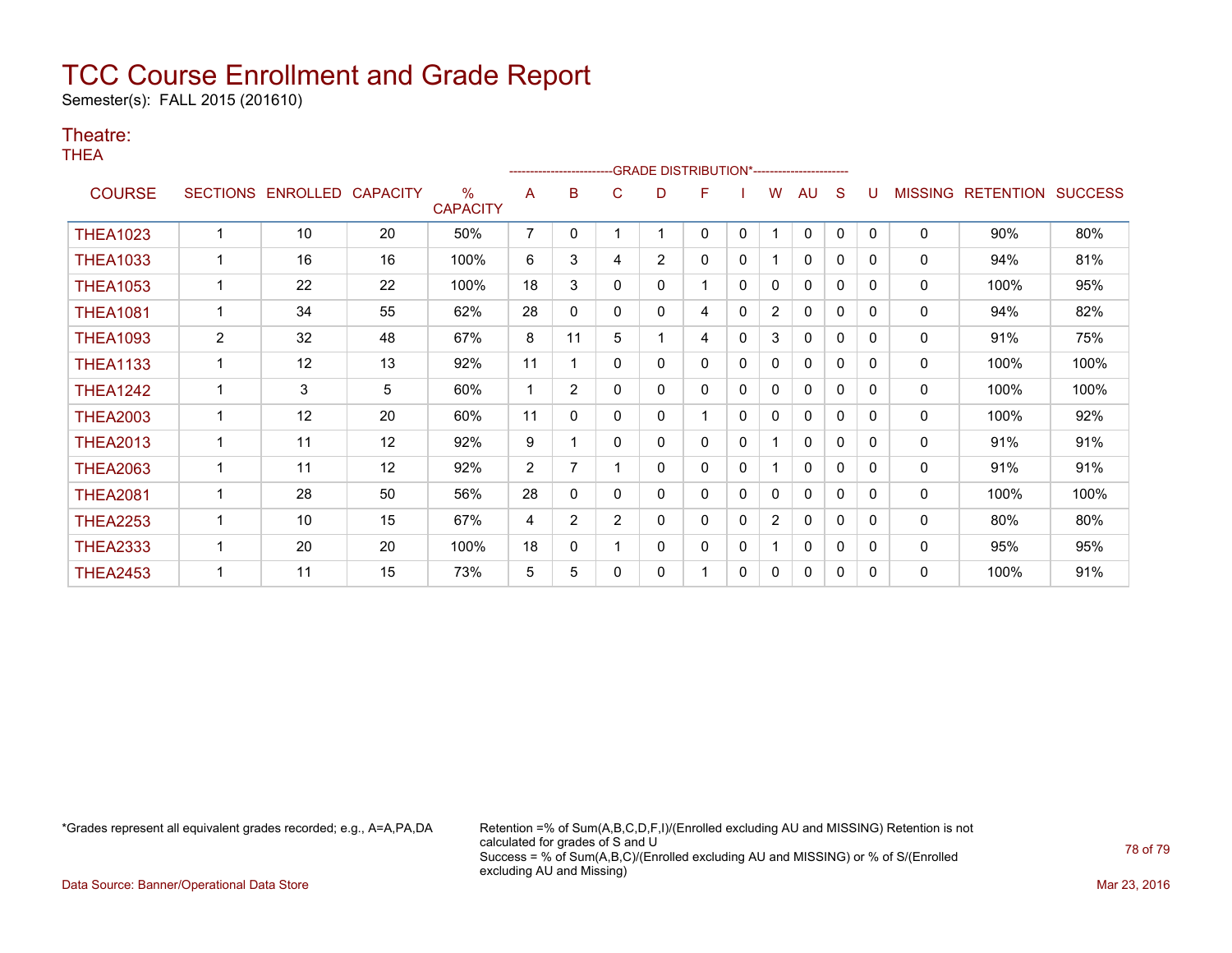# TCC Course Enrollment and Grade Report

Semester(s): FALL 2015 (201610)

## Theatre:

THEA

| COURSE | SECTIONS | ENROLLED | CAPACITY | % CAPACITY | GRADE DISTRIBUTION* A | B | C | D | F | I | W | AU | S | U | MISSING | RETENTION | SUCCESS |
|---|---|---|---|---|---|---|---|---|---|---|---|---|---|---|---|---|---|
| THEA1023 | 1 | 10 | 20 | 50% | 7 | 0 | 1 | 1 | 0 | 0 | 1 | 0 | 0 | 0 | 0 | 90% | 80% |
| THEA1033 | 1 | 16 | 16 | 100% | 6 | 3 | 4 | 2 | 0 | 0 | 1 | 0 | 0 | 0 | 0 | 94% | 81% |
| THEA1053 | 1 | 22 | 22 | 100% | 18 | 3 | 0 | 0 | 1 | 0 | 0 | 0 | 0 | 0 | 0 | 100% | 95% |
| THEA1081 | 1 | 34 | 55 | 62% | 28 | 0 | 0 | 0 | 4 | 0 | 2 | 0 | 0 | 0 | 0 | 94% | 82% |
| THEA1093 | 2 | 32 | 48 | 67% | 8 | 11 | 5 | 1 | 4 | 0 | 3 | 0 | 0 | 0 | 0 | 91% | 75% |
| THEA1133 | 1 | 12 | 13 | 92% | 11 | 1 | 0 | 0 | 0 | 0 | 0 | 0 | 0 | 0 | 0 | 100% | 100% |
| THEA1242 | 1 | 3 | 5 | 60% | 1 | 2 | 0 | 0 | 0 | 0 | 0 | 0 | 0 | 0 | 0 | 100% | 100% |
| THEA2003 | 1 | 12 | 20 | 60% | 11 | 0 | 0 | 0 | 1 | 0 | 0 | 0 | 0 | 0 | 0 | 100% | 92% |
| THEA2013 | 1 | 11 | 12 | 92% | 9 | 1 | 0 | 0 | 0 | 0 | 1 | 0 | 0 | 0 | 0 | 91% | 91% |
| THEA2063 | 1 | 11 | 12 | 92% | 2 | 7 | 1 | 0 | 0 | 0 | 1 | 0 | 0 | 0 | 0 | 91% | 91% |
| THEA2081 | 1 | 28 | 50 | 56% | 28 | 0 | 0 | 0 | 0 | 0 | 0 | 0 | 0 | 0 | 0 | 100% | 100% |
| THEA2253 | 1 | 10 | 15 | 67% | 4 | 2 | 2 | 0 | 0 | 0 | 2 | 0 | 0 | 0 | 0 | 80% | 80% |
| THEA2333 | 1 | 20 | 20 | 100% | 18 | 0 | 1 | 0 | 0 | 0 | 1 | 0 | 0 | 0 | 0 | 95% | 95% |
| THEA2453 | 1 | 11 | 15 | 73% | 5 | 5 | 0 | 0 | 1 | 0 | 0 | 0 | 0 | 0 | 0 | 100% | 91% |

*Grades represent all equivalent grades recorded; e.g., A=A,PA,DA

Retention =% of Sum(A,B,C,D,F,I)/(Enrolled excluding AU and MISSING) Retention is not calculated for grades of S and U
Success = % of Sum(A,B,C)/(Enrolled excluding AU and MISSING) or % of S/(Enrolled excluding AU and Missing)

Data Source: Banner/Operational Data Store

Mar 23, 2016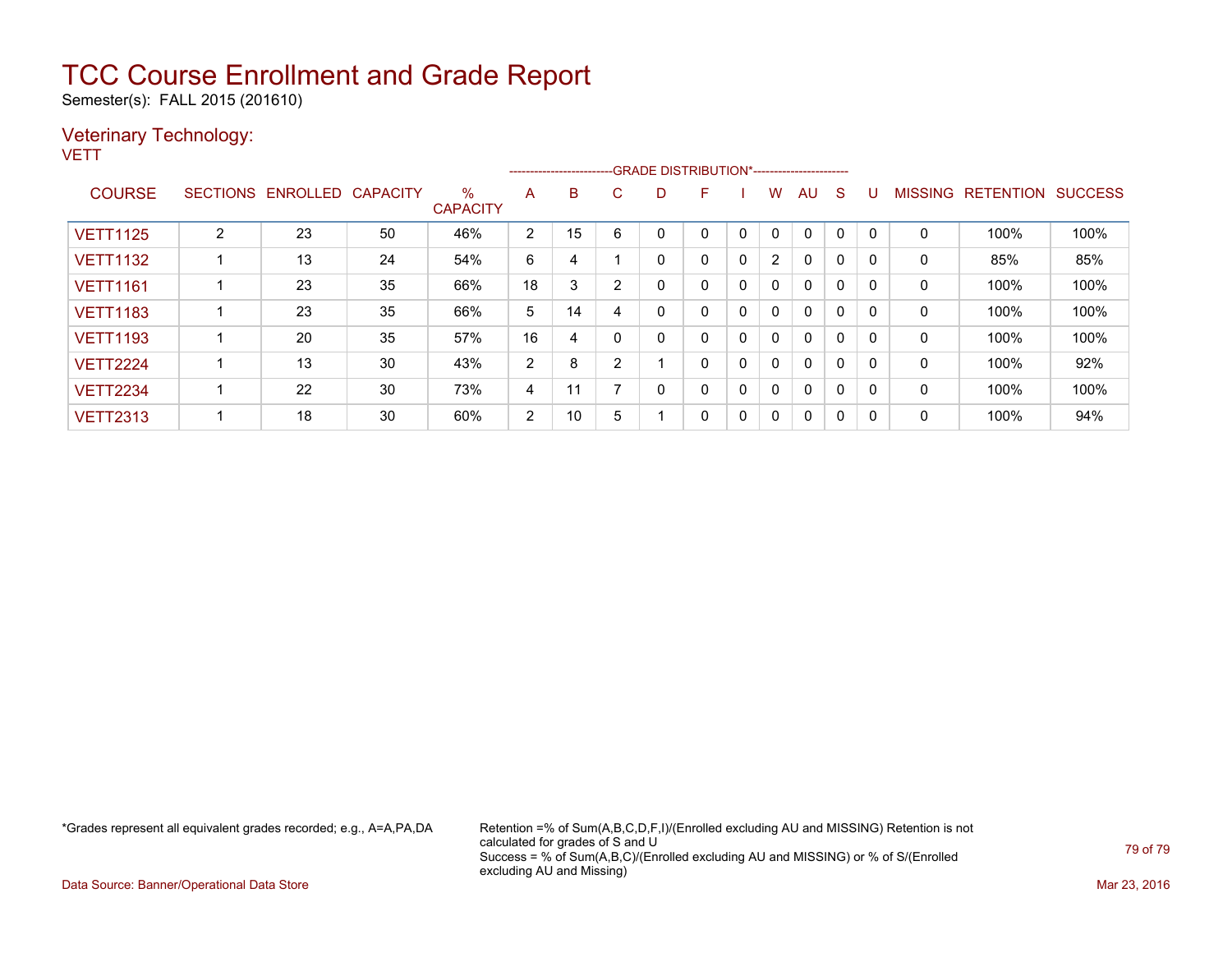# TCC Course Enrollment and Grade Report

Semester(s): FALL 2015 (201610)

## Veterinary Technology:

VETT

| COURSE | SECTIONS | ENROLLED | CAPACITY | % CAPACITY | GRADE DISTRIBUTION* A | B | C | D | F | I | W | AU | S | U | MISSING | RETENTION | SUCCESS |
|---|---|---|---|---|---|---|---|---|---|---|---|---|---|---|---|---|---|
| VETT1125 | 2 | 23 | 50 | 46% | 2 | 15 | 6 | 0 | 0 | 0 | 0 | 0 | 0 | 0 | 0 | 100% | 100% |
| VETT1132 | 1 | 13 | 24 | 54% | 6 | 4 | 1 | 0 | 0 | 0 | 2 | 0 | 0 | 0 | 0 | 85% | 85% |
| VETT1161 | 1 | 23 | 35 | 66% | 18 | 3 | 2 | 0 | 0 | 0 | 0 | 0 | 0 | 0 | 0 | 100% | 100% |
| VETT1183 | 1 | 23 | 35 | 66% | 5 | 14 | 4 | 0 | 0 | 0 | 0 | 0 | 0 | 0 | 0 | 100% | 100% |
| VETT1193 | 1 | 20 | 35 | 57% | 16 | 4 | 0 | 0 | 0 | 0 | 0 | 0 | 0 | 0 | 0 | 100% | 100% |
| VETT2224 | 1 | 13 | 30 | 43% | 2 | 8 | 2 | 1 | 0 | 0 | 0 | 0 | 0 | 0 | 0 | 100% | 92% |
| VETT2234 | 1 | 22 | 30 | 73% | 4 | 11 | 7 | 0 | 0 | 0 | 0 | 0 | 0 | 0 | 0 | 100% | 100% |
| VETT2313 | 1 | 18 | 30 | 60% | 2 | 10 | 5 | 1 | 0 | 0 | 0 | 0 | 0 | 0 | 0 | 100% | 94% |

*Grades represent all equivalent grades recorded; e.g., A=A,PA,DA

Retention =% of Sum(A,B,C,D,F,I)/(Enrolled excluding AU and MISSING) Retention is not calculated for grades of S and U
Success = % of Sum(A,B,C)/(Enrolled excluding AU and MISSING) or % of S/(Enrolled excluding AU and Missing)

Data Source: Banner/Operational Data Store

Mar 23, 2016